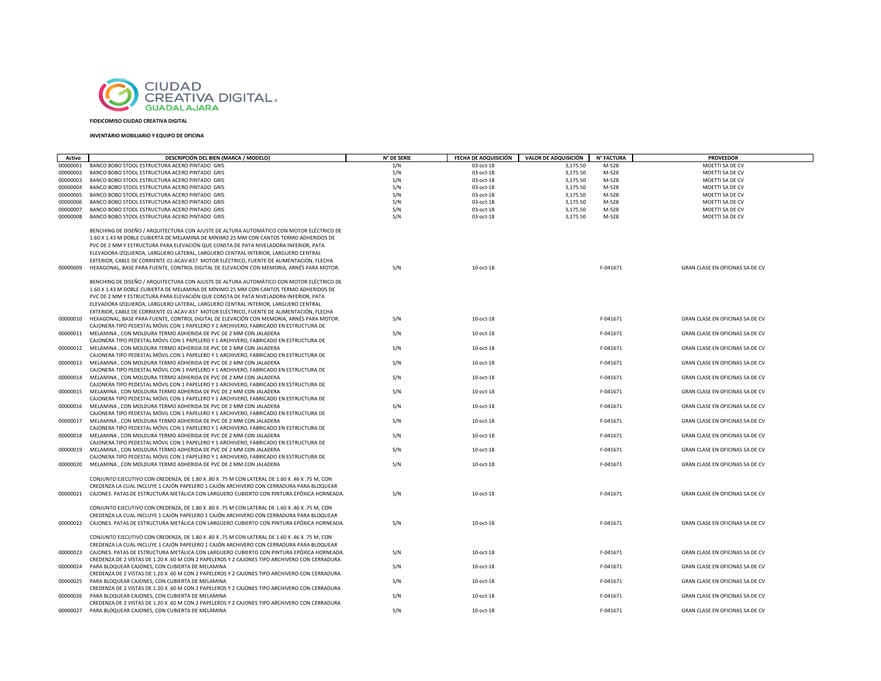CIUDAD CREATIVA DIGITAL GUADALAJARA

**FIDEICOMISO CIUDAD CREATIVA DIGITAL**

**INVENTARIO MOBILIARIO Y EQUIPO DE OFICINA**

| Activo | DESCRIPCIÓN DEL BIEN (MARCA / MODELO) | N° DE SERIE | FECHA DE ADQUISICIÓN | VALOR DE ADQUISICIÓN | N° FACTURA | PROVEEDOR |
|---|---|---|---|---|---|---|
| 00000001 | BANCO BOBO STOOL ESTRUCTURA ACERO PINTADO GRIS | S/N | 03-oct-18 | 3,175.50 | M-528 | MOETTI SA DE CV |
| 00000002 | BANCO BOBO STOOL ESTRUCTURA ACERO PINTADO GRIS | S/N | 03-oct-18 | 3,175.50 | M-528 | MOETTI SA DE CV |
| 00000003 | BANCO BOBO STOOL ESTRUCTURA ACERO PINTADO GRIS | S/N | 03-oct-18 | 3,175.50 | M-528 | MOETTI SA DE CV |
| 00000004 | BANCO BOBO STOOL ESTRUCTURA ACERO PINTADO GRIS | S/N | 03-oct-18 | 3,175.50 | M-528 | MOETTI SA DE CV |
| 00000005 | BANCO BOBO STOOL ESTRUCTURA ACERO PINTADO GRIS | S/N | 03-oct-18 | 3,175.50 | M-528 | MOETTI SA DE CV |
| 00000006 | BANCO BOBO STOOL ESTRUCTURA ACERO PINTADO GRIS | S/N | 03-oct-18 | 3,175.50 | M-528 | MOETTI SA DE CV |
| 00000007 | BANCO BOBO STOOL ESTRUCTURA ACERO PINTADO GRIS | S/N | 03-oct-18 | 3,175.50 | M-528 | MOETTI SA DE CV |
| 00000008 | BANCO BOBO STOOL ESTRUCTURA ACERO PINTADO GRIS | S/N | 03-oct-18 | 3,175.50 | M-528 | MOETTI SA DE CV |
| 00000009 | BENCHING DE DISEÑO / ARQUITECTURA CON AJUSTE DE ALTURA AUTOMÁTICO CON MOTOR ELÉCTRICO DE 1.60 X 1.43 M DOBLE CUBIERTA DE MELAMINA DE MÍNIMO 25 MM CON CANTOS TERMO ADHERIDOS DE PVC DE 2 MM Y ESTRUCTURA PARA ELEVACIÓN QUE CONSTA DE PATA NIVELADORA INFERIOR, PATA ELEVADORA IZQUIERDA, LARGUERO LATERAL, LARGUERO CENTRAL INTERIOR, LARGUERO CENTRAL EXTERIOR, CABLE DE CORRIENTE 01-ACAV-837 MOTOR ELÉCTRICO, FUENTE DE ALIMENTACIÓN, FLECHA HEXAGONAL, BASE PARA FUENTE, CONTROL DIGITAL DE ELEVACIÓN CON MEMORIA, ARNÉS PARA MOTOR. | S/N | 10-oct-18 | | F-041671 | GRAN CLASE EN OFICINAS SA DE CV |
| 00000010 | BENCHING DE DISEÑO / ARQUITECTURA CON AJUSTE DE ALTURA AUTOMÁTICO CON MOTOR ELÉCTRICO DE 1.60 X 1.43 M DOBLE CUBIERTA DE MELAMINA DE MÍNIMO 25 MM CON CANTOS TERMO ADHERIDOS DE PVC DE 2 MM Y ESTRUCTURA PARA ELEVACIÓN QUE CONSTA DE PATA NIVELADORA INFERIOR, PATA ELEVADORA IZQUIERDA, LARGUERO LATERAL, LARGUERO CENTRAL INTERIOR, LARGUERO CENTRAL EXTERIOR, CABLE DE CORRIENTE 01-ACAV-837 MOTOR ELÉCTRICO, FUENTE DE ALIMENTACIÓN, FLECHA HEXAGONAL, BASE PARA FUENTE, CONTROL DIGITAL DE ELEVACIÓN CON MEMORIA, ARNÉS PARA MOTOR. | S/N | 10-oct-18 | | F-041671 | GRAN CLASE EN OFICINAS SA DE CV |
| 00000011 | CAJONERA TIPO PEDESTAL MÓVIL CON 1 PAPELERO Y 1 ARCHIVERO, FABRICADO EN ESTRUCTURA DE MELAMINA , CON MOLDURA TERMO ADHERIDA DE PVC DE 2 MM CON JALADERA | S/N | 10-oct-18 | | F-041671 | GRAN CLASE EN OFICINAS SA DE CV |
| 00000012 | CAJONERA TIPO PEDESTAL MÓVIL CON 1 PAPELERO Y 1 ARCHIVERO, FABRICADO EN ESTRUCTURA DE MELAMINA , CON MOLDURA TERMO ADHERIDA DE PVC DE 2 MM CON JALADERA | S/N | 10-oct-18 | | F-041671 | GRAN CLASE EN OFICINAS SA DE CV |
| 00000013 | CAJONERA TIPO PEDESTAL MÓVIL CON 1 PAPELERO Y 1 ARCHIVERO, FABRICADO EN ESTRUCTURA DE MELAMINA , CON MOLDURA TERMO ADHERIDA DE PVC DE 2 MM CON JALADERA | S/N | 10-oct-18 | | F-041671 | GRAN CLASE EN OFICINAS SA DE CV |
| 00000014 | CAJONERA TIPO PEDESTAL MÓVIL CON 1 PAPELERO Y 1 ARCHIVERO, FABRICADO EN ESTRUCTURA DE MELAMINA , CON MOLDURA TERMO ADHERIDA DE PVC DE 2 MM CON JALADERA | S/N | 10-oct-18 | | F-041671 | GRAN CLASE EN OFICINAS SA DE CV |
| 00000015 | CAJONERA TIPO PEDESTAL MÓVIL CON 1 PAPELERO Y 1 ARCHIVERO, FABRICADO EN ESTRUCTURA DE MELAMINA , CON MOLDURA TERMO ADHERIDA DE PVC DE 2 MM CON JALADERA | S/N | 10-oct-18 | | F-041671 | GRAN CLASE EN OFICINAS SA DE CV |
| 00000016 | CAJONERA TIPO PEDESTAL MÓVIL CON 1 PAPELERO Y 1 ARCHIVERO, FABRICADO EN ESTRUCTURA DE MELAMINA , CON MOLDURA TERMO ADHERIDA DE PVC DE 2 MM CON JALADERA | S/N | 10-oct-18 | | F-041671 | GRAN CLASE EN OFICINAS SA DE CV |
| 00000017 | CAJONERA TIPO PEDESTAL MÓVIL CON 1 PAPELERO Y 1 ARCHIVERO, FABRICADO EN ESTRUCTURA DE MELAMINA , CON MOLDURA TERMO ADHERIDA DE PVC DE 2 MM CON JALADERA | S/N | 10-oct-18 | | F-041671 | GRAN CLASE EN OFICINAS SA DE CV |
| 00000018 | CAJONERA TIPO PEDESTAL MÓVIL CON 1 PAPELERO Y 1 ARCHIVERO, FABRICADO EN ESTRUCTURA DE MELAMINA , CON MOLDURA TERMO ADHERIDA DE PVC DE 2 MM CON JALADERA | S/N | 10-oct-18 | | F-041671 | GRAN CLASE EN OFICINAS SA DE CV |
| 00000019 | CAJONERA TIPO PEDESTAL MÓVIL CON 1 PAPELERO Y 1 ARCHIVERO, FABRICADO EN ESTRUCTURA DE MELAMINA , CON MOLDURA TERMO ADHERIDA DE PVC DE 2 MM CON JALADERA | S/N | 10-oct-18 | | F-041671 | GRAN CLASE EN OFICINAS SA DE CV |
| 00000020 | CAJONERA TIPO PEDESTAL MÓVIL CON 1 PAPELERO Y 1 ARCHIVERO, FABRICADO EN ESTRUCTURA DE MELAMINA , CON MOLDURA TERMO ADHERIDA DE PVC DE 2 MM CON JALADERA | S/N | 10-oct-18 | | F-041671 | GRAN CLASE EN OFICINAS SA DE CV |
| 00000021 | CONJUNTO EJECUTIVO CON CREDENZA, DE 1.80 X .80 X .75 M CON LATERAL DE 1.60 X .46 X .75 M, CON CREDENZA LA CUAL INCLUYE 1 CAJÓN PAPELERO 1 CAJÓN ARCHIVERO CON CERRADURA PARA BLOQUEAR CAJONES. PATAS DE ESTRUCTURA METÁLICA CON LARGUERO CUBIERTO CON PINTURA EPÓXICA HORNEADA. | S/N | 10-oct-18 | | F-041671 | GRAN CLASE EN OFICINAS SA DE CV |
| 00000022 | CONJUNTO EJECUTIVO CON CREDENZA, DE 1.80 X .80 X .75 M CON LATERAL DE 1.60 X .46 X .75 M, CON CREDENZA LA CUAL INCLUYE 1 CAJÓN PAPELERO 1 CAJÓN ARCHIVERO CON CERRADURA PARA BLOQUEAR CAJONES. PATAS DE ESTRUCTURA METÁLICA CON LARGUERO CUBIERTO CON PINTURA EPÓXICA HORNEADA. | S/N | 10-oct-18 | | F-041671 | GRAN CLASE EN OFICINAS SA DE CV |
| 00000023 | CONJUNTO EJECUTIVO CON CREDENZA, DE 1.80 X .80 X .75 M CON LATERAL DE 1.60 X .46 X .75 M, CON CREDENZA LA CUAL INCLUYE 1 CAJÓN PAPELERO 1 CAJÓN ARCHIVERO CON CERRADURA PARA BLOQUEAR CAJONES. PATAS DE ESTRUCTURA METÁLICA CON LARGUERO CUBIERTO CON PINTURA EPÓXICA HORNEADA. | S/N | 10-oct-18 | | F-041671 | GRAN CLASE EN OFICINAS SA DE CV |
| 00000024 | CREDENZA DE 2 VISTAS DE 1.20 X .60 M CON 2 PAPELEROS Y 2 CAJONES TIPO ARCHIVERO CON CERRADURA PARA BLOQUEAR CAJONES, CON CUBIERTA DE MELAMINA | S/N | 10-oct-18 | | F-041671 | GRAN CLASE EN OFICINAS SA DE CV |
| 00000025 | CREDENZA DE 2 VISTAS DE 1.20 X .60 M CON 2 PAPELEROS Y 2 CAJONES TIPO ARCHIVERO CON CERRADURA PARA BLOQUEAR CAJONES, CON CUBIERTA DE MELAMINA | S/N | 10-oct-18 | | F-041671 | GRAN CLASE EN OFICINAS SA DE CV |
| 00000026 | CREDENZA DE 2 VISTAS DE 1.20 X .60 M CON 2 PAPELEROS Y 2 CAJONES TIPO ARCHIVERO CON CERRADURA PARA BLOQUEAR CAJONES, CON CUBIERTA DE MELAMINA | S/N | 10-oct-18 | | F-041671 | GRAN CLASE EN OFICINAS SA DE CV |
| 00000027 | CREDENZA DE 2 VISTAS DE 1.20 X .60 M CON 2 PAPELEROS Y 2 CAJONES TIPO ARCHIVERO CON CERRADURA PARA BLOQUEAR CAJONES, CON CUBIERTA DE MELAMINA | S/N | 10-oct-18 | | F-041671 | GRAN CLASE EN OFICINAS SA DE CV |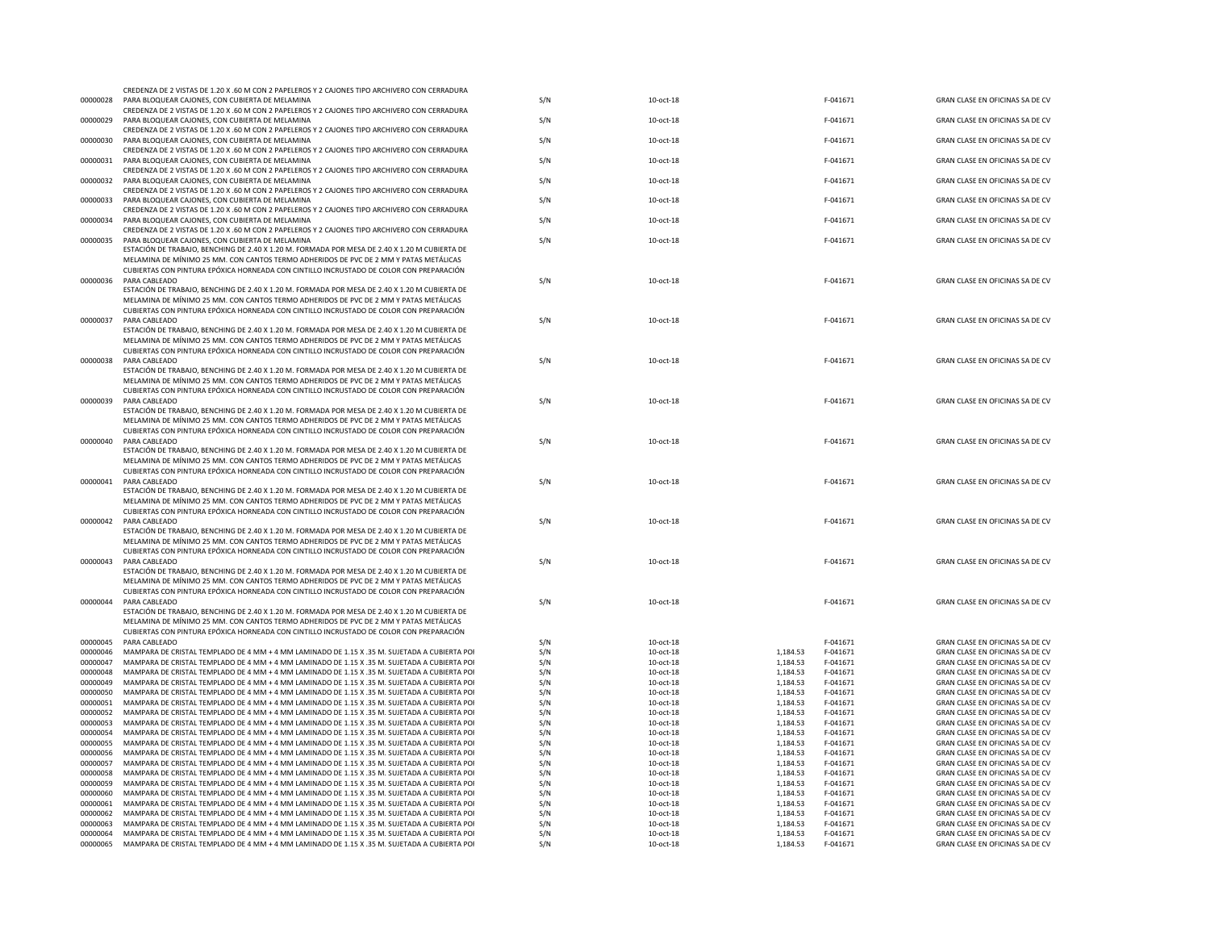| | | | | | | |
|---|---|---|---|---|---|---|
| 00000028 | CREDENZA DE 2 VISTAS DE 1.20 X .60 M CON 2 PAPELEROS Y 2 CAJONES TIPO ARCHIVERO CON CERRADURA PARA BLOQUEAR CAJONES, CON CUBIERTA DE MELAMINA | S/N | 10-oct-18 | | F-041671 | GRAN CLASE EN OFICINAS SA DE CV |
| 00000029 | CREDENZA DE 2 VISTAS DE 1.20 X .60 M CON 2 PAPELEROS Y 2 CAJONES TIPO ARCHIVERO CON CERRADURA PARA BLOQUEAR CAJONES, CON CUBIERTA DE MELAMINA | S/N | 10-oct-18 | | F-041671 | GRAN CLASE EN OFICINAS SA DE CV |
| 00000030 | CREDENZA DE 2 VISTAS DE 1.20 X .60 M CON 2 PAPELEROS Y 2 CAJONES TIPO ARCHIVERO CON CERRADURA PARA BLOQUEAR CAJONES, CON CUBIERTA DE MELAMINA | S/N | 10-oct-18 | | F-041671 | GRAN CLASE EN OFICINAS SA DE CV |
| 00000031 | CREDENZA DE 2 VISTAS DE 1.20 X .60 M CON 2 PAPELEROS Y 2 CAJONES TIPO ARCHIVERO CON CERRADURA PARA BLOQUEAR CAJONES, CON CUBIERTA DE MELAMINA | S/N | 10-oct-18 | | F-041671 | GRAN CLASE EN OFICINAS SA DE CV |
| 00000032 | CREDENZA DE 2 VISTAS DE 1.20 X .60 M CON 2 PAPELEROS Y 2 CAJONES TIPO ARCHIVERO CON CERRADURA PARA BLOQUEAR CAJONES, CON CUBIERTA DE MELAMINA | S/N | 10-oct-18 | | F-041671 | GRAN CLASE EN OFICINAS SA DE CV |
| 00000033 | CREDENZA DE 2 VISTAS DE 1.20 X .60 M CON 2 PAPELEROS Y 2 CAJONES TIPO ARCHIVERO CON CERRADURA PARA BLOQUEAR CAJONES, CON CUBIERTA DE MELAMINA | S/N | 10-oct-18 | | F-041671 | GRAN CLASE EN OFICINAS SA DE CV |
| 00000034 | CREDENZA DE 2 VISTAS DE 1.20 X .60 M CON 2 PAPELEROS Y 2 CAJONES TIPO ARCHIVERO CON CERRADURA PARA BLOQUEAR CAJONES, CON CUBIERTA DE MELAMINA | S/N | 10-oct-18 | | F-041671 | GRAN CLASE EN OFICINAS SA DE CV |
| 00000035 | CREDENZA DE 2 VISTAS DE 1.20 X .60 M CON 2 PAPELEROS Y 2 CAJONES TIPO ARCHIVERO CON CERRADURA PARA BLOQUEAR CAJONES, CON CUBIERTA DE MELAMINA | S/N | 10-oct-18 | | F-041671 | GRAN CLASE EN OFICINAS SA DE CV |
| 00000036 | ESTACIÓN DE TRABAJO, BENCHING DE 2.40 X 1.20 M. FORMADA POR MESA DE 2.40 X 1.20 M CUBIERTA DE MELAMINA DE MÍNIMO 25 MM. CON CANTOS TERMO ADHERIDOS DE PVC DE 2 MM Y PATAS METÁLICAS CUBIERTAS CON PINTURA EPÓXICA HORNEADA CON CINTILLO INCRUSTADO DE COLOR CON PREPARACIÓN PARA CABLEADO | S/N | 10-oct-18 | | F-041671 | GRAN CLASE EN OFICINAS SA DE CV |
| 00000037 | ESTACIÓN DE TRABAJO, BENCHING DE 2.40 X 1.20 M. FORMADA POR MESA DE 2.40 X 1.20 M CUBIERTA DE MELAMINA DE MÍNIMO 25 MM. CON CANTOS TERMO ADHERIDOS DE PVC DE 2 MM Y PATAS METÁLICAS CUBIERTAS CON PINTURA EPÓXICA HORNEADA CON CINTILLO INCRUSTADO DE COLOR CON PREPARACIÓN PARA CABLEADO | S/N | 10-oct-18 | | F-041671 | GRAN CLASE EN OFICINAS SA DE CV |
| 00000038 | ESTACIÓN DE TRABAJO, BENCHING DE 2.40 X 1.20 M. FORMADA POR MESA DE 2.40 X 1.20 M CUBIERTA DE MELAMINA DE MÍNIMO 25 MM. CON CANTOS TERMO ADHERIDOS DE PVC DE 2 MM Y PATAS METÁLICAS CUBIERTAS CON PINTURA EPÓXICA HORNEADA CON CINTILLO INCRUSTADO DE COLOR CON PREPARACIÓN PARA CABLEADO | S/N | 10-oct-18 | | F-041671 | GRAN CLASE EN OFICINAS SA DE CV |
| 00000039 | ESTACIÓN DE TRABAJO, BENCHING DE 2.40 X 1.20 M. FORMADA POR MESA DE 2.40 X 1.20 M CUBIERTA DE MELAMINA DE MÍNIMO 25 MM. CON CANTOS TERMO ADHERIDOS DE PVC DE 2 MM Y PATAS METÁLICAS CUBIERTAS CON PINTURA EPÓXICA HORNEADA CON CINTILLO INCRUSTADO DE COLOR CON PREPARACIÓN PARA CABLEADO | S/N | 10-oct-18 | | F-041671 | GRAN CLASE EN OFICINAS SA DE CV |
| 00000040 | ESTACIÓN DE TRABAJO, BENCHING DE 2.40 X 1.20 M. FORMADA POR MESA DE 2.40 X 1.20 M CUBIERTA DE MELAMINA DE MÍNIMO 25 MM. CON CANTOS TERMO ADHERIDOS DE PVC DE 2 MM Y PATAS METÁLICAS CUBIERTAS CON PINTURA EPÓXICA HORNEADA CON CINTILLO INCRUSTADO DE COLOR CON PREPARACIÓN PARA CABLEADO | S/N | 10-oct-18 | | F-041671 | GRAN CLASE EN OFICINAS SA DE CV |
| 00000041 | ESTACIÓN DE TRABAJO, BENCHING DE 2.40 X 1.20 M. FORMADA POR MESA DE 2.40 X 1.20 M CUBIERTA DE MELAMINA DE MÍNIMO 25 MM. CON CANTOS TERMO ADHERIDOS DE PVC DE 2 MM Y PATAS METÁLICAS CUBIERTAS CON PINTURA EPÓXICA HORNEADA CON CINTILLO INCRUSTADO DE COLOR CON PREPARACIÓN PARA CABLEADO | S/N | 10-oct-18 | | F-041671 | GRAN CLASE EN OFICINAS SA DE CV |
| 00000042 | ESTACIÓN DE TRABAJO, BENCHING DE 2.40 X 1.20 M. FORMADA POR MESA DE 2.40 X 1.20 M CUBIERTA DE MELAMINA DE MÍNIMO 25 MM. CON CANTOS TERMO ADHERIDOS DE PVC DE 2 MM Y PATAS METÁLICAS CUBIERTAS CON PINTURA EPÓXICA HORNEADA CON CINTILLO INCRUSTADO DE COLOR CON PREPARACIÓN PARA CABLEADO | S/N | 10-oct-18 | | F-041671 | GRAN CLASE EN OFICINAS SA DE CV |
| 00000043 | ESTACIÓN DE TRABAJO, BENCHING DE 2.40 X 1.20 M. FORMADA POR MESA DE 2.40 X 1.20 M CUBIERTA DE MELAMINA DE MÍNIMO 25 MM. CON CANTOS TERMO ADHERIDOS DE PVC DE 2 MM Y PATAS METÁLICAS CUBIERTAS CON PINTURA EPÓXICA HORNEADA CON CINTILLO INCRUSTADO DE COLOR CON PREPARACIÓN PARA CABLEADO | S/N | 10-oct-18 | | F-041671 | GRAN CLASE EN OFICINAS SA DE CV |
| 00000044 | ESTACIÓN DE TRABAJO, BENCHING DE 2.40 X 1.20 M. FORMADA POR MESA DE 2.40 X 1.20 M CUBIERTA DE MELAMINA DE MÍNIMO 25 MM. CON CANTOS TERMO ADHERIDOS DE PVC DE 2 MM Y PATAS METÁLICAS CUBIERTAS CON PINTURA EPÓXICA HORNEADA CON CINTILLO INCRUSTADO DE COLOR CON PREPARACIÓN PARA CABLEADO | S/N | 10-oct-18 | | F-041671 | GRAN CLASE EN OFICINAS SA DE CV |
| 00000045 | ESTACIÓN DE TRABAJO, BENCHING DE 2.40 X 1.20 M. FORMADA POR MESA DE 2.40 X 1.20 M CUBIERTA DE MELAMINA DE MÍNIMO 25 MM. CON CANTOS TERMO ADHERIDOS DE PVC DE 2 MM Y PATAS METÁLICAS CUBIERTAS CON PINTURA EPÓXICA HORNEADA CON CINTILLO INCRUSTADO DE COLOR CON PREPARACIÓN PARA CABLEADO | S/N | 10-oct-18 | | F-041671 | GRAN CLASE EN OFICINAS SA DE CV |
| 00000046 | MAMPARA DE CRISTAL TEMPLADO DE 4 MM + 4 MM LAMINADO DE 1.15 X .35 M. SUJETADA A CUBIERTA POI | S/N | 10-oct-18 | 1,184.53 | F-041671 | GRAN CLASE EN OFICINAS SA DE CV |
| 00000047 | MAMPARA DE CRISTAL TEMPLADO DE 4 MM + 4 MM LAMINADO DE 1.15 X .35 M. SUJETADA A CUBIERTA POI | S/N | 10-oct-18 | 1,184.53 | F-041671 | GRAN CLASE EN OFICINAS SA DE CV |
| 00000048 | MAMPARA DE CRISTAL TEMPLADO DE 4 MM + 4 MM LAMINADO DE 1.15 X .35 M. SUJETADA A CUBIERTA POI | S/N | 10-oct-18 | 1,184.53 | F-041671 | GRAN CLASE EN OFICINAS SA DE CV |
| 00000049 | MAMPARA DE CRISTAL TEMPLADO DE 4 MM + 4 MM LAMINADO DE 1.15 X .35 M. SUJETADA A CUBIERTA POI | S/N | 10-oct-18 | 1,184.53 | F-041671 | GRAN CLASE EN OFICINAS SA DE CV |
| 00000050 | MAMPARA DE CRISTAL TEMPLADO DE 4 MM + 4 MM LAMINADO DE 1.15 X .35 M. SUJETADA A CUBIERTA POI | S/N | 10-oct-18 | 1,184.53 | F-041671 | GRAN CLASE EN OFICINAS SA DE CV |
| 00000051 | MAMPARA DE CRISTAL TEMPLADO DE 4 MM + 4 MM LAMINADO DE 1.15 X .35 M. SUJETADA A CUBIERTA POI | S/N | 10-oct-18 | 1,184.53 | F-041671 | GRAN CLASE EN OFICINAS SA DE CV |
| 00000052 | MAMPARA DE CRISTAL TEMPLADO DE 4 MM + 4 MM LAMINADO DE 1.15 X .35 M. SUJETADA A CUBIERTA POI | S/N | 10-oct-18 | 1,184.53 | F-041671 | GRAN CLASE EN OFICINAS SA DE CV |
| 00000053 | MAMPARA DE CRISTAL TEMPLADO DE 4 MM + 4 MM LAMINADO DE 1.15 X .35 M. SUJETADA A CUBIERTA POI | S/N | 10-oct-18 | 1,184.53 | F-041671 | GRAN CLASE EN OFICINAS SA DE CV |
| 00000054 | MAMPARA DE CRISTAL TEMPLADO DE 4 MM + 4 MM LAMINADO DE 1.15 X .35 M. SUJETADA A CUBIERTA POI | S/N | 10-oct-18 | 1,184.53 | F-041671 | GRAN CLASE EN OFICINAS SA DE CV |
| 00000055 | MAMPARA DE CRISTAL TEMPLADO DE 4 MM + 4 MM LAMINADO DE 1.15 X .35 M. SUJETADA A CUBIERTA POI | S/N | 10-oct-18 | 1,184.53 | F-041671 | GRAN CLASE EN OFICINAS SA DE CV |
| 00000056 | MAMPARA DE CRISTAL TEMPLADO DE 4 MM + 4 MM LAMINADO DE 1.15 X .35 M. SUJETADA A CUBIERTA POI | S/N | 10-oct-18 | 1,184.53 | F-041671 | GRAN CLASE EN OFICINAS SA DE CV |
| 00000057 | MAMPARA DE CRISTAL TEMPLADO DE 4 MM + 4 MM LAMINADO DE 1.15 X .35 M. SUJETADA A CUBIERTA POI | S/N | 10-oct-18 | 1,184.53 | F-041671 | GRAN CLASE EN OFICINAS SA DE CV |
| 00000058 | MAMPARA DE CRISTAL TEMPLADO DE 4 MM + 4 MM LAMINADO DE 1.15 X .35 M. SUJETADA A CUBIERTA POI | S/N | 10-oct-18 | 1,184.53 | F-041671 | GRAN CLASE EN OFICINAS SA DE CV |
| 00000059 | MAMPARA DE CRISTAL TEMPLADO DE 4 MM + 4 MM LAMINADO DE 1.15 X .35 M. SUJETADA A CUBIERTA POI | S/N | 10-oct-18 | 1,184.53 | F-041671 | GRAN CLASE EN OFICINAS SA DE CV |
| 00000060 | MAMPARA DE CRISTAL TEMPLADO DE 4 MM + 4 MM LAMINADO DE 1.15 X .35 M. SUJETADA A CUBIERTA POI | S/N | 10-oct-18 | 1,184.53 | F-041671 | GRAN CLASE EN OFICINAS SA DE CV |
| 00000061 | MAMPARA DE CRISTAL TEMPLADO DE 4 MM + 4 MM LAMINADO DE 1.15 X .35 M. SUJETADA A CUBIERTA POI | S/N | 10-oct-18 | 1,184.53 | F-041671 | GRAN CLASE EN OFICINAS SA DE CV |
| 00000062 | MAMPARA DE CRISTAL TEMPLADO DE 4 MM + 4 MM LAMINADO DE 1.15 X .35 M. SUJETADA A CUBIERTA POI | S/N | 10-oct-18 | 1,184.53 | F-041671 | GRAN CLASE EN OFICINAS SA DE CV |
| 00000063 | MAMPARA DE CRISTAL TEMPLADO DE 4 MM + 4 MM LAMINADO DE 1.15 X .35 M. SUJETADA A CUBIERTA POI | S/N | 10-oct-18 | 1,184.53 | F-041671 | GRAN CLASE EN OFICINAS SA DE CV |
| 00000064 | MAMPARA DE CRISTAL TEMPLADO DE 4 MM + 4 MM LAMINADO DE 1.15 X .35 M. SUJETADA A CUBIERTA POI | S/N | 10-oct-18 | 1,184.53 | F-041671 | GRAN CLASE EN OFICINAS SA DE CV |
| 00000065 | MAMPARA DE CRISTAL TEMPLADO DE 4 MM + 4 MM LAMINADO DE 1.15 X .35 M. SUJETADA A CUBIERTA POI | S/N | 10-oct-18 | 1,184.53 | F-041671 | GRAN CLASE EN OFICINAS SA DE CV |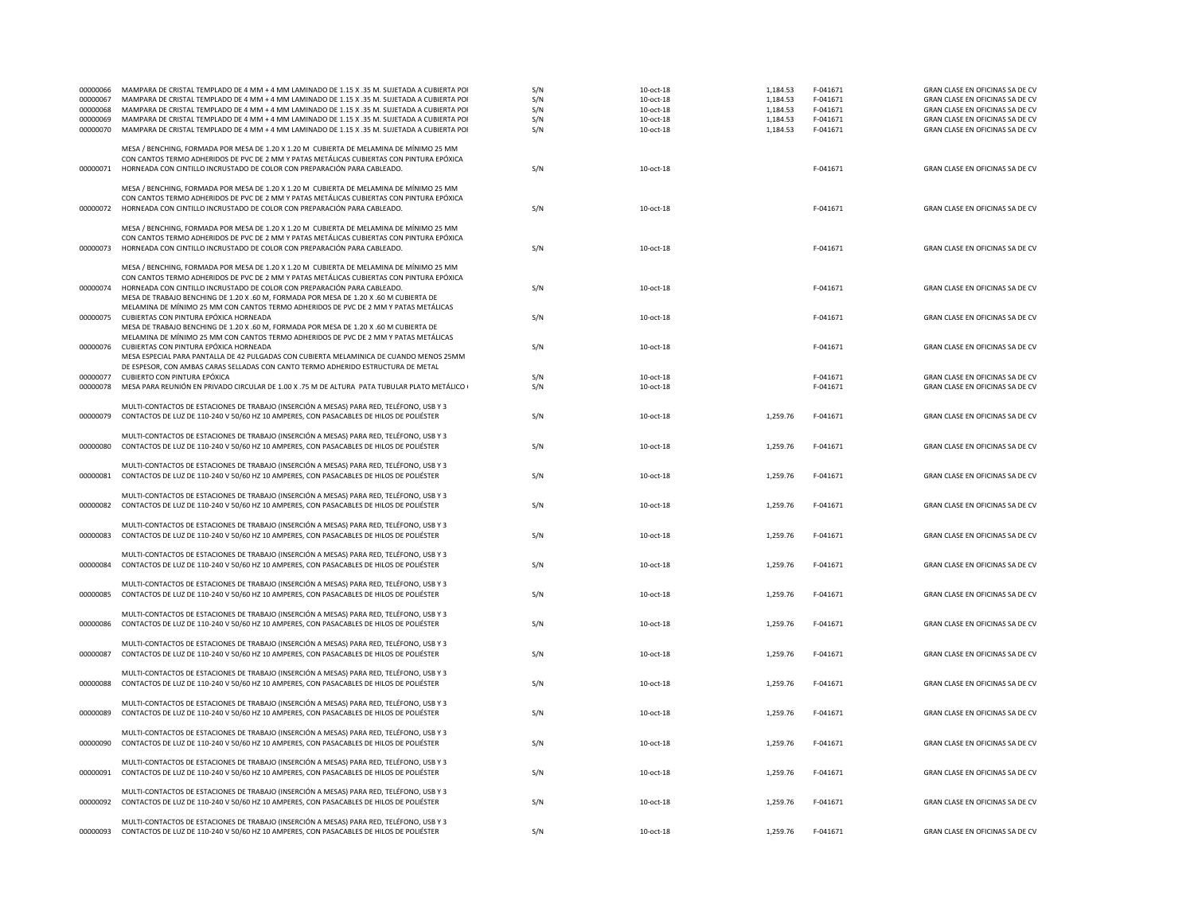| | | | | | | |
|---|---|---|---|---|---|---|
| 00000066 | MAMPARA DE CRISTAL TEMPLADO DE 4 MM + 4 MM LAMINADO DE 1.15 X .35 M. SUJETADA A CUBIERTA POI | S/N | 10-oct-18 | 1,184.53 | F-041671 | GRAN CLASE EN OFICINAS SA DE CV |
| 00000067 | MAMPARA DE CRISTAL TEMPLADO DE 4 MM + 4 MM LAMINADO DE 1.15 X .35 M. SUJETADA A CUBIERTA POI | S/N | 10-oct-18 | 1,184.53 | F-041671 | GRAN CLASE EN OFICINAS SA DE CV |
| 00000068 | MAMPARA DE CRISTAL TEMPLADO DE 4 MM + 4 MM LAMINADO DE 1.15 X .35 M. SUJETADA A CUBIERTA POI | S/N | 10-oct-18 | 1,184.53 | F-041671 | GRAN CLASE EN OFICINAS SA DE CV |
| 00000069 | MAMPARA DE CRISTAL TEMPLADO DE 4 MM + 4 MM LAMINADO DE 1.15 X .35 M. SUJETADA A CUBIERTA POI | S/N | 10-oct-18 | 1,184.53 | F-041671 | GRAN CLASE EN OFICINAS SA DE CV |
| 00000070 | MAMPARA DE CRISTAL TEMPLADO DE 4 MM + 4 MM LAMINADO DE 1.15 X .35 M. SUJETADA A CUBIERTA POI | S/N | 10-oct-18 | 1,184.53 | F-041671 | GRAN CLASE EN OFICINAS SA DE CV |
| 00000071 | MESA / BENCHING, FORMADA POR MESA DE 1.20 X 1.20 M CUBIERTA DE MELAMINA DE MÍNIMO 25 MM CON CANTOS TERMO ADHERIDOS DE PVC DE 2 MM Y PATAS METÁLICAS CUBIERTAS CON PINTURA EPÓXICA HORNEADA CON CINTILLO INCRUSTADO DE COLOR CON PREPARACIÓN PARA CABLEADO. | S/N | 10-oct-18 | | F-041671 | GRAN CLASE EN OFICINAS SA DE CV |
| 00000072 | MESA / BENCHING, FORMADA POR MESA DE 1.20 X 1.20 M CUBIERTA DE MELAMINA DE MÍNIMO 25 MM CON CANTOS TERMO ADHERIDOS DE PVC DE 2 MM Y PATAS METÁLICAS CUBIERTAS CON PINTURA EPÓXICA HORNEADA CON CINTILLO INCRUSTADO DE COLOR CON PREPARACIÓN PARA CABLEADO. | S/N | 10-oct-18 | | F-041671 | GRAN CLASE EN OFICINAS SA DE CV |
| 00000073 | MESA / BENCHING, FORMADA POR MESA DE 1.20 X 1.20 M CUBIERTA DE MELAMINA DE MÍNIMO 25 MM CON CANTOS TERMO ADHERIDOS DE PVC DE 2 MM Y PATAS METÁLICAS CUBIERTAS CON PINTURA EPÓXICA HORNEADA CON CINTILLO INCRUSTADO DE COLOR CON PREPARACIÓN PARA CABLEADO. | S/N | 10-oct-18 | | F-041671 | GRAN CLASE EN OFICINAS SA DE CV |
| 00000074 | MESA / BENCHING, FORMADA POR MESA DE 1.20 X 1.20 M CUBIERTA DE MELAMINA DE MÍNIMO 25 MM CON CANTOS TERMO ADHERIDOS DE PVC DE 2 MM Y PATAS METÁLICAS CUBIERTAS CON PINTURA EPÓXICA HORNEADA CON CINTILLO INCRUSTADO DE COLOR CON PREPARACIÓN PARA CABLEADO. | S/N | 10-oct-18 | | F-041671 | GRAN CLASE EN OFICINAS SA DE CV |
| 00000075 | MESA DE TRABAJO BENCHING DE 1.20 X .60 M, FORMADA POR MESA DE 1.20 X .60 M CUBIERTA DE MELAMINA DE MÍNIMO 25 MM CON CANTOS TERMO ADHERIDOS DE PVC DE 2 MM Y PATAS METÁLICAS CUBIERTAS CON PINTURA EPÓXICA HORNEADA | S/N | 10-oct-18 | | F-041671 | GRAN CLASE EN OFICINAS SA DE CV |
| 00000076 | MESA DE TRABAJO BENCHING DE 1.20 X .60 M, FORMADA POR MESA DE 1.20 X .60 M CUBIERTA DE MELAMINA DE MÍNIMO 25 MM CON CANTOS TERMO ADHERIDOS DE PVC DE 2 MM Y PATAS METÁLICAS CUBIERTAS CON PINTURA EPÓXICA HORNEADA | S/N | 10-oct-18 | | F-041671 | GRAN CLASE EN OFICINAS SA DE CV |
| 00000077 | MESA ESPECIAL PARA PANTALLA DE 42 PULGADAS CON CUBIERTA MELAMINICA DE CUANDO MENOS 25MM DE ESPESOR, CON AMBAS CARAS SELLADAS CON CANTO TERMO ADHERIDO ESTRUCTURA DE METAL CUBIERTO CON PINTURA EPÓXICA | S/N | 10-oct-18 | | F-041671 | GRAN CLASE EN OFICINAS SA DE CV |
| 00000078 | MESA PARA REUNIÓN EN PRIVADO CIRCULAR DE 1.00 X .75 M DE ALTURA PATA TUBULAR PLATO METÁLICO | S/N | 10-oct-18 | | F-041671 | GRAN CLASE EN OFICINAS SA DE CV |
| 00000079 | MULTI-CONTACTOS DE ESTACIONES DE TRABAJO (INSERCIÓN A MESAS) PARA RED, TELÉFONO, USB Y 3 CONTACTOS DE LUZ DE 110-240 V 50/60 HZ 10 AMPERES, CON PASACABLES DE HILOS DE POLIÉSTER | S/N | 10-oct-18 | 1,259.76 | F-041671 | GRAN CLASE EN OFICINAS SA DE CV |
| 00000080 | MULTI-CONTACTOS DE ESTACIONES DE TRABAJO (INSERCIÓN A MESAS) PARA RED, TELÉFONO, USB Y 3 CONTACTOS DE LUZ DE 110-240 V 50/60 HZ 10 AMPERES, CON PASACABLES DE HILOS DE POLIÉSTER | S/N | 10-oct-18 | 1,259.76 | F-041671 | GRAN CLASE EN OFICINAS SA DE CV |
| 00000081 | MULTI-CONTACTOS DE ESTACIONES DE TRABAJO (INSERCIÓN A MESAS) PARA RED, TELÉFONO, USB Y 3 CONTACTOS DE LUZ DE 110-240 V 50/60 HZ 10 AMPERES, CON PASACABLES DE HILOS DE POLIÉSTER | S/N | 10-oct-18 | 1,259.76 | F-041671 | GRAN CLASE EN OFICINAS SA DE CV |
| 00000082 | MULTI-CONTACTOS DE ESTACIONES DE TRABAJO (INSERCIÓN A MESAS) PARA RED, TELÉFONO, USB Y 3 CONTACTOS DE LUZ DE 110-240 V 50/60 HZ 10 AMPERES, CON PASACABLES DE HILOS DE POLIÉSTER | S/N | 10-oct-18 | 1,259.76 | F-041671 | GRAN CLASE EN OFICINAS SA DE CV |
| 00000083 | MULTI-CONTACTOS DE ESTACIONES DE TRABAJO (INSERCIÓN A MESAS) PARA RED, TELÉFONO, USB Y 3 CONTACTOS DE LUZ DE 110-240 V 50/60 HZ 10 AMPERES, CON PASACABLES DE HILOS DE POLIÉSTER | S/N | 10-oct-18 | 1,259.76 | F-041671 | GRAN CLASE EN OFICINAS SA DE CV |
| 00000084 | MULTI-CONTACTOS DE ESTACIONES DE TRABAJO (INSERCIÓN A MESAS) PARA RED, TELÉFONO, USB Y 3 CONTACTOS DE LUZ DE 110-240 V 50/60 HZ 10 AMPERES, CON PASACABLES DE HILOS DE POLIÉSTER | S/N | 10-oct-18 | 1,259.76 | F-041671 | GRAN CLASE EN OFICINAS SA DE CV |
| 00000085 | MULTI-CONTACTOS DE ESTACIONES DE TRABAJO (INSERCIÓN A MESAS) PARA RED, TELÉFONO, USB Y 3 CONTACTOS DE LUZ DE 110-240 V 50/60 HZ 10 AMPERES, CON PASACABLES DE HILOS DE POLIÉSTER | S/N | 10-oct-18 | 1,259.76 | F-041671 | GRAN CLASE EN OFICINAS SA DE CV |
| 00000086 | MULTI-CONTACTOS DE ESTACIONES DE TRABAJO (INSERCIÓN A MESAS) PARA RED, TELÉFONO, USB Y 3 CONTACTOS DE LUZ DE 110-240 V 50/60 HZ 10 AMPERES, CON PASACABLES DE HILOS DE POLIÉSTER | S/N | 10-oct-18 | 1,259.76 | F-041671 | GRAN CLASE EN OFICINAS SA DE CV |
| 00000087 | MULTI-CONTACTOS DE ESTACIONES DE TRABAJO (INSERCIÓN A MESAS) PARA RED, TELÉFONO, USB Y 3 CONTACTOS DE LUZ DE 110-240 V 50/60 HZ 10 AMPERES, CON PASACABLES DE HILOS DE POLIÉSTER | S/N | 10-oct-18 | 1,259.76 | F-041671 | GRAN CLASE EN OFICINAS SA DE CV |
| 00000088 | MULTI-CONTACTOS DE ESTACIONES DE TRABAJO (INSERCIÓN A MESAS) PARA RED, TELÉFONO, USB Y 3 CONTACTOS DE LUZ DE 110-240 V 50/60 HZ 10 AMPERES, CON PASACABLES DE HILOS DE POLIÉSTER | S/N | 10-oct-18 | 1,259.76 | F-041671 | GRAN CLASE EN OFICINAS SA DE CV |
| 00000089 | MULTI-CONTACTOS DE ESTACIONES DE TRABAJO (INSERCIÓN A MESAS) PARA RED, TELÉFONO, USB Y 3 CONTACTOS DE LUZ DE 110-240 V 50/60 HZ 10 AMPERES, CON PASACABLES DE HILOS DE POLIÉSTER | S/N | 10-oct-18 | 1,259.76 | F-041671 | GRAN CLASE EN OFICINAS SA DE CV |
| 00000090 | MULTI-CONTACTOS DE ESTACIONES DE TRABAJO (INSERCIÓN A MESAS) PARA RED, TELÉFONO, USB Y 3 CONTACTOS DE LUZ DE 110-240 V 50/60 HZ 10 AMPERES, CON PASACABLES DE HILOS DE POLIÉSTER | S/N | 10-oct-18 | 1,259.76 | F-041671 | GRAN CLASE EN OFICINAS SA DE CV |
| 00000091 | MULTI-CONTACTOS DE ESTACIONES DE TRABAJO (INSERCIÓN A MESAS) PARA RED, TELÉFONO, USB Y 3 CONTACTOS DE LUZ DE 110-240 V 50/60 HZ 10 AMPERES, CON PASACABLES DE HILOS DE POLIÉSTER | S/N | 10-oct-18 | 1,259.76 | F-041671 | GRAN CLASE EN OFICINAS SA DE CV |
| 00000092 | MULTI-CONTACTOS DE ESTACIONES DE TRABAJO (INSERCIÓN A MESAS) PARA RED, TELÉFONO, USB Y 3 CONTACTOS DE LUZ DE 110-240 V 50/60 HZ 10 AMPERES, CON PASACABLES DE HILOS DE POLIÉSTER | S/N | 10-oct-18 | 1,259.76 | F-041671 | GRAN CLASE EN OFICINAS SA DE CV |
| 00000093 | MULTI-CONTACTOS DE ESTACIONES DE TRABAJO (INSERCIÓN A MESAS) PARA RED, TELÉFONO, USB Y 3 CONTACTOS DE LUZ DE 110-240 V 50/60 HZ 10 AMPERES, CON PASACABLES DE HILOS DE POLIÉSTER | S/N | 10-oct-18 | 1,259.76 | F-041671 | GRAN CLASE EN OFICINAS SA DE CV |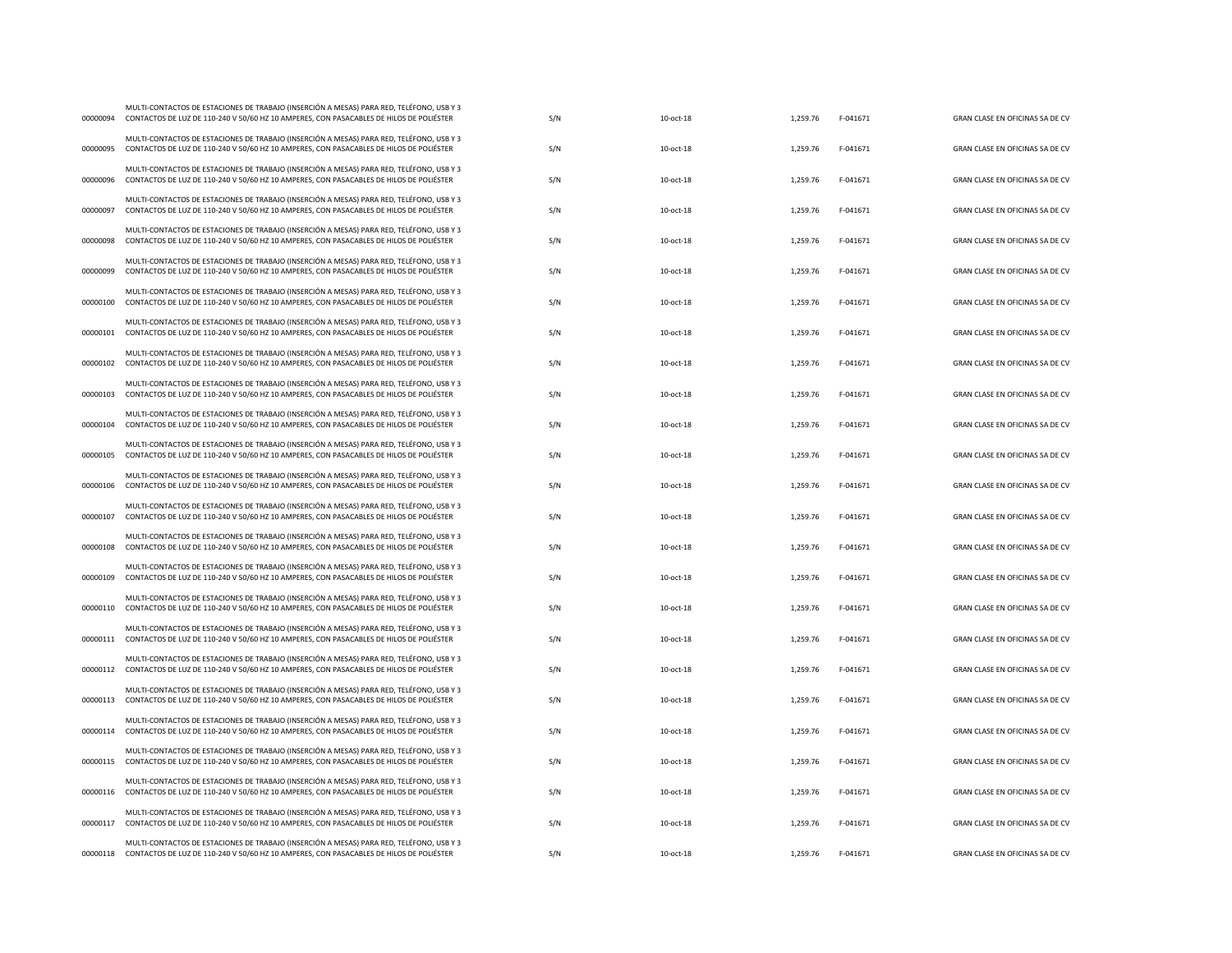| | | | | | | |
|---|---|---|---|---|---|---|
| 00000094 | MULTI-CONTACTOS DE ESTACIONES DE TRABAJO (INSERCIÓN A MESAS) PARA RED, TELÉFONO, USB Y 3 CONTACTOS DE LUZ DE 110-240 V 50/60 HZ 10 AMPERES, CON PASACABLES DE HILOS DE POLIÉSTER | S/N | 10-oct-18 | 1,259.76 | F-041671 | GRAN CLASE EN OFICINAS SA DE CV |
| 00000095 | MULTI-CONTACTOS DE ESTACIONES DE TRABAJO (INSERCIÓN A MESAS) PARA RED, TELÉFONO, USB Y 3 CONTACTOS DE LUZ DE 110-240 V 50/60 HZ 10 AMPERES, CON PASACABLES DE HILOS DE POLIÉSTER | S/N | 10-oct-18 | 1,259.76 | F-041671 | GRAN CLASE EN OFICINAS SA DE CV |
| 00000096 | MULTI-CONTACTOS DE ESTACIONES DE TRABAJO (INSERCIÓN A MESAS) PARA RED, TELÉFONO, USB Y 3 CONTACTOS DE LUZ DE 110-240 V 50/60 HZ 10 AMPERES, CON PASACABLES DE HILOS DE POLIÉSTER | S/N | 10-oct-18 | 1,259.76 | F-041671 | GRAN CLASE EN OFICINAS SA DE CV |
| 00000097 | MULTI-CONTACTOS DE ESTACIONES DE TRABAJO (INSERCIÓN A MESAS) PARA RED, TELÉFONO, USB Y 3 CONTACTOS DE LUZ DE 110-240 V 50/60 HZ 10 AMPERES, CON PASACABLES DE HILOS DE POLIÉSTER | S/N | 10-oct-18 | 1,259.76 | F-041671 | GRAN CLASE EN OFICINAS SA DE CV |
| 00000098 | MULTI-CONTACTOS DE ESTACIONES DE TRABAJO (INSERCIÓN A MESAS) PARA RED, TELÉFONO, USB Y 3 CONTACTOS DE LUZ DE 110-240 V 50/60 HZ 10 AMPERES, CON PASACABLES DE HILOS DE POLIÉSTER | S/N | 10-oct-18 | 1,259.76 | F-041671 | GRAN CLASE EN OFICINAS SA DE CV |
| 00000099 | MULTI-CONTACTOS DE ESTACIONES DE TRABAJO (INSERCIÓN A MESAS) PARA RED, TELÉFONO, USB Y 3 CONTACTOS DE LUZ DE 110-240 V 50/60 HZ 10 AMPERES, CON PASACABLES DE HILOS DE POLIÉSTER | S/N | 10-oct-18 | 1,259.76 | F-041671 | GRAN CLASE EN OFICINAS SA DE CV |
| 00000100 | MULTI-CONTACTOS DE ESTACIONES DE TRABAJO (INSERCIÓN A MESAS) PARA RED, TELÉFONO, USB Y 3 CONTACTOS DE LUZ DE 110-240 V 50/60 HZ 10 AMPERES, CON PASACABLES DE HILOS DE POLIÉSTER | S/N | 10-oct-18 | 1,259.76 | F-041671 | GRAN CLASE EN OFICINAS SA DE CV |
| 00000101 | MULTI-CONTACTOS DE ESTACIONES DE TRABAJO (INSERCIÓN A MESAS) PARA RED, TELÉFONO, USB Y 3 CONTACTOS DE LUZ DE 110-240 V 50/60 HZ 10 AMPERES, CON PASACABLES DE HILOS DE POLIÉSTER | S/N | 10-oct-18 | 1,259.76 | F-041671 | GRAN CLASE EN OFICINAS SA DE CV |
| 00000102 | MULTI-CONTACTOS DE ESTACIONES DE TRABAJO (INSERCIÓN A MESAS) PARA RED, TELÉFONO, USB Y 3 CONTACTOS DE LUZ DE 110-240 V 50/60 HZ 10 AMPERES, CON PASACABLES DE HILOS DE POLIÉSTER | S/N | 10-oct-18 | 1,259.76 | F-041671 | GRAN CLASE EN OFICINAS SA DE CV |
| 00000103 | MULTI-CONTACTOS DE ESTACIONES DE TRABAJO (INSERCIÓN A MESAS) PARA RED, TELÉFONO, USB Y 3 CONTACTOS DE LUZ DE 110-240 V 50/60 HZ 10 AMPERES, CON PASACABLES DE HILOS DE POLIÉSTER | S/N | 10-oct-18 | 1,259.76 | F-041671 | GRAN CLASE EN OFICINAS SA DE CV |
| 00000104 | MULTI-CONTACTOS DE ESTACIONES DE TRABAJO (INSERCIÓN A MESAS) PARA RED, TELÉFONO, USB Y 3 CONTACTOS DE LUZ DE 110-240 V 50/60 HZ 10 AMPERES, CON PASACABLES DE HILOS DE POLIÉSTER | S/N | 10-oct-18 | 1,259.76 | F-041671 | GRAN CLASE EN OFICINAS SA DE CV |
| 00000105 | MULTI-CONTACTOS DE ESTACIONES DE TRABAJO (INSERCIÓN A MESAS) PARA RED, TELÉFONO, USB Y 3 CONTACTOS DE LUZ DE 110-240 V 50/60 HZ 10 AMPERES, CON PASACABLES DE HILOS DE POLIÉSTER | S/N | 10-oct-18 | 1,259.76 | F-041671 | GRAN CLASE EN OFICINAS SA DE CV |
| 00000106 | MULTI-CONTACTOS DE ESTACIONES DE TRABAJO (INSERCIÓN A MESAS) PARA RED, TELÉFONO, USB Y 3 CONTACTOS DE LUZ DE 110-240 V 50/60 HZ 10 AMPERES, CON PASACABLES DE HILOS DE POLIÉSTER | S/N | 10-oct-18 | 1,259.76 | F-041671 | GRAN CLASE EN OFICINAS SA DE CV |
| 00000107 | MULTI-CONTACTOS DE ESTACIONES DE TRABAJO (INSERCIÓN A MESAS) PARA RED, TELÉFONO, USB Y 3 CONTACTOS DE LUZ DE 110-240 V 50/60 HZ 10 AMPERES, CON PASACABLES DE HILOS DE POLIÉSTER | S/N | 10-oct-18 | 1,259.76 | F-041671 | GRAN CLASE EN OFICINAS SA DE CV |
| 00000108 | MULTI-CONTACTOS DE ESTACIONES DE TRABAJO (INSERCIÓN A MESAS) PARA RED, TELÉFONO, USB Y 3 CONTACTOS DE LUZ DE 110-240 V 50/60 HZ 10 AMPERES, CON PASACABLES DE HILOS DE POLIÉSTER | S/N | 10-oct-18 | 1,259.76 | F-041671 | GRAN CLASE EN OFICINAS SA DE CV |
| 00000109 | MULTI-CONTACTOS DE ESTACIONES DE TRABAJO (INSERCIÓN A MESAS) PARA RED, TELÉFONO, USB Y 3 CONTACTOS DE LUZ DE 110-240 V 50/60 HZ 10 AMPERES, CON PASACABLES DE HILOS DE POLIÉSTER | S/N | 10-oct-18 | 1,259.76 | F-041671 | GRAN CLASE EN OFICINAS SA DE CV |
| 00000110 | MULTI-CONTACTOS DE ESTACIONES DE TRABAJO (INSERCIÓN A MESAS) PARA RED, TELÉFONO, USB Y 3 CONTACTOS DE LUZ DE 110-240 V 50/60 HZ 10 AMPERES, CON PASACABLES DE HILOS DE POLIÉSTER | S/N | 10-oct-18 | 1,259.76 | F-041671 | GRAN CLASE EN OFICINAS SA DE CV |
| 00000111 | MULTI-CONTACTOS DE ESTACIONES DE TRABAJO (INSERCIÓN A MESAS) PARA RED, TELÉFONO, USB Y 3 CONTACTOS DE LUZ DE 110-240 V 50/60 HZ 10 AMPERES, CON PASACABLES DE HILOS DE POLIÉSTER | S/N | 10-oct-18 | 1,259.76 | F-041671 | GRAN CLASE EN OFICINAS SA DE CV |
| 00000112 | MULTI-CONTACTOS DE ESTACIONES DE TRABAJO (INSERCIÓN A MESAS) PARA RED, TELÉFONO, USB Y 3 CONTACTOS DE LUZ DE 110-240 V 50/60 HZ 10 AMPERES, CON PASACABLES DE HILOS DE POLIÉSTER | S/N | 10-oct-18 | 1,259.76 | F-041671 | GRAN CLASE EN OFICINAS SA DE CV |
| 00000113 | MULTI-CONTACTOS DE ESTACIONES DE TRABAJO (INSERCIÓN A MESAS) PARA RED, TELÉFONO, USB Y 3 CONTACTOS DE LUZ DE 110-240 V 50/60 HZ 10 AMPERES, CON PASACABLES DE HILOS DE POLIÉSTER | S/N | 10-oct-18 | 1,259.76 | F-041671 | GRAN CLASE EN OFICINAS SA DE CV |
| 00000114 | MULTI-CONTACTOS DE ESTACIONES DE TRABAJO (INSERCIÓN A MESAS) PARA RED, TELÉFONO, USB Y 3 CONTACTOS DE LUZ DE 110-240 V 50/60 HZ 10 AMPERES, CON PASACABLES DE HILOS DE POLIÉSTER | S/N | 10-oct-18 | 1,259.76 | F-041671 | GRAN CLASE EN OFICINAS SA DE CV |
| 00000115 | MULTI-CONTACTOS DE ESTACIONES DE TRABAJO (INSERCIÓN A MESAS) PARA RED, TELÉFONO, USB Y 3 CONTACTOS DE LUZ DE 110-240 V 50/60 HZ 10 AMPERES, CON PASACABLES DE HILOS DE POLIÉSTER | S/N | 10-oct-18 | 1,259.76 | F-041671 | GRAN CLASE EN OFICINAS SA DE CV |
| 00000116 | MULTI-CONTACTOS DE ESTACIONES DE TRABAJO (INSERCIÓN A MESAS) PARA RED, TELÉFONO, USB Y 3 CONTACTOS DE LUZ DE 110-240 V 50/60 HZ 10 AMPERES, CON PASACABLES DE HILOS DE POLIÉSTER | S/N | 10-oct-18 | 1,259.76 | F-041671 | GRAN CLASE EN OFICINAS SA DE CV |
| 00000117 | MULTI-CONTACTOS DE ESTACIONES DE TRABAJO (INSERCIÓN A MESAS) PARA RED, TELÉFONO, USB Y 3 CONTACTOS DE LUZ DE 110-240 V 50/60 HZ 10 AMPERES, CON PASACABLES DE HILOS DE POLIÉSTER | S/N | 10-oct-18 | 1,259.76 | F-041671 | GRAN CLASE EN OFICINAS SA DE CV |
| 00000118 | MULTI-CONTACTOS DE ESTACIONES DE TRABAJO (INSERCIÓN A MESAS) PARA RED, TELÉFONO, USB Y 3 CONTACTOS DE LUZ DE 110-240 V 50/60 HZ 10 AMPERES, CON PASACABLES DE HILOS DE POLIÉSTER | S/N | 10-oct-18 | 1,259.76 | F-041671 | GRAN CLASE EN OFICINAS SA DE CV |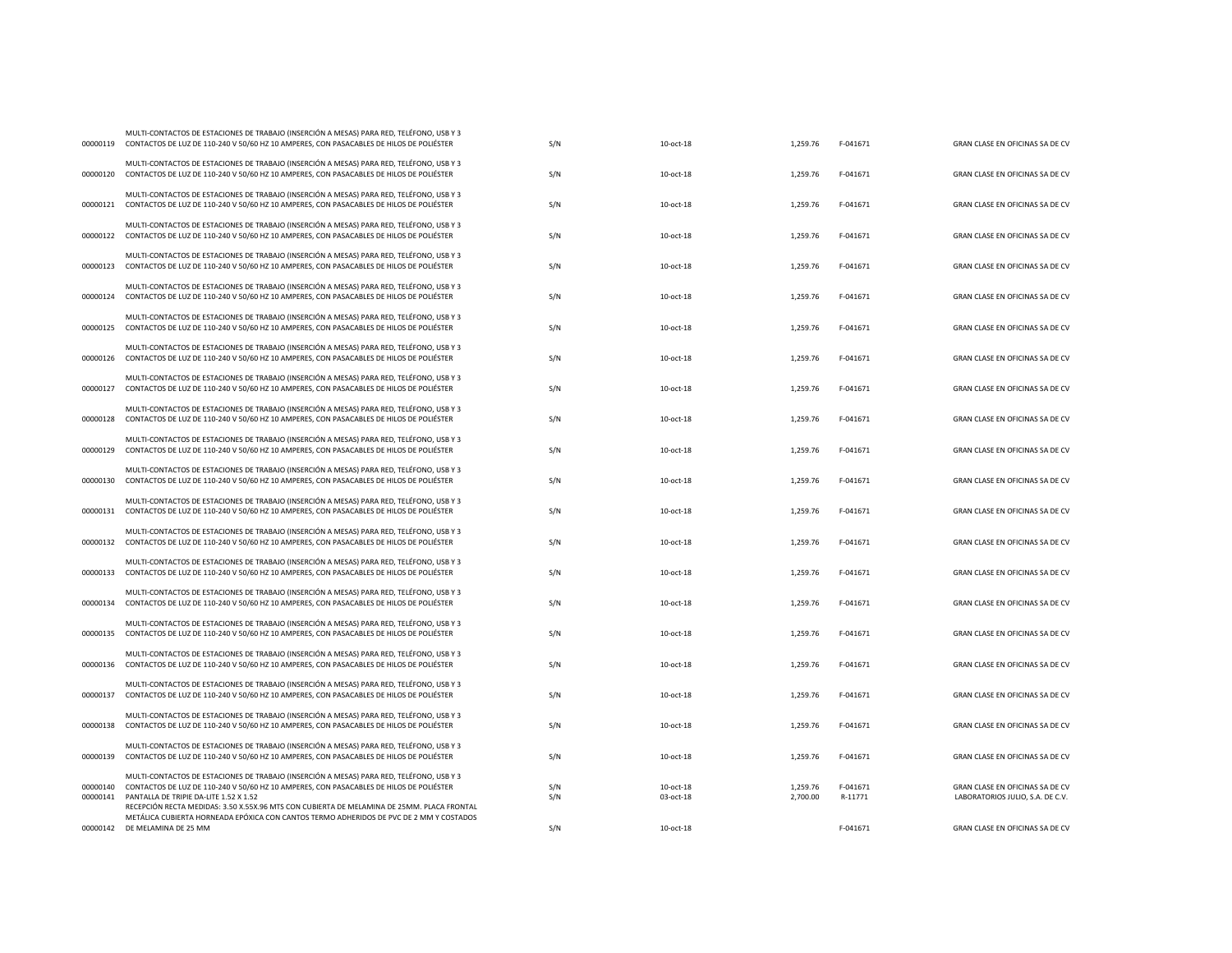| | | | | | | |
|---|---|---|---|---|---|---|
| 00000119 | MULTI-CONTACTOS DE ESTACIONES DE TRABAJO (INSERCIÓN A MESAS) PARA RED, TELÉFONO, USB Y 3 CONTACTOS DE LUZ DE 110-240 V 50/60 HZ 10 AMPERES, CON PASACABLES DE HILOS DE POLIÉSTER | S/N | 10-oct-18 | 1,259.76 | F-041671 | GRAN CLASE EN OFICINAS SA DE CV |
| 00000120 | MULTI-CONTACTOS DE ESTACIONES DE TRABAJO (INSERCIÓN A MESAS) PARA RED, TELÉFONO, USB Y 3 CONTACTOS DE LUZ DE 110-240 V 50/60 HZ 10 AMPERES, CON PASACABLES DE HILOS DE POLIÉSTER | S/N | 10-oct-18 | 1,259.76 | F-041671 | GRAN CLASE EN OFICINAS SA DE CV |
| 00000121 | MULTI-CONTACTOS DE ESTACIONES DE TRABAJO (INSERCIÓN A MESAS) PARA RED, TELÉFONO, USB Y 3 CONTACTOS DE LUZ DE 110-240 V 50/60 HZ 10 AMPERES, CON PASACABLES DE HILOS DE POLIÉSTER | S/N | 10-oct-18 | 1,259.76 | F-041671 | GRAN CLASE EN OFICINAS SA DE CV |
| 00000122 | MULTI-CONTACTOS DE ESTACIONES DE TRABAJO (INSERCIÓN A MESAS) PARA RED, TELÉFONO, USB Y 3 CONTACTOS DE LUZ DE 110-240 V 50/60 HZ 10 AMPERES, CON PASACABLES DE HILOS DE POLIÉSTER | S/N | 10-oct-18 | 1,259.76 | F-041671 | GRAN CLASE EN OFICINAS SA DE CV |
| 00000123 | MULTI-CONTACTOS DE ESTACIONES DE TRABAJO (INSERCIÓN A MESAS) PARA RED, TELÉFONO, USB Y 3 CONTACTOS DE LUZ DE 110-240 V 50/60 HZ 10 AMPERES, CON PASACABLES DE HILOS DE POLIÉSTER | S/N | 10-oct-18 | 1,259.76 | F-041671 | GRAN CLASE EN OFICINAS SA DE CV |
| 00000124 | MULTI-CONTACTOS DE ESTACIONES DE TRABAJO (INSERCIÓN A MESAS) PARA RED, TELÉFONO, USB Y 3 CONTACTOS DE LUZ DE 110-240 V 50/60 HZ 10 AMPERES, CON PASACABLES DE HILOS DE POLIÉSTER | S/N | 10-oct-18 | 1,259.76 | F-041671 | GRAN CLASE EN OFICINAS SA DE CV |
| 00000125 | MULTI-CONTACTOS DE ESTACIONES DE TRABAJO (INSERCIÓN A MESAS) PARA RED, TELÉFONO, USB Y 3 CONTACTOS DE LUZ DE 110-240 V 50/60 HZ 10 AMPERES, CON PASACABLES DE HILOS DE POLIÉSTER | S/N | 10-oct-18 | 1,259.76 | F-041671 | GRAN CLASE EN OFICINAS SA DE CV |
| 00000126 | MULTI-CONTACTOS DE ESTACIONES DE TRABAJO (INSERCIÓN A MESAS) PARA RED, TELÉFONO, USB Y 3 CONTACTOS DE LUZ DE 110-240 V 50/60 HZ 10 AMPERES, CON PASACABLES DE HILOS DE POLIÉSTER | S/N | 10-oct-18 | 1,259.76 | F-041671 | GRAN CLASE EN OFICINAS SA DE CV |
| 00000127 | MULTI-CONTACTOS DE ESTACIONES DE TRABAJO (INSERCIÓN A MESAS) PARA RED, TELÉFONO, USB Y 3 CONTACTOS DE LUZ DE 110-240 V 50/60 HZ 10 AMPERES, CON PASACABLES DE HILOS DE POLIÉSTER | S/N | 10-oct-18 | 1,259.76 | F-041671 | GRAN CLASE EN OFICINAS SA DE CV |
| 00000128 | MULTI-CONTACTOS DE ESTACIONES DE TRABAJO (INSERCIÓN A MESAS) PARA RED, TELÉFONO, USB Y 3 CONTACTOS DE LUZ DE 110-240 V 50/60 HZ 10 AMPERES, CON PASACABLES DE HILOS DE POLIÉSTER | S/N | 10-oct-18 | 1,259.76 | F-041671 | GRAN CLASE EN OFICINAS SA DE CV |
| 00000129 | MULTI-CONTACTOS DE ESTACIONES DE TRABAJO (INSERCIÓN A MESAS) PARA RED, TELÉFONO, USB Y 3 CONTACTOS DE LUZ DE 110-240 V 50/60 HZ 10 AMPERES, CON PASACABLES DE HILOS DE POLIÉSTER | S/N | 10-oct-18 | 1,259.76 | F-041671 | GRAN CLASE EN OFICINAS SA DE CV |
| 00000130 | MULTI-CONTACTOS DE ESTACIONES DE TRABAJO (INSERCIÓN A MESAS) PARA RED, TELÉFONO, USB Y 3 CONTACTOS DE LUZ DE 110-240 V 50/60 HZ 10 AMPERES, CON PASACABLES DE HILOS DE POLIÉSTER | S/N | 10-oct-18 | 1,259.76 | F-041671 | GRAN CLASE EN OFICINAS SA DE CV |
| 00000131 | MULTI-CONTACTOS DE ESTACIONES DE TRABAJO (INSERCIÓN A MESAS) PARA RED, TELÉFONO, USB Y 3 CONTACTOS DE LUZ DE 110-240 V 50/60 HZ 10 AMPERES, CON PASACABLES DE HILOS DE POLIÉSTER | S/N | 10-oct-18 | 1,259.76 | F-041671 | GRAN CLASE EN OFICINAS SA DE CV |
| 00000132 | MULTI-CONTACTOS DE ESTACIONES DE TRABAJO (INSERCIÓN A MESAS) PARA RED, TELÉFONO, USB Y 3 CONTACTOS DE LUZ DE 110-240 V 50/60 HZ 10 AMPERES, CON PASACABLES DE HILOS DE POLIÉSTER | S/N | 10-oct-18 | 1,259.76 | F-041671 | GRAN CLASE EN OFICINAS SA DE CV |
| 00000133 | MULTI-CONTACTOS DE ESTACIONES DE TRABAJO (INSERCIÓN A MESAS) PARA RED, TELÉFONO, USB Y 3 CONTACTOS DE LUZ DE 110-240 V 50/60 HZ 10 AMPERES, CON PASACABLES DE HILOS DE POLIÉSTER | S/N | 10-oct-18 | 1,259.76 | F-041671 | GRAN CLASE EN OFICINAS SA DE CV |
| 00000134 | MULTI-CONTACTOS DE ESTACIONES DE TRABAJO (INSERCIÓN A MESAS) PARA RED, TELÉFONO, USB Y 3 CONTACTOS DE LUZ DE 110-240 V 50/60 HZ 10 AMPERES, CON PASACABLES DE HILOS DE POLIÉSTER | S/N | 10-oct-18 | 1,259.76 | F-041671 | GRAN CLASE EN OFICINAS SA DE CV |
| 00000135 | MULTI-CONTACTOS DE ESTACIONES DE TRABAJO (INSERCIÓN A MESAS) PARA RED, TELÉFONO, USB Y 3 CONTACTOS DE LUZ DE 110-240 V 50/60 HZ 10 AMPERES, CON PASACABLES DE HILOS DE POLIÉSTER | S/N | 10-oct-18 | 1,259.76 | F-041671 | GRAN CLASE EN OFICINAS SA DE CV |
| 00000136 | MULTI-CONTACTOS DE ESTACIONES DE TRABAJO (INSERCIÓN A MESAS) PARA RED, TELÉFONO, USB Y 3 CONTACTOS DE LUZ DE 110-240 V 50/60 HZ 10 AMPERES, CON PASACABLES DE HILOS DE POLIÉSTER | S/N | 10-oct-18 | 1,259.76 | F-041671 | GRAN CLASE EN OFICINAS SA DE CV |
| 00000137 | MULTI-CONTACTOS DE ESTACIONES DE TRABAJO (INSERCIÓN A MESAS) PARA RED, TELÉFONO, USB Y 3 CONTACTOS DE LUZ DE 110-240 V 50/60 HZ 10 AMPERES, CON PASACABLES DE HILOS DE POLIÉSTER | S/N | 10-oct-18 | 1,259.76 | F-041671 | GRAN CLASE EN OFICINAS SA DE CV |
| 00000138 | MULTI-CONTACTOS DE ESTACIONES DE TRABAJO (INSERCIÓN A MESAS) PARA RED, TELÉFONO, USB Y 3 CONTACTOS DE LUZ DE 110-240 V 50/60 HZ 10 AMPERES, CON PASACABLES DE HILOS DE POLIÉSTER | S/N | 10-oct-18 | 1,259.76 | F-041671 | GRAN CLASE EN OFICINAS SA DE CV |
| 00000139 | MULTI-CONTACTOS DE ESTACIONES DE TRABAJO (INSERCIÓN A MESAS) PARA RED, TELÉFONO, USB Y 3 CONTACTOS DE LUZ DE 110-240 V 50/60 HZ 10 AMPERES, CON PASACABLES DE HILOS DE POLIÉSTER | S/N | 10-oct-18 | 1,259.76 | F-041671 | GRAN CLASE EN OFICINAS SA DE CV |
| 00000140 | MULTI-CONTACTOS DE ESTACIONES DE TRABAJO (INSERCIÓN A MESAS) PARA RED, TELÉFONO, USB Y 3 CONTACTOS DE LUZ DE 110-240 V 50/60 HZ 10 AMPERES, CON PASACABLES DE HILOS DE POLIÉSTER | S/N | 10-oct-18 | 1,259.76 | F-041671 | GRAN CLASE EN OFICINAS SA DE CV |
| 00000141 | PANTALLA DE TRIPIE DA-LITE 1.52 X 1.52 | S/N | 03-oct-18 | 2,700.00 | R-11771 | LABORATORIOS JULIO, S.A. DE C.V. |
| 00000142 | RECEPCIÓN RECTA MEDIDAS: 3.50 X.55X.96 MTS CON CUBIERTA DE MELAMINA DE 25MM. PLACA FRONTAL METÁLICA CUBIERTA HORNEADA EPÓXICA CON CANTOS TERMO ADHERIDOS DE PVC DE 2 MM Y COSTADOS DE MELAMINA DE 25 MM | S/N | 10-oct-18 | | F-041671 | GRAN CLASE EN OFICINAS SA DE CV |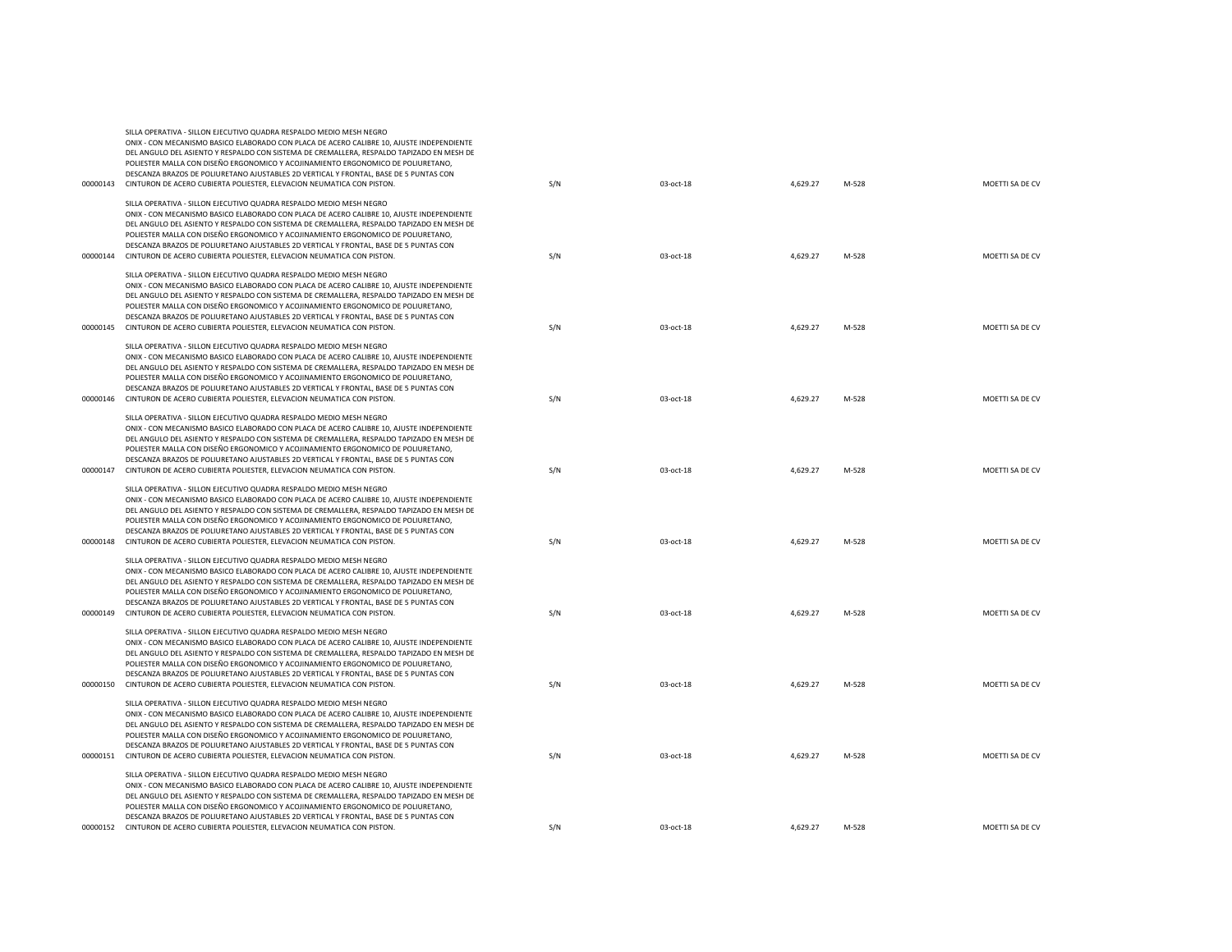| | | | | | | |
|---|---|---|---|---|---|---|
| 00000143 | SILLA OPERATIVA - SILLON EJECUTIVO QUADRA RESPALDO MEDIO MESH NEGRO ONIX - CON MECANISMO BASICO ELABORADO CON PLACA DE ACERO CALIBRE 10, AJUSTE INDEPENDIENTE DEL ANGULO DEL ASIENTO Y RESPALDO CON SISTEMA DE CREMALLERA, RESPALDO TAPIZADO EN MESH DE POLIESTER MALLA CON DISEÑO ERGONOMICO Y ACOJINAMIENTO ERGONOMICO DE POLIURETANO, DESCANZA BRAZOS DE POLIURETANO AJUSTABLES 2D VERTICAL Y FRONTAL, BASE DE 5 PUNTAS CON CINTURON DE ACERO CUBIERTA POLIESTER, ELEVACION NEUMATICA CON PISTON. | S/N | 03-oct-18 | 4,629.27 | M-528 | MOETTI SA DE CV |
| 00000144 | SILLA OPERATIVA - SILLON EJECUTIVO QUADRA RESPALDO MEDIO MESH NEGRO ONIX - CON MECANISMO BASICO ELABORADO CON PLACA DE ACERO CALIBRE 10, AJUSTE INDEPENDIENTE DEL ANGULO DEL ASIENTO Y RESPALDO CON SISTEMA DE CREMALLERA, RESPALDO TAPIZADO EN MESH DE POLIESTER MALLA CON DISEÑO ERGONOMICO Y ACOJINAMIENTO ERGONOMICO DE POLIURETANO, DESCANZA BRAZOS DE POLIURETANO AJUSTABLES 2D VERTICAL Y FRONTAL, BASE DE 5 PUNTAS CON CINTURON DE ACERO CUBIERTA POLIESTER, ELEVACION NEUMATICA CON PISTON. | S/N | 03-oct-18 | 4,629.27 | M-528 | MOETTI SA DE CV |
| 00000145 | SILLA OPERATIVA - SILLON EJECUTIVO QUADRA RESPALDO MEDIO MESH NEGRO ONIX - CON MECANISMO BASICO ELABORADO CON PLACA DE ACERO CALIBRE 10, AJUSTE INDEPENDIENTE DEL ANGULO DEL ASIENTO Y RESPALDO CON SISTEMA DE CREMALLERA, RESPALDO TAPIZADO EN MESH DE POLIESTER MALLA CON DISEÑO ERGONOMICO Y ACOJINAMIENTO ERGONOMICO DE POLIURETANO, DESCANZA BRAZOS DE POLIURETANO AJUSTABLES 2D VERTICAL Y FRONTAL, BASE DE 5 PUNTAS CON CINTURON DE ACERO CUBIERTA POLIESTER, ELEVACION NEUMATICA CON PISTON. | S/N | 03-oct-18 | 4,629.27 | M-528 | MOETTI SA DE CV |
| 00000146 | SILLA OPERATIVA - SILLON EJECUTIVO QUADRA RESPALDO MEDIO MESH NEGRO ONIX - CON MECANISMO BASICO ELABORADO CON PLACA DE ACERO CALIBRE 10, AJUSTE INDEPENDIENTE DEL ANGULO DEL ASIENTO Y RESPALDO CON SISTEMA DE CREMALLERA, RESPALDO TAPIZADO EN MESH DE POLIESTER MALLA CON DISEÑO ERGONOMICO Y ACOJINAMIENTO ERGONOMICO DE POLIURETANO, DESCANZA BRAZOS DE POLIURETANO AJUSTABLES 2D VERTICAL Y FRONTAL, BASE DE 5 PUNTAS CON CINTURON DE ACERO CUBIERTA POLIESTER, ELEVACION NEUMATICA CON PISTON. | S/N | 03-oct-18 | 4,629.27 | M-528 | MOETTI SA DE CV |
| 00000147 | SILLA OPERATIVA - SILLON EJECUTIVO QUADRA RESPALDO MEDIO MESH NEGRO ONIX - CON MECANISMO BASICO ELABORADO CON PLACA DE ACERO CALIBRE 10, AJUSTE INDEPENDIENTE DEL ANGULO DEL ASIENTO Y RESPALDO CON SISTEMA DE CREMALLERA, RESPALDO TAPIZADO EN MESH DE POLIESTER MALLA CON DISEÑO ERGONOMICO Y ACOJINAMIENTO ERGONOMICO DE POLIURETANO, DESCANZA BRAZOS DE POLIURETANO AJUSTABLES 2D VERTICAL Y FRONTAL, BASE DE 5 PUNTAS CON CINTURON DE ACERO CUBIERTA POLIESTER, ELEVACION NEUMATICA CON PISTON. | S/N | 03-oct-18 | 4,629.27 | M-528 | MOETTI SA DE CV |
| 00000148 | SILLA OPERATIVA - SILLON EJECUTIVO QUADRA RESPALDO MEDIO MESH NEGRO ONIX - CON MECANISMO BASICO ELABORADO CON PLACA DE ACERO CALIBRE 10, AJUSTE INDEPENDIENTE DEL ANGULO DEL ASIENTO Y RESPALDO CON SISTEMA DE CREMALLERA, RESPALDO TAPIZADO EN MESH DE POLIESTER MALLA CON DISEÑO ERGONOMICO Y ACOJINAMIENTO ERGONOMICO DE POLIURETANO, DESCANZA BRAZOS DE POLIURETANO AJUSTABLES 2D VERTICAL Y FRONTAL, BASE DE 5 PUNTAS CON CINTURON DE ACERO CUBIERTA POLIESTER, ELEVACION NEUMATICA CON PISTON. | S/N | 03-oct-18 | 4,629.27 | M-528 | MOETTI SA DE CV |
| 00000149 | SILLA OPERATIVA - SILLON EJECUTIVO QUADRA RESPALDO MEDIO MESH NEGRO ONIX - CON MECANISMO BASICO ELABORADO CON PLACA DE ACERO CALIBRE 10, AJUSTE INDEPENDIENTE DEL ANGULO DEL ASIENTO Y RESPALDO CON SISTEMA DE CREMALLERA, RESPALDO TAPIZADO EN MESH DE POLIESTER MALLA CON DISEÑO ERGONOMICO Y ACOJINAMIENTO ERGONOMICO DE POLIURETANO, DESCANZA BRAZOS DE POLIURETANO AJUSTABLES 2D VERTICAL Y FRONTAL, BASE DE 5 PUNTAS CON CINTURON DE ACERO CUBIERTA POLIESTER, ELEVACION NEUMATICA CON PISTON. | S/N | 03-oct-18 | 4,629.27 | M-528 | MOETTI SA DE CV |
| 00000150 | SILLA OPERATIVA - SILLON EJECUTIVO QUADRA RESPALDO MEDIO MESH NEGRO ONIX - CON MECANISMO BASICO ELABORADO CON PLACA DE ACERO CALIBRE 10, AJUSTE INDEPENDIENTE DEL ANGULO DEL ASIENTO Y RESPALDO CON SISTEMA DE CREMALLERA, RESPALDO TAPIZADO EN MESH DE POLIESTER MALLA CON DISEÑO ERGONOMICO Y ACOJINAMIENTO ERGONOMICO DE POLIURETANO, DESCANZA BRAZOS DE POLIURETANO AJUSTABLES 2D VERTICAL Y FRONTAL, BASE DE 5 PUNTAS CON CINTURON DE ACERO CUBIERTA POLIESTER, ELEVACION NEUMATICA CON PISTON. | S/N | 03-oct-18 | 4,629.27 | M-528 | MOETTI SA DE CV |
| 00000151 | SILLA OPERATIVA - SILLON EJECUTIVO QUADRA RESPALDO MEDIO MESH NEGRO ONIX - CON MECANISMO BASICO ELABORADO CON PLACA DE ACERO CALIBRE 10, AJUSTE INDEPENDIENTE DEL ANGULO DEL ASIENTO Y RESPALDO CON SISTEMA DE CREMALLERA, RESPALDO TAPIZADO EN MESH DE POLIESTER MALLA CON DISEÑO ERGONOMICO Y ACOJINAMIENTO ERGONOMICO DE POLIURETANO, DESCANZA BRAZOS DE POLIURETANO AJUSTABLES 2D VERTICAL Y FRONTAL, BASE DE 5 PUNTAS CON CINTURON DE ACERO CUBIERTA POLIESTER, ELEVACION NEUMATICA CON PISTON. | S/N | 03-oct-18 | 4,629.27 | M-528 | MOETTI SA DE CV |
| 00000152 | SILLA OPERATIVA - SILLON EJECUTIVO QUADRA RESPALDO MEDIO MESH NEGRO ONIX - CON MECANISMO BASICO ELABORADO CON PLACA DE ACERO CALIBRE 10, AJUSTE INDEPENDIENTE DEL ANGULO DEL ASIENTO Y RESPALDO CON SISTEMA DE CREMALLERA, RESPALDO TAPIZADO EN MESH DE POLIESTER MALLA CON DISEÑO ERGONOMICO Y ACOJINAMIENTO ERGONOMICO DE POLIURETANO, DESCANZA BRAZOS DE POLIURETANO AJUSTABLES 2D VERTICAL Y FRONTAL, BASE DE 5 PUNTAS CON CINTURON DE ACERO CUBIERTA POLIESTER, ELEVACION NEUMATICA CON PISTON. | S/N | 03-oct-18 | 4,629.27 | M-528 | MOETTI SA DE CV |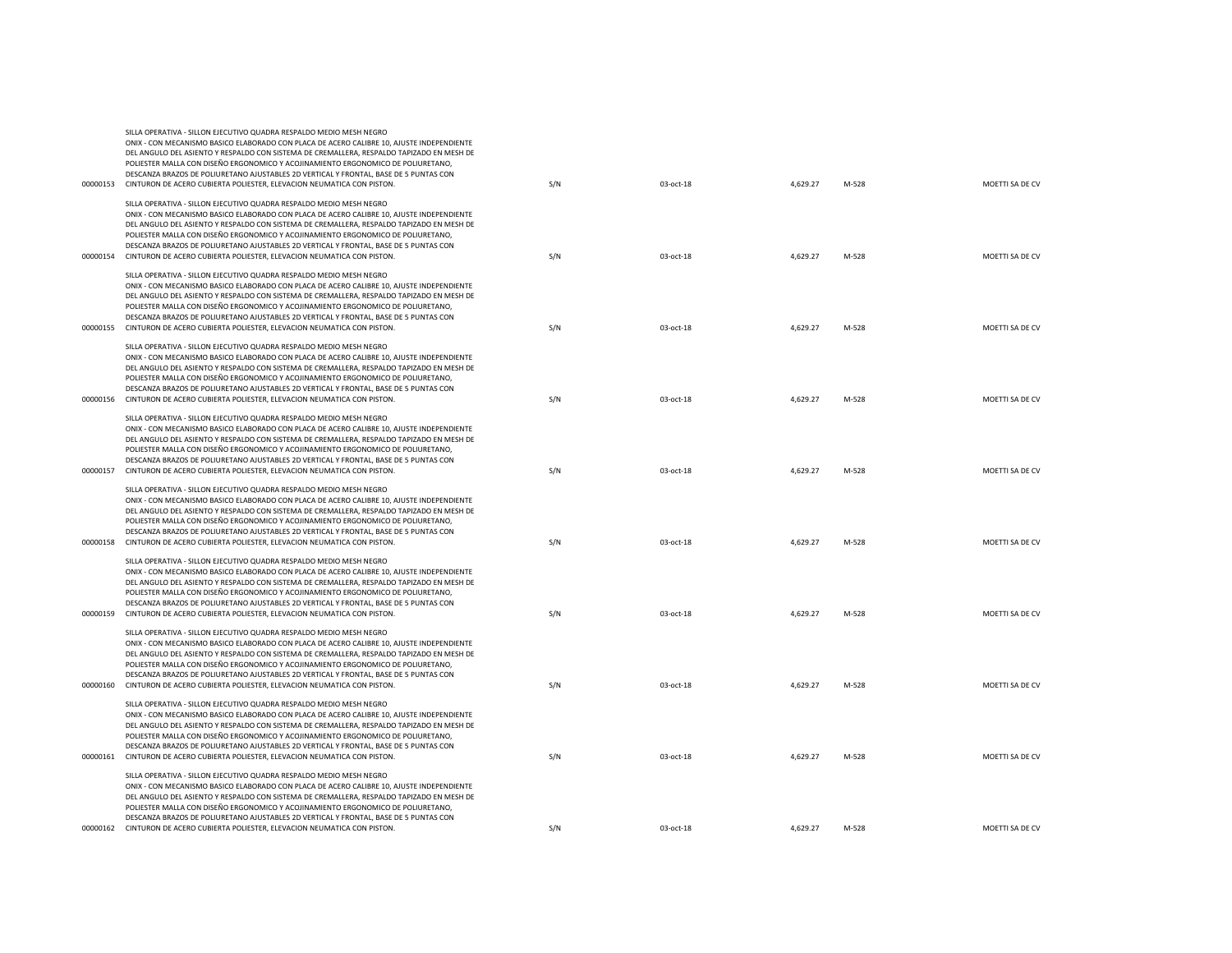| | | | | | | |
|---|---|---|---|---|---|---|
| 00000153 | SILLA OPERATIVA - SILLON EJECUTIVO QUADRA RESPALDO MEDIO MESH NEGRO ONIX - CON MECANISMO BASICO ELABORADO CON PLACA DE ACERO CALIBRE 10, AJUSTE INDEPENDIENTE DEL ANGULO DEL ASIENTO Y RESPALDO CON SISTEMA DE CREMALLERA, RESPALDO TAPIZADO EN MESH DE POLIESTER MALLA CON DISEÑO ERGONOMICO Y ACOJINAMIENTO ERGONOMICO DE POLIURETANO, DESCANZA BRAZOS DE POLIURETANO AJUSTABLES 2D VERTICAL Y FRONTAL, BASE DE 5 PUNTAS CON CINTURON DE ACERO CUBIERTA POLIESTER, ELEVACION NEUMATICA CON PISTON. | S/N | 03-oct-18 | 4,629.27 | M-528 | MOETTI SA DE CV |
| 00000154 | SILLA OPERATIVA - SILLON EJECUTIVO QUADRA RESPALDO MEDIO MESH NEGRO ONIX - CON MECANISMO BASICO ELABORADO CON PLACA DE ACERO CALIBRE 10, AJUSTE INDEPENDIENTE DEL ANGULO DEL ASIENTO Y RESPALDO CON SISTEMA DE CREMALLERA, RESPALDO TAPIZADO EN MESH DE POLIESTER MALLA CON DISEÑO ERGONOMICO Y ACOJINAMIENTO ERGONOMICO DE POLIURETANO, DESCANZA BRAZOS DE POLIURETANO AJUSTABLES 2D VERTICAL Y FRONTAL, BASE DE 5 PUNTAS CON CINTURON DE ACERO CUBIERTA POLIESTER, ELEVACION NEUMATICA CON PISTON. | S/N | 03-oct-18 | 4,629.27 | M-528 | MOETTI SA DE CV |
| 00000155 | SILLA OPERATIVA - SILLON EJECUTIVO QUADRA RESPALDO MEDIO MESH NEGRO ONIX - CON MECANISMO BASICO ELABORADO CON PLACA DE ACERO CALIBRE 10, AJUSTE INDEPENDIENTE DEL ANGULO DEL ASIENTO Y RESPALDO CON SISTEMA DE CREMALLERA, RESPALDO TAPIZADO EN MESH DE POLIESTER MALLA CON DISEÑO ERGONOMICO Y ACOJINAMIENTO ERGONOMICO DE POLIURETANO, DESCANZA BRAZOS DE POLIURETANO AJUSTABLES 2D VERTICAL Y FRONTAL, BASE DE 5 PUNTAS CON CINTURON DE ACERO CUBIERTA POLIESTER, ELEVACION NEUMATICA CON PISTON. | S/N | 03-oct-18 | 4,629.27 | M-528 | MOETTI SA DE CV |
| 00000156 | SILLA OPERATIVA - SILLON EJECUTIVO QUADRA RESPALDO MEDIO MESH NEGRO ONIX - CON MECANISMO BASICO ELABORADO CON PLACA DE ACERO CALIBRE 10, AJUSTE INDEPENDIENTE DEL ANGULO DEL ASIENTO Y RESPALDO CON SISTEMA DE CREMALLERA, RESPALDO TAPIZADO EN MESH DE POLIESTER MALLA CON DISEÑO ERGONOMICO Y ACOJINAMIENTO ERGONOMICO DE POLIURETANO, DESCANZA BRAZOS DE POLIURETANO AJUSTABLES 2D VERTICAL Y FRONTAL, BASE DE 5 PUNTAS CON CINTURON DE ACERO CUBIERTA POLIESTER, ELEVACION NEUMATICA CON PISTON. | S/N | 03-oct-18 | 4,629.27 | M-528 | MOETTI SA DE CV |
| 00000157 | SILLA OPERATIVA - SILLON EJECUTIVO QUADRA RESPALDO MEDIO MESH NEGRO ONIX - CON MECANISMO BASICO ELABORADO CON PLACA DE ACERO CALIBRE 10, AJUSTE INDEPENDIENTE DEL ANGULO DEL ASIENTO Y RESPALDO CON SISTEMA DE CREMALLERA, RESPALDO TAPIZADO EN MESH DE POLIESTER MALLA CON DISEÑO ERGONOMICO Y ACOJINAMIENTO ERGONOMICO DE POLIURETANO, DESCANZA BRAZOS DE POLIURETANO AJUSTABLES 2D VERTICAL Y FRONTAL, BASE DE 5 PUNTAS CON CINTURON DE ACERO CUBIERTA POLIESTER, ELEVACION NEUMATICA CON PISTON. | S/N | 03-oct-18 | 4,629.27 | M-528 | MOETTI SA DE CV |
| 00000158 | SILLA OPERATIVA - SILLON EJECUTIVO QUADRA RESPALDO MEDIO MESH NEGRO ONIX - CON MECANISMO BASICO ELABORADO CON PLACA DE ACERO CALIBRE 10, AJUSTE INDEPENDIENTE DEL ANGULO DEL ASIENTO Y RESPALDO CON SISTEMA DE CREMALLERA, RESPALDO TAPIZADO EN MESH DE POLIESTER MALLA CON DISEÑO ERGONOMICO Y ACOJINAMIENTO ERGONOMICO DE POLIURETANO, DESCANZA BRAZOS DE POLIURETANO AJUSTABLES 2D VERTICAL Y FRONTAL, BASE DE 5 PUNTAS CON CINTURON DE ACERO CUBIERTA POLIESTER, ELEVACION NEUMATICA CON PISTON. | S/N | 03-oct-18 | 4,629.27 | M-528 | MOETTI SA DE CV |
| 00000159 | SILLA OPERATIVA - SILLON EJECUTIVO QUADRA RESPALDO MEDIO MESH NEGRO ONIX - CON MECANISMO BASICO ELABORADO CON PLACA DE ACERO CALIBRE 10, AJUSTE INDEPENDIENTE DEL ANGULO DEL ASIENTO Y RESPALDO CON SISTEMA DE CREMALLERA, RESPALDO TAPIZADO EN MESH DE POLIESTER MALLA CON DISEÑO ERGONOMICO Y ACOJINAMIENTO ERGONOMICO DE POLIURETANO, DESCANZA BRAZOS DE POLIURETANO AJUSTABLES 2D VERTICAL Y FRONTAL, BASE DE 5 PUNTAS CON CINTURON DE ACERO CUBIERTA POLIESTER, ELEVACION NEUMATICA CON PISTON. | S/N | 03-oct-18 | 4,629.27 | M-528 | MOETTI SA DE CV |
| 00000160 | SILLA OPERATIVA - SILLON EJECUTIVO QUADRA RESPALDO MEDIO MESH NEGRO ONIX - CON MECANISMO BASICO ELABORADO CON PLACA DE ACERO CALIBRE 10, AJUSTE INDEPENDIENTE DEL ANGULO DEL ASIENTO Y RESPALDO CON SISTEMA DE CREMALLERA, RESPALDO TAPIZADO EN MESH DE POLIESTER MALLA CON DISEÑO ERGONOMICO Y ACOJINAMIENTO ERGONOMICO DE POLIURETANO, DESCANZA BRAZOS DE POLIURETANO AJUSTABLES 2D VERTICAL Y FRONTAL, BASE DE 5 PUNTAS CON CINTURON DE ACERO CUBIERTA POLIESTER, ELEVACION NEUMATICA CON PISTON. | S/N | 03-oct-18 | 4,629.27 | M-528 | MOETTI SA DE CV |
| 00000161 | SILLA OPERATIVA - SILLON EJECUTIVO QUADRA RESPALDO MEDIO MESH NEGRO ONIX - CON MECANISMO BASICO ELABORADO CON PLACA DE ACERO CALIBRE 10, AJUSTE INDEPENDIENTE DEL ANGULO DEL ASIENTO Y RESPALDO CON SISTEMA DE CREMALLERA, RESPALDO TAPIZADO EN MESH DE POLIESTER MALLA CON DISEÑO ERGONOMICO Y ACOJINAMIENTO ERGONOMICO DE POLIURETANO, DESCANZA BRAZOS DE POLIURETANO AJUSTABLES 2D VERTICAL Y FRONTAL, BASE DE 5 PUNTAS CON CINTURON DE ACERO CUBIERTA POLIESTER, ELEVACION NEUMATICA CON PISTON. | S/N | 03-oct-18 | 4,629.27 | M-528 | MOETTI SA DE CV |
| 00000162 | SILLA OPERATIVA - SILLON EJECUTIVO QUADRA RESPALDO MEDIO MESH NEGRO ONIX - CON MECANISMO BASICO ELABORADO CON PLACA DE ACERO CALIBRE 10, AJUSTE INDEPENDIENTE DEL ANGULO DEL ASIENTO Y RESPALDO CON SISTEMA DE CREMALLERA, RESPALDO TAPIZADO EN MESH DE POLIESTER MALLA CON DISEÑO ERGONOMICO Y ACOJINAMIENTO ERGONOMICO DE POLIURETANO, DESCANZA BRAZOS DE POLIURETANO AJUSTABLES 2D VERTICAL Y FRONTAL, BASE DE 5 PUNTAS CON CINTURON DE ACERO CUBIERTA POLIESTER, ELEVACION NEUMATICA CON PISTON. | S/N | 03-oct-18 | 4,629.27 | M-528 | MOETTI SA DE CV |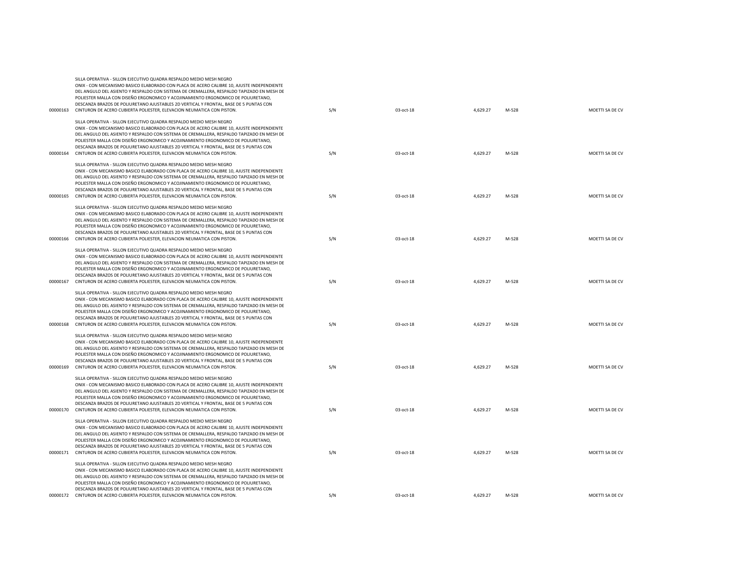| | | | | | | |
|---|---|---|---|---|---|---|
| 00000163 | SILLA OPERATIVA - SILLON EJECUTIVO QUADRA RESPALDO MEDIO MESH NEGRO ONIX - CON MECANISMO BASICO ELABORADO CON PLACA DE ACERO CALIBRE 10, AJUSTE INDEPENDIENTE DEL ANGULO DEL ASIENTO Y RESPALDO CON SISTEMA DE CREMALLERA, RESPALDO TAPIZADO EN MESH DE POLIESTER MALLA CON DISEÑO ERGONOMICO Y ACOJINAMIENTO ERGONOMICO DE POLIURETANO, DESCANZA BRAZOS DE POLIURETANO AJUSTABLES 2D VERTICAL Y FRONTAL, BASE DE 5 PUNTAS CON CINTURON DE ACERO CUBIERTA POLIESTER, ELEVACION NEUMATICA CON PISTON. | S/N | 03-oct-18 | 4,629.27 | M-528 | MOETTI SA DE CV |
| 00000164 | SILLA OPERATIVA - SILLON EJECUTIVO QUADRA RESPALDO MEDIO MESH NEGRO ONIX - CON MECANISMO BASICO ELABORADO CON PLACA DE ACERO CALIBRE 10, AJUSTE INDEPENDIENTE DEL ANGULO DEL ASIENTO Y RESPALDO CON SISTEMA DE CREMALLERA, RESPALDO TAPIZADO EN MESH DE POLIESTER MALLA CON DISEÑO ERGONOMICO Y ACOJINAMIENTO ERGONOMICO DE POLIURETANO, DESCANZA BRAZOS DE POLIURETANO AJUSTABLES 2D VERTICAL Y FRONTAL, BASE DE 5 PUNTAS CON CINTURON DE ACERO CUBIERTA POLIESTER, ELEVACION NEUMATICA CON PISTON. | S/N | 03-oct-18 | 4,629.27 | M-528 | MOETTI SA DE CV |
| 00000165 | SILLA OPERATIVA - SILLON EJECUTIVO QUADRA RESPALDO MEDIO MESH NEGRO ONIX - CON MECANISMO BASICO ELABORADO CON PLACA DE ACERO CALIBRE 10, AJUSTE INDEPENDIENTE DEL ANGULO DEL ASIENTO Y RESPALDO CON SISTEMA DE CREMALLERA, RESPALDO TAPIZADO EN MESH DE POLIESTER MALLA CON DISEÑO ERGONOMICO Y ACOJINAMIENTO ERGONOMICO DE POLIURETANO, DESCANZA BRAZOS DE POLIURETANO AJUSTABLES 2D VERTICAL Y FRONTAL, BASE DE 5 PUNTAS CON CINTURON DE ACERO CUBIERTA POLIESTER, ELEVACION NEUMATICA CON PISTON. | S/N | 03-oct-18 | 4,629.27 | M-528 | MOETTI SA DE CV |
| 00000166 | SILLA OPERATIVA - SILLON EJECUTIVO QUADRA RESPALDO MEDIO MESH NEGRO ONIX - CON MECANISMO BASICO ELABORADO CON PLACA DE ACERO CALIBRE 10, AJUSTE INDEPENDIENTE DEL ANGULO DEL ASIENTO Y RESPALDO CON SISTEMA DE CREMALLERA, RESPALDO TAPIZADO EN MESH DE POLIESTER MALLA CON DISEÑO ERGONOMICO Y ACOJINAMIENTO ERGONOMICO DE POLIURETANO, DESCANZA BRAZOS DE POLIURETANO AJUSTABLES 2D VERTICAL Y FRONTAL, BASE DE 5 PUNTAS CON CINTURON DE ACERO CUBIERTA POLIESTER, ELEVACION NEUMATICA CON PISTON. | S/N | 03-oct-18 | 4,629.27 | M-528 | MOETTI SA DE CV |
| 00000167 | SILLA OPERATIVA - SILLON EJECUTIVO QUADRA RESPALDO MEDIO MESH NEGRO ONIX - CON MECANISMO BASICO ELABORADO CON PLACA DE ACERO CALIBRE 10, AJUSTE INDEPENDIENTE DEL ANGULO DEL ASIENTO Y RESPALDO CON SISTEMA DE CREMALLERA, RESPALDO TAPIZADO EN MESH DE POLIESTER MALLA CON DISEÑO ERGONOMICO Y ACOJINAMIENTO ERGONOMICO DE POLIURETANO, DESCANZA BRAZOS DE POLIURETANO AJUSTABLES 2D VERTICAL Y FRONTAL, BASE DE 5 PUNTAS CON CINTURON DE ACERO CUBIERTA POLIESTER, ELEVACION NEUMATICA CON PISTON. | S/N | 03-oct-18 | 4,629.27 | M-528 | MOETTI SA DE CV |
| 00000168 | SILLA OPERATIVA - SILLON EJECUTIVO QUADRA RESPALDO MEDIO MESH NEGRO ONIX - CON MECANISMO BASICO ELABORADO CON PLACA DE ACERO CALIBRE 10, AJUSTE INDEPENDIENTE DEL ANGULO DEL ASIENTO Y RESPALDO CON SISTEMA DE CREMALLERA, RESPALDO TAPIZADO EN MESH DE POLIESTER MALLA CON DISEÑO ERGONOMICO Y ACOJINAMIENTO ERGONOMICO DE POLIURETANO, DESCANZA BRAZOS DE POLIURETANO AJUSTABLES 2D VERTICAL Y FRONTAL, BASE DE 5 PUNTAS CON CINTURON DE ACERO CUBIERTA POLIESTER, ELEVACION NEUMATICA CON PISTON. | S/N | 03-oct-18 | 4,629.27 | M-528 | MOETTI SA DE CV |
| 00000169 | SILLA OPERATIVA - SILLON EJECUTIVO QUADRA RESPALDO MEDIO MESH NEGRO ONIX - CON MECANISMO BASICO ELABORADO CON PLACA DE ACERO CALIBRE 10, AJUSTE INDEPENDIENTE DEL ANGULO DEL ASIENTO Y RESPALDO CON SISTEMA DE CREMALLERA, RESPALDO TAPIZADO EN MESH DE POLIESTER MALLA CON DISEÑO ERGONOMICO Y ACOJINAMIENTO ERGONOMICO DE POLIURETANO, DESCANZA BRAZOS DE POLIURETANO AJUSTABLES 2D VERTICAL Y FRONTAL, BASE DE 5 PUNTAS CON CINTURON DE ACERO CUBIERTA POLIESTER, ELEVACION NEUMATICA CON PISTON. | S/N | 03-oct-18 | 4,629.27 | M-528 | MOETTI SA DE CV |
| 00000170 | SILLA OPERATIVA - SILLON EJECUTIVO QUADRA RESPALDO MEDIO MESH NEGRO ONIX - CON MECANISMO BASICO ELABORADO CON PLACA DE ACERO CALIBRE 10, AJUSTE INDEPENDIENTE DEL ANGULO DEL ASIENTO Y RESPALDO CON SISTEMA DE CREMALLERA, RESPALDO TAPIZADO EN MESH DE POLIESTER MALLA CON DISEÑO ERGONOMICO Y ACOJINAMIENTO ERGONOMICO DE POLIURETANO, DESCANZA BRAZOS DE POLIURETANO AJUSTABLES 2D VERTICAL Y FRONTAL, BASE DE 5 PUNTAS CON CINTURON DE ACERO CUBIERTA POLIESTER, ELEVACION NEUMATICA CON PISTON. | S/N | 03-oct-18 | 4,629.27 | M-528 | MOETTI SA DE CV |
| 00000171 | SILLA OPERATIVA - SILLON EJECUTIVO QUADRA RESPALDO MEDIO MESH NEGRO ONIX - CON MECANISMO BASICO ELABORADO CON PLACA DE ACERO CALIBRE 10, AJUSTE INDEPENDIENTE DEL ANGULO DEL ASIENTO Y RESPALDO CON SISTEMA DE CREMALLERA, RESPALDO TAPIZADO EN MESH DE POLIESTER MALLA CON DISEÑO ERGONOMICO Y ACOJINAMIENTO ERGONOMICO DE POLIURETANO, DESCANZA BRAZOS DE POLIURETANO AJUSTABLES 2D VERTICAL Y FRONTAL, BASE DE 5 PUNTAS CON CINTURON DE ACERO CUBIERTA POLIESTER, ELEVACION NEUMATICA CON PISTON. | S/N | 03-oct-18 | 4,629.27 | M-528 | MOETTI SA DE CV |
| 00000172 | SILLA OPERATIVA - SILLON EJECUTIVO QUADRA RESPALDO MEDIO MESH NEGRO ONIX - CON MECANISMO BASICO ELABORADO CON PLACA DE ACERO CALIBRE 10, AJUSTE INDEPENDIENTE DEL ANGULO DEL ASIENTO Y RESPALDO CON SISTEMA DE CREMALLERA, RESPALDO TAPIZADO EN MESH DE POLIESTER MALLA CON DISEÑO ERGONOMICO Y ACOJINAMIENTO ERGONOMICO DE POLIURETANO, DESCANZA BRAZOS DE POLIURETANO AJUSTABLES 2D VERTICAL Y FRONTAL, BASE DE 5 PUNTAS CON CINTURON DE ACERO CUBIERTA POLIESTER, ELEVACION NEUMATICA CON PISTON. | S/N | 03-oct-18 | 4,629.27 | M-528 | MOETTI SA DE CV |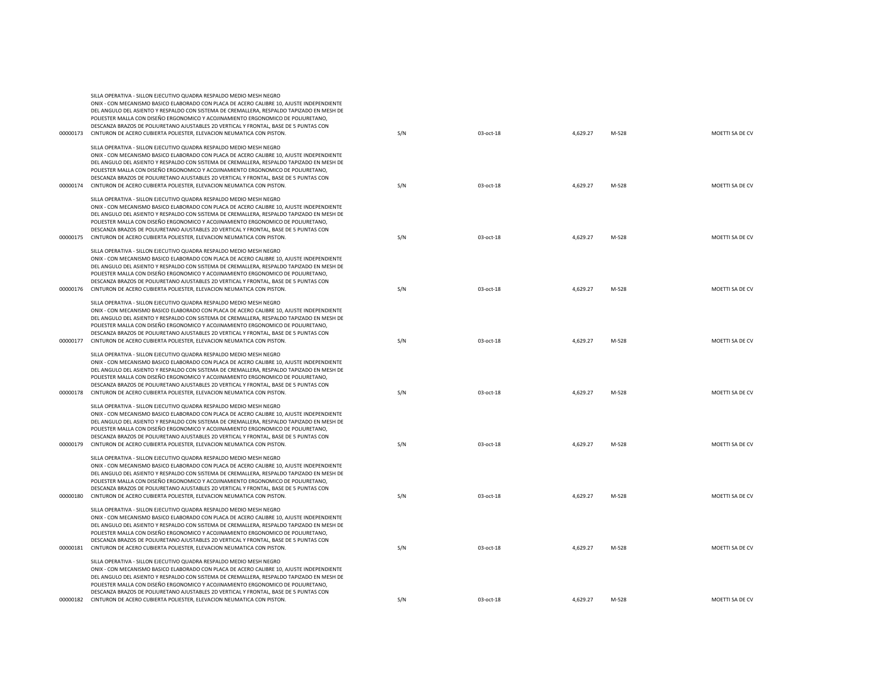| | | | | | | |
|---|---|---|---|---|---|---|
| 00000173 | SILLA OPERATIVA - SILLON EJECUTIVO QUADRA RESPALDO MEDIO MESH NEGRO ONIX - CON MECANISMO BASICO ELABORADO CON PLACA DE ACERO CALIBRE 10, AJUSTE INDEPENDIENTE DEL ANGULO DEL ASIENTO Y RESPALDO CON SISTEMA DE CREMALLERA, RESPALDO TAPIZADO EN MESH DE POLIESTER MALLA CON DISEÑO ERGONOMICO Y ACOJINAMIENTO ERGONOMICO DE POLIURETANO, DESCANZA BRAZOS DE POLIURETANO AJUSTABLES 2D VERTICAL Y FRONTAL, BASE DE 5 PUNTAS CON CINTURON DE ACERO CUBIERTA POLIESTER, ELEVACION NEUMATICA CON PISTON. | S/N | 03-oct-18 | 4,629.27 | M-528 | MOETTI SA DE CV |
| 00000174 | SILLA OPERATIVA - SILLON EJECUTIVO QUADRA RESPALDO MEDIO MESH NEGRO ONIX - CON MECANISMO BASICO ELABORADO CON PLACA DE ACERO CALIBRE 10, AJUSTE INDEPENDIENTE DEL ANGULO DEL ASIENTO Y RESPALDO CON SISTEMA DE CREMALLERA, RESPALDO TAPIZADO EN MESH DE POLIESTER MALLA CON DISEÑO ERGONOMICO Y ACOJINAMIENTO ERGONOMICO DE POLIURETANO, DESCANZA BRAZOS DE POLIURETANO AJUSTABLES 2D VERTICAL Y FRONTAL, BASE DE 5 PUNTAS CON CINTURON DE ACERO CUBIERTA POLIESTER, ELEVACION NEUMATICA CON PISTON. | S/N | 03-oct-18 | 4,629.27 | M-528 | MOETTI SA DE CV |
| 00000175 | SILLA OPERATIVA - SILLON EJECUTIVO QUADRA RESPALDO MEDIO MESH NEGRO ONIX - CON MECANISMO BASICO ELABORADO CON PLACA DE ACERO CALIBRE 10, AJUSTE INDEPENDIENTE DEL ANGULO DEL ASIENTO Y RESPALDO CON SISTEMA DE CREMALLERA, RESPALDO TAPIZADO EN MESH DE POLIESTER MALLA CON DISEÑO ERGONOMICO Y ACOJINAMIENTO ERGONOMICO DE POLIURETANO, DESCANZA BRAZOS DE POLIURETANO AJUSTABLES 2D VERTICAL Y FRONTAL, BASE DE 5 PUNTAS CON CINTURON DE ACERO CUBIERTA POLIESTER, ELEVACION NEUMATICA CON PISTON. | S/N | 03-oct-18 | 4,629.27 | M-528 | MOETTI SA DE CV |
| 00000176 | SILLA OPERATIVA - SILLON EJECUTIVO QUADRA RESPALDO MEDIO MESH NEGRO ONIX - CON MECANISMO BASICO ELABORADO CON PLACA DE ACERO CALIBRE 10, AJUSTE INDEPENDIENTE DEL ANGULO DEL ASIENTO Y RESPALDO CON SISTEMA DE CREMALLERA, RESPALDO TAPIZADO EN MESH DE POLIESTER MALLA CON DISEÑO ERGONOMICO Y ACOJINAMIENTO ERGONOMICO DE POLIURETANO, DESCANZA BRAZOS DE POLIURETANO AJUSTABLES 2D VERTICAL Y FRONTAL, BASE DE 5 PUNTAS CON CINTURON DE ACERO CUBIERTA POLIESTER, ELEVACION NEUMATICA CON PISTON. | S/N | 03-oct-18 | 4,629.27 | M-528 | MOETTI SA DE CV |
| 00000177 | SILLA OPERATIVA - SILLON EJECUTIVO QUADRA RESPALDO MEDIO MESH NEGRO ONIX - CON MECANISMO BASICO ELABORADO CON PLACA DE ACERO CALIBRE 10, AJUSTE INDEPENDIENTE DEL ANGULO DEL ASIENTO Y RESPALDO CON SISTEMA DE CREMALLERA, RESPALDO TAPIZADO EN MESH DE POLIESTER MALLA CON DISEÑO ERGONOMICO Y ACOJINAMIENTO ERGONOMICO DE POLIURETANO, DESCANZA BRAZOS DE POLIURETANO AJUSTABLES 2D VERTICAL Y FRONTAL, BASE DE 5 PUNTAS CON CINTURON DE ACERO CUBIERTA POLIESTER, ELEVACION NEUMATICA CON PISTON. | S/N | 03-oct-18 | 4,629.27 | M-528 | MOETTI SA DE CV |
| 00000178 | SILLA OPERATIVA - SILLON EJECUTIVO QUADRA RESPALDO MEDIO MESH NEGRO ONIX - CON MECANISMO BASICO ELABORADO CON PLACA DE ACERO CALIBRE 10, AJUSTE INDEPENDIENTE DEL ANGULO DEL ASIENTO Y RESPALDO CON SISTEMA DE CREMALLERA, RESPALDO TAPIZADO EN MESH DE POLIESTER MALLA CON DISEÑO ERGONOMICO Y ACOJINAMIENTO ERGONOMICO DE POLIURETANO, DESCANZA BRAZOS DE POLIURETANO AJUSTABLES 2D VERTICAL Y FRONTAL, BASE DE 5 PUNTAS CON CINTURON DE ACERO CUBIERTA POLIESTER, ELEVACION NEUMATICA CON PISTON. | S/N | 03-oct-18 | 4,629.27 | M-528 | MOETTI SA DE CV |
| 00000179 | SILLA OPERATIVA - SILLON EJECUTIVO QUADRA RESPALDO MEDIO MESH NEGRO ONIX - CON MECANISMO BASICO ELABORADO CON PLACA DE ACERO CALIBRE 10, AJUSTE INDEPENDIENTE DEL ANGULO DEL ASIENTO Y RESPALDO CON SISTEMA DE CREMALLERA, RESPALDO TAPIZADO EN MESH DE POLIESTER MALLA CON DISEÑO ERGONOMICO Y ACOJINAMIENTO ERGONOMICO DE POLIURETANO, DESCANZA BRAZOS DE POLIURETANO AJUSTABLES 2D VERTICAL Y FRONTAL, BASE DE 5 PUNTAS CON CINTURON DE ACERO CUBIERTA POLIESTER, ELEVACION NEUMATICA CON PISTON. | S/N | 03-oct-18 | 4,629.27 | M-528 | MOETTI SA DE CV |
| 00000180 | SILLA OPERATIVA - SILLON EJECUTIVO QUADRA RESPALDO MEDIO MESH NEGRO ONIX - CON MECANISMO BASICO ELABORADO CON PLACA DE ACERO CALIBRE 10, AJUSTE INDEPENDIENTE DEL ANGULO DEL ASIENTO Y RESPALDO CON SISTEMA DE CREMALLERA, RESPALDO TAPIZADO EN MESH DE POLIESTER MALLA CON DISEÑO ERGONOMICO Y ACOJINAMIENTO ERGONOMICO DE POLIURETANO, DESCANZA BRAZOS DE POLIURETANO AJUSTABLES 2D VERTICAL Y FRONTAL, BASE DE 5 PUNTAS CON CINTURON DE ACERO CUBIERTA POLIESTER, ELEVACION NEUMATICA CON PISTON. | S/N | 03-oct-18 | 4,629.27 | M-528 | MOETTI SA DE CV |
| 00000181 | SILLA OPERATIVA - SILLON EJECUTIVO QUADRA RESPALDO MEDIO MESH NEGRO ONIX - CON MECANISMO BASICO ELABORADO CON PLACA DE ACERO CALIBRE 10, AJUSTE INDEPENDIENTE DEL ANGULO DEL ASIENTO Y RESPALDO CON SISTEMA DE CREMALLERA, RESPALDO TAPIZADO EN MESH DE POLIESTER MALLA CON DISEÑO ERGONOMICO Y ACOJINAMIENTO ERGONOMICO DE POLIURETANO, DESCANZA BRAZOS DE POLIURETANO AJUSTABLES 2D VERTICAL Y FRONTAL, BASE DE 5 PUNTAS CON CINTURON DE ACERO CUBIERTA POLIESTER, ELEVACION NEUMATICA CON PISTON. | S/N | 03-oct-18 | 4,629.27 | M-528 | MOETTI SA DE CV |
| 00000182 | SILLA OPERATIVA - SILLON EJECUTIVO QUADRA RESPALDO MEDIO MESH NEGRO ONIX - CON MECANISMO BASICO ELABORADO CON PLACA DE ACERO CALIBRE 10, AJUSTE INDEPENDIENTE DEL ANGULO DEL ASIENTO Y RESPALDO CON SISTEMA DE CREMALLERA, RESPALDO TAPIZADO EN MESH DE POLIESTER MALLA CON DISEÑO ERGONOMICO Y ACOJINAMIENTO ERGONOMICO DE POLIURETANO, DESCANZA BRAZOS DE POLIURETANO AJUSTABLES 2D VERTICAL Y FRONTAL, BASE DE 5 PUNTAS CON CINTURON DE ACERO CUBIERTA POLIESTER, ELEVACION NEUMATICA CON PISTON. | S/N | 03-oct-18 | 4,629.27 | M-528 | MOETTI SA DE CV |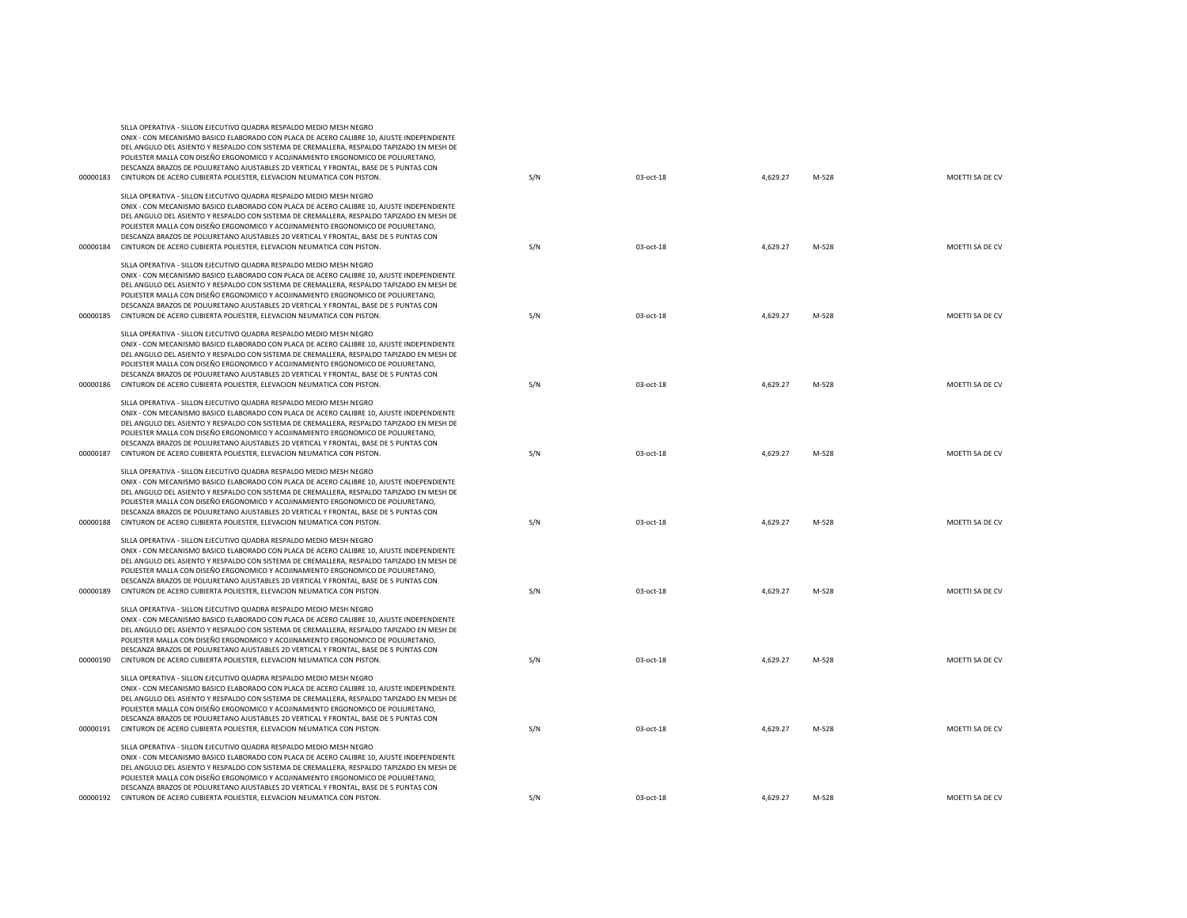| | | | | | | |
|---|---|---|---|---|---|---|
| 00000183 | SILLA OPERATIVA - SILLON EJECUTIVO QUADRA RESPALDO MEDIO MESH NEGRO ONIX - CON MECANISMO BASICO ELABORADO CON PLACA DE ACERO CALIBRE 10, AJUSTE INDEPENDIENTE DEL ANGULO DEL ASIENTO Y RESPALDO CON SISTEMA DE CREMALLERA, RESPALDO TAPIZADO EN MESH DE POLIESTER MALLA CON DISEÑO ERGONOMICO Y ACOJINAMIENTO ERGONOMICO DE POLIURETANO, DESCANZA BRAZOS DE POLIURETANO AJUSTABLES 2D VERTICAL Y FRONTAL, BASE DE 5 PUNTAS CON CINTURON DE ACERO CUBIERTA POLIESTER, ELEVACION NEUMATICA CON PISTON. | S/N | 03-oct-18 | 4,629.27 | M-528 | MOETTI SA DE CV |
| 00000184 | SILLA OPERATIVA - SILLON EJECUTIVO QUADRA RESPALDO MEDIO MESH NEGRO ONIX - CON MECANISMO BASICO ELABORADO CON PLACA DE ACERO CALIBRE 10, AJUSTE INDEPENDIENTE DEL ANGULO DEL ASIENTO Y RESPALDO CON SISTEMA DE CREMALLERA, RESPALDO TAPIZADO EN MESH DE POLIESTER MALLA CON DISEÑO ERGONOMICO Y ACOJINAMIENTO ERGONOMICO DE POLIURETANO, DESCANZA BRAZOS DE POLIURETANO AJUSTABLES 2D VERTICAL Y FRONTAL, BASE DE 5 PUNTAS CON CINTURON DE ACERO CUBIERTA POLIESTER, ELEVACION NEUMATICA CON PISTON. | S/N | 03-oct-18 | 4,629.27 | M-528 | MOETTI SA DE CV |
| 00000185 | SILLA OPERATIVA - SILLON EJECUTIVO QUADRA RESPALDO MEDIO MESH NEGRO ONIX - CON MECANISMO BASICO ELABORADO CON PLACA DE ACERO CALIBRE 10, AJUSTE INDEPENDIENTE DEL ANGULO DEL ASIENTO Y RESPALDO CON SISTEMA DE CREMALLERA, RESPALDO TAPIZADO EN MESH DE POLIESTER MALLA CON DISEÑO ERGONOMICO Y ACOJINAMIENTO ERGONOMICO DE POLIURETANO, DESCANZA BRAZOS DE POLIURETANO AJUSTABLES 2D VERTICAL Y FRONTAL, BASE DE 5 PUNTAS CON CINTURON DE ACERO CUBIERTA POLIESTER, ELEVACION NEUMATICA CON PISTON. | S/N | 03-oct-18 | 4,629.27 | M-528 | MOETTI SA DE CV |
| 00000186 | SILLA OPERATIVA - SILLON EJECUTIVO QUADRA RESPALDO MEDIO MESH NEGRO ONIX - CON MECANISMO BASICO ELABORADO CON PLACA DE ACERO CALIBRE 10, AJUSTE INDEPENDIENTE DEL ANGULO DEL ASIENTO Y RESPALDO CON SISTEMA DE CREMALLERA, RESPALDO TAPIZADO EN MESH DE POLIESTER MALLA CON DISEÑO ERGONOMICO Y ACOJINAMIENTO ERGONOMICO DE POLIURETANO, DESCANZA BRAZOS DE POLIURETANO AJUSTABLES 2D VERTICAL Y FRONTAL, BASE DE 5 PUNTAS CON CINTURON DE ACERO CUBIERTA POLIESTER, ELEVACION NEUMATICA CON PISTON. | S/N | 03-oct-18 | 4,629.27 | M-528 | MOETTI SA DE CV |
| 00000187 | SILLA OPERATIVA - SILLON EJECUTIVO QUADRA RESPALDO MEDIO MESH NEGRO ONIX - CON MECANISMO BASICO ELABORADO CON PLACA DE ACERO CALIBRE 10, AJUSTE INDEPENDIENTE DEL ANGULO DEL ASIENTO Y RESPALDO CON SISTEMA DE CREMALLERA, RESPALDO TAPIZADO EN MESH DE POLIESTER MALLA CON DISEÑO ERGONOMICO Y ACOJINAMIENTO ERGONOMICO DE POLIURETANO, DESCANZA BRAZOS DE POLIURETANO AJUSTABLES 2D VERTICAL Y FRONTAL, BASE DE 5 PUNTAS CON CINTURON DE ACERO CUBIERTA POLIESTER, ELEVACION NEUMATICA CON PISTON. | S/N | 03-oct-18 | 4,629.27 | M-528 | MOETTI SA DE CV |
| 00000188 | SILLA OPERATIVA - SILLON EJECUTIVO QUADRA RESPALDO MEDIO MESH NEGRO ONIX - CON MECANISMO BASICO ELABORADO CON PLACA DE ACERO CALIBRE 10, AJUSTE INDEPENDIENTE DEL ANGULO DEL ASIENTO Y RESPALDO CON SISTEMA DE CREMALLERA, RESPALDO TAPIZADO EN MESH DE POLIESTER MALLA CON DISEÑO ERGONOMICO Y ACOJINAMIENTO ERGONOMICO DE POLIURETANO, DESCANZA BRAZOS DE POLIURETANO AJUSTABLES 2D VERTICAL Y FRONTAL, BASE DE 5 PUNTAS CON CINTURON DE ACERO CUBIERTA POLIESTER, ELEVACION NEUMATICA CON PISTON. | S/N | 03-oct-18 | 4,629.27 | M-528 | MOETTI SA DE CV |
| 00000189 | SILLA OPERATIVA - SILLON EJECUTIVO QUADRA RESPALDO MEDIO MESH NEGRO ONIX - CON MECANISMO BASICO ELABORADO CON PLACA DE ACERO CALIBRE 10, AJUSTE INDEPENDIENTE DEL ANGULO DEL ASIENTO Y RESPALDO CON SISTEMA DE CREMALLERA, RESPALDO TAPIZADO EN MESH DE POLIESTER MALLA CON DISEÑO ERGONOMICO Y ACOJINAMIENTO ERGONOMICO DE POLIURETANO, DESCANZA BRAZOS DE POLIURETANO AJUSTABLES 2D VERTICAL Y FRONTAL, BASE DE 5 PUNTAS CON CINTURON DE ACERO CUBIERTA POLIESTER, ELEVACION NEUMATICA CON PISTON. | S/N | 03-oct-18 | 4,629.27 | M-528 | MOETTI SA DE CV |
| 00000190 | SILLA OPERATIVA - SILLON EJECUTIVO QUADRA RESPALDO MEDIO MESH NEGRO ONIX - CON MECANISMO BASICO ELABORADO CON PLACA DE ACERO CALIBRE 10, AJUSTE INDEPENDIENTE DEL ANGULO DEL ASIENTO Y RESPALDO CON SISTEMA DE CREMALLERA, RESPALDO TAPIZADO EN MESH DE POLIESTER MALLA CON DISEÑO ERGONOMICO Y ACOJINAMIENTO ERGONOMICO DE POLIURETANO, DESCANZA BRAZOS DE POLIURETANO AJUSTABLES 2D VERTICAL Y FRONTAL, BASE DE 5 PUNTAS CON CINTURON DE ACERO CUBIERTA POLIESTER, ELEVACION NEUMATICA CON PISTON. | S/N | 03-oct-18 | 4,629.27 | M-528 | MOETTI SA DE CV |
| 00000191 | SILLA OPERATIVA - SILLON EJECUTIVO QUADRA RESPALDO MEDIO MESH NEGRO ONIX - CON MECANISMO BASICO ELABORADO CON PLACA DE ACERO CALIBRE 10, AJUSTE INDEPENDIENTE DEL ANGULO DEL ASIENTO Y RESPALDO CON SISTEMA DE CREMALLERA, RESPALDO TAPIZADO EN MESH DE POLIESTER MALLA CON DISEÑO ERGONOMICO Y ACOJINAMIENTO ERGONOMICO DE POLIURETANO, DESCANZA BRAZOS DE POLIURETANO AJUSTABLES 2D VERTICAL Y FRONTAL, BASE DE 5 PUNTAS CON CINTURON DE ACERO CUBIERTA POLIESTER, ELEVACION NEUMATICA CON PISTON. | S/N | 03-oct-18 | 4,629.27 | M-528 | MOETTI SA DE CV |
| 00000192 | SILLA OPERATIVA - SILLON EJECUTIVO QUADRA RESPALDO MEDIO MESH NEGRO ONIX - CON MECANISMO BASICO ELABORADO CON PLACA DE ACERO CALIBRE 10, AJUSTE INDEPENDIENTE DEL ANGULO DEL ASIENTO Y RESPALDO CON SISTEMA DE CREMALLERA, RESPALDO TAPIZADO EN MESH DE POLIESTER MALLA CON DISEÑO ERGONOMICO Y ACOJINAMIENTO ERGONOMICO DE POLIURETANO, DESCANZA BRAZOS DE POLIURETANO AJUSTABLES 2D VERTICAL Y FRONTAL, BASE DE 5 PUNTAS CON CINTURON DE ACERO CUBIERTA POLIESTER, ELEVACION NEUMATICA CON PISTON. | S/N | 03-oct-18 | 4,629.27 | M-528 | MOETTI SA DE CV |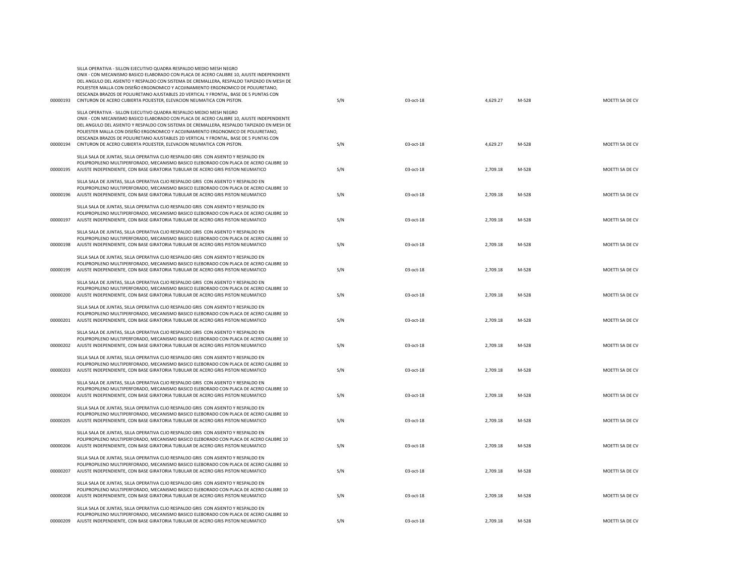| | | | | | | |
|---|---|---|---|---|---|---|
| 00000193 | SILLA OPERATIVA - SILLON EJECUTIVO QUADRA RESPALDO MEDIO MESH NEGRO ONIX - CON MECANISMO BASICO ELABORADO CON PLACA DE ACERO CALIBRE 10, AJUSTE INDEPENDIENTE DEL ANGULO DEL ASIENTO Y RESPALDO CON SISTEMA DE CREMALLERA, RESPALDO TAPIZADO EN MESH DE POLIESTER MALLA CON DISEÑO ERGONOMICO Y ACOJINAMIENTO ERGONOMICO DE POLIURETANO, DESCANZA BRAZOS DE POLIURETANO AJUSTABLES 2D VERTICAL Y FRONTAL, BASE DE 5 PUNTAS CON CINTURON DE ACERO CUBIERTA POLIESTER, ELEVACION NEUMATICA CON PISTON. | S/N | 03-oct-18 | 4,629.27 | M-528 | MOETTI SA DE CV |
| 00000194 | SILLA OPERATIVA - SILLON EJECUTIVO QUADRA RESPALDO MEDIO MESH NEGRO ONIX - CON MECANISMO BASICO ELABORADO CON PLACA DE ACERO CALIBRE 10, AJUSTE INDEPENDIENTE DEL ANGULO DEL ASIENTO Y RESPALDO CON SISTEMA DE CREMALLERA, RESPALDO TAPIZADO EN MESH DE POLIESTER MALLA CON DISEÑO ERGONOMICO Y ACOJINAMIENTO ERGONOMICO DE POLIURETANO, DESCANZA BRAZOS DE POLIURETANO AJUSTABLES 2D VERTICAL Y FRONTAL, BASE DE 5 PUNTAS CON CINTURON DE ACERO CUBIERTA POLIESTER, ELEVACION NEUMATICA CON PISTON. | S/N | 03-oct-18 | 4,629.27 | M-528 | MOETTI SA DE CV |
| 00000195 | SILLA SALA DE JUNTAS, SILLA OPERATIVA CLIO RESPALDO GRIS CON ASIENTO Y RESPALDO EN POLIPROPILENO MULTIPERFORADO, MECANISMO BASICO ELEBORADO CON PLACA DE ACERO CALIBRE 10 AJUSTE INDEPENDIENTE, CON BASE GIRATORIA TUBULAR DE ACERO GRIS PISTON NEUMATICO | S/N | 03-oct-18 | 2,709.18 | M-528 | MOETTI SA DE CV |
| 00000196 | SILLA SALA DE JUNTAS, SILLA OPERATIVA CLIO RESPALDO GRIS CON ASIENTO Y RESPALDO EN POLIPROPILENO MULTIPERFORADO, MECANISMO BASICO ELEBORADO CON PLACA DE ACERO CALIBRE 10 AJUSTE INDEPENDIENTE, CON BASE GIRATORIA TUBULAR DE ACERO GRIS PISTON NEUMATICO | S/N | 03-oct-18 | 2,709.18 | M-528 | MOETTI SA DE CV |
| 00000197 | SILLA SALA DE JUNTAS, SILLA OPERATIVA CLIO RESPALDO GRIS CON ASIENTO Y RESPALDO EN POLIPROPILENO MULTIPERFORADO, MECANISMO BASICO ELEBORADO CON PLACA DE ACERO CALIBRE 10 AJUSTE INDEPENDIENTE, CON BASE GIRATORIA TUBULAR DE ACERO GRIS PISTON NEUMATICO | S/N | 03-oct-18 | 2,709.18 | M-528 | MOETTI SA DE CV |
| 00000198 | SILLA SALA DE JUNTAS, SILLA OPERATIVA CLIO RESPALDO GRIS CON ASIENTO Y RESPALDO EN POLIPROPILENO MULTIPERFORADO, MECANISMO BASICO ELEBORADO CON PLACA DE ACERO CALIBRE 10 AJUSTE INDEPENDIENTE, CON BASE GIRATORIA TUBULAR DE ACERO GRIS PISTON NEUMATICO | S/N | 03-oct-18 | 2,709.18 | M-528 | MOETTI SA DE CV |
| 00000199 | SILLA SALA DE JUNTAS, SILLA OPERATIVA CLIO RESPALDO GRIS CON ASIENTO Y RESPALDO EN POLIPROPILENO MULTIPERFORADO, MECANISMO BASICO ELEBORADO CON PLACA DE ACERO CALIBRE 10 AJUSTE INDEPENDIENTE, CON BASE GIRATORIA TUBULAR DE ACERO GRIS PISTON NEUMATICO | S/N | 03-oct-18 | 2,709.18 | M-528 | MOETTI SA DE CV |
| 00000200 | SILLA SALA DE JUNTAS, SILLA OPERATIVA CLIO RESPALDO GRIS CON ASIENTO Y RESPALDO EN POLIPROPILENO MULTIPERFORADO, MECANISMO BASICO ELEBORADO CON PLACA DE ACERO CALIBRE 10 AJUSTE INDEPENDIENTE, CON BASE GIRATORIA TUBULAR DE ACERO GRIS PISTON NEUMATICO | S/N | 03-oct-18 | 2,709.18 | M-528 | MOETTI SA DE CV |
| 00000201 | SILLA SALA DE JUNTAS, SILLA OPERATIVA CLIO RESPALDO GRIS CON ASIENTO Y RESPALDO EN POLIPROPILENO MULTIPERFORADO, MECANISMO BASICO ELEBORADO CON PLACA DE ACERO CALIBRE 10 AJUSTE INDEPENDIENTE, CON BASE GIRATORIA TUBULAR DE ACERO GRIS PISTON NEUMATICO | S/N | 03-oct-18 | 2,709.18 | M-528 | MOETTI SA DE CV |
| 00000202 | SILLA SALA DE JUNTAS, SILLA OPERATIVA CLIO RESPALDO GRIS CON ASIENTO Y RESPALDO EN POLIPROPILENO MULTIPERFORADO, MECANISMO BASICO ELEBORADO CON PLACA DE ACERO CALIBRE 10 AJUSTE INDEPENDIENTE, CON BASE GIRATORIA TUBULAR DE ACERO GRIS PISTON NEUMATICO | S/N | 03-oct-18 | 2,709.18 | M-528 | MOETTI SA DE CV |
| 00000203 | SILLA SALA DE JUNTAS, SILLA OPERATIVA CLIO RESPALDO GRIS CON ASIENTO Y RESPALDO EN POLIPROPILENO MULTIPERFORADO, MECANISMO BASICO ELEBORADO CON PLACA DE ACERO CALIBRE 10 AJUSTE INDEPENDIENTE, CON BASE GIRATORIA TUBULAR DE ACERO GRIS PISTON NEUMATICO | S/N | 03-oct-18 | 2,709.18 | M-528 | MOETTI SA DE CV |
| 00000204 | SILLA SALA DE JUNTAS, SILLA OPERATIVA CLIO RESPALDO GRIS CON ASIENTO Y RESPALDO EN POLIPROPILENO MULTIPERFORADO, MECANISMO BASICO ELEBORADO CON PLACA DE ACERO CALIBRE 10 AJUSTE INDEPENDIENTE, CON BASE GIRATORIA TUBULAR DE ACERO GRIS PISTON NEUMATICO | S/N | 03-oct-18 | 2,709.18 | M-528 | MOETTI SA DE CV |
| 00000205 | SILLA SALA DE JUNTAS, SILLA OPERATIVA CLIO RESPALDO GRIS CON ASIENTO Y RESPALDO EN POLIPROPILENO MULTIPERFORADO, MECANISMO BASICO ELEBORADO CON PLACA DE ACERO CALIBRE 10 AJUSTE INDEPENDIENTE, CON BASE GIRATORIA TUBULAR DE ACERO GRIS PISTON NEUMATICO | S/N | 03-oct-18 | 2,709.18 | M-528 | MOETTI SA DE CV |
| 00000206 | SILLA SALA DE JUNTAS, SILLA OPERATIVA CLIO RESPALDO GRIS CON ASIENTO Y RESPALDO EN POLIPROPILENO MULTIPERFORADO, MECANISMO BASICO ELEBORADO CON PLACA DE ACERO CALIBRE 10 AJUSTE INDEPENDIENTE, CON BASE GIRATORIA TUBULAR DE ACERO GRIS PISTON NEUMATICO | S/N | 03-oct-18 | 2,709.18 | M-528 | MOETTI SA DE CV |
| 00000207 | SILLA SALA DE JUNTAS, SILLA OPERATIVA CLIO RESPALDO GRIS CON ASIENTO Y RESPALDO EN POLIPROPILENO MULTIPERFORADO, MECANISMO BASICO ELEBORADO CON PLACA DE ACERO CALIBRE 10 AJUSTE INDEPENDIENTE, CON BASE GIRATORIA TUBULAR DE ACERO GRIS PISTON NEUMATICO | S/N | 03-oct-18 | 2,709.18 | M-528 | MOETTI SA DE CV |
| 00000208 | SILLA SALA DE JUNTAS, SILLA OPERATIVA CLIO RESPALDO GRIS CON ASIENTO Y RESPALDO EN POLIPROPILENO MULTIPERFORADO, MECANISMO BASICO ELEBORADO CON PLACA DE ACERO CALIBRE 10 AJUSTE INDEPENDIENTE, CON BASE GIRATORIA TUBULAR DE ACERO GRIS PISTON NEUMATICO | S/N | 03-oct-18 | 2,709.18 | M-528 | MOETTI SA DE CV |
| 00000209 | SILLA SALA DE JUNTAS, SILLA OPERATIVA CLIO RESPALDO GRIS CON ASIENTO Y RESPALDO EN POLIPROPILENO MULTIPERFORADO, MECANISMO BASICO ELEBORADO CON PLACA DE ACERO CALIBRE 10 AJUSTE INDEPENDIENTE, CON BASE GIRATORIA TUBULAR DE ACERO GRIS PISTON NEUMATICO | S/N | 03-oct-18 | 2,709.18 | M-528 | MOETTI SA DE CV |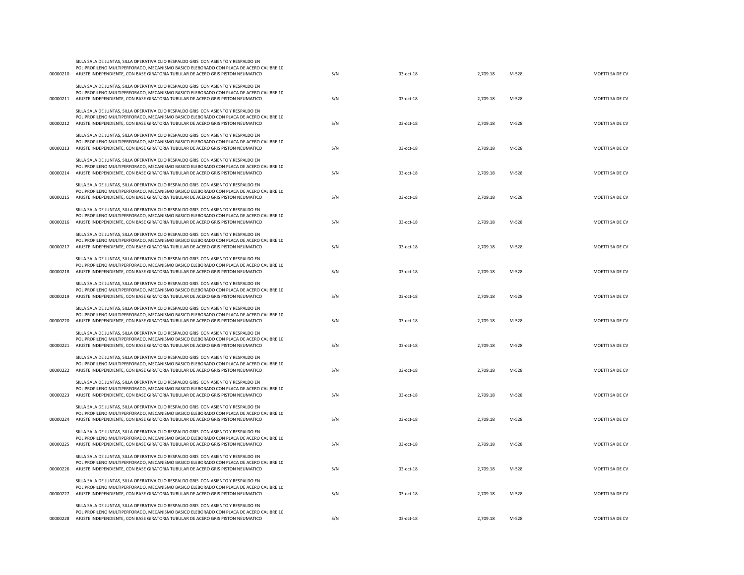| | | | | | | |
|---|---|---|---|---|---|---|
| 00000210 | SILLA SALA DE JUNTAS, SILLA OPERATIVA CLIO RESPALDO GRIS CON ASIENTO Y RESPALDO EN POLIPROPILENO MULTIPERFORADO, MECANISMO BASICO ELEBORADO CON PLACA DE ACERO CALIBRE 10 AJUSTE INDEPENDIENTE, CON BASE GIRATORIA TUBULAR DE ACERO GRIS PISTON NEUMATICO | S/N | 03-oct-18 | 2,709.18 | M-528 | MOETTI SA DE CV |
| 00000211 | SILLA SALA DE JUNTAS, SILLA OPERATIVA CLIO RESPALDO GRIS CON ASIENTO Y RESPALDO EN POLIPROPILENO MULTIPERFORADO, MECANISMO BASICO ELEBORADO CON PLACA DE ACERO CALIBRE 10 AJUSTE INDEPENDIENTE, CON BASE GIRATORIA TUBULAR DE ACERO GRIS PISTON NEUMATICO | S/N | 03-oct-18 | 2,709.18 | M-528 | MOETTI SA DE CV |
| 00000212 | SILLA SALA DE JUNTAS, SILLA OPERATIVA CLIO RESPALDO GRIS CON ASIENTO Y RESPALDO EN POLIPROPILENO MULTIPERFORADO, MECANISMO BASICO ELEBORADO CON PLACA DE ACERO CALIBRE 10 AJUSTE INDEPENDIENTE, CON BASE GIRATORIA TUBULAR DE ACERO GRIS PISTON NEUMATICO | S/N | 03-oct-18 | 2,709.18 | M-528 | MOETTI SA DE CV |
| 00000213 | SILLA SALA DE JUNTAS, SILLA OPERATIVA CLIO RESPALDO GRIS CON ASIENTO Y RESPALDO EN POLIPROPILENO MULTIPERFORADO, MECANISMO BASICO ELEBORADO CON PLACA DE ACERO CALIBRE 10 AJUSTE INDEPENDIENTE, CON BASE GIRATORIA TUBULAR DE ACERO GRIS PISTON NEUMATICO | S/N | 03-oct-18 | 2,709.18 | M-528 | MOETTI SA DE CV |
| 00000214 | SILLA SALA DE JUNTAS, SILLA OPERATIVA CLIO RESPALDO GRIS CON ASIENTO Y RESPALDO EN POLIPROPILENO MULTIPERFORADO, MECANISMO BASICO ELEBORADO CON PLACA DE ACERO CALIBRE 10 AJUSTE INDEPENDIENTE, CON BASE GIRATORIA TUBULAR DE ACERO GRIS PISTON NEUMATICO | S/N | 03-oct-18 | 2,709.18 | M-528 | MOETTI SA DE CV |
| 00000215 | SILLA SALA DE JUNTAS, SILLA OPERATIVA CLIO RESPALDO GRIS CON ASIENTO Y RESPALDO EN POLIPROPILENO MULTIPERFORADO, MECANISMO BASICO ELEBORADO CON PLACA DE ACERO CALIBRE 10 AJUSTE INDEPENDIENTE, CON BASE GIRATORIA TUBULAR DE ACERO GRIS PISTON NEUMATICO | S/N | 03-oct-18 | 2,709.18 | M-528 | MOETTI SA DE CV |
| 00000216 | SILLA SALA DE JUNTAS, SILLA OPERATIVA CLIO RESPALDO GRIS CON ASIENTO Y RESPALDO EN POLIPROPILENO MULTIPERFORADO, MECANISMO BASICO ELEBORADO CON PLACA DE ACERO CALIBRE 10 AJUSTE INDEPENDIENTE, CON BASE GIRATORIA TUBULAR DE ACERO GRIS PISTON NEUMATICO | S/N | 03-oct-18 | 2,709.18 | M-528 | MOETTI SA DE CV |
| 00000217 | SILLA SALA DE JUNTAS, SILLA OPERATIVA CLIO RESPALDO GRIS CON ASIENTO Y RESPALDO EN POLIPROPILENO MULTIPERFORADO, MECANISMO BASICO ELEBORADO CON PLACA DE ACERO CALIBRE 10 AJUSTE INDEPENDIENTE, CON BASE GIRATORIA TUBULAR DE ACERO GRIS PISTON NEUMATICO | S/N | 03-oct-18 | 2,709.18 | M-528 | MOETTI SA DE CV |
| 00000218 | SILLA SALA DE JUNTAS, SILLA OPERATIVA CLIO RESPALDO GRIS CON ASIENTO Y RESPALDO EN POLIPROPILENO MULTIPERFORADO, MECANISMO BASICO ELEBORADO CON PLACA DE ACERO CALIBRE 10 AJUSTE INDEPENDIENTE, CON BASE GIRATORIA TUBULAR DE ACERO GRIS PISTON NEUMATICO | S/N | 03-oct-18 | 2,709.18 | M-528 | MOETTI SA DE CV |
| 00000219 | SILLA SALA DE JUNTAS, SILLA OPERATIVA CLIO RESPALDO GRIS CON ASIENTO Y RESPALDO EN POLIPROPILENO MULTIPERFORADO, MECANISMO BASICO ELEBORADO CON PLACA DE ACERO CALIBRE 10 AJUSTE INDEPENDIENTE, CON BASE GIRATORIA TUBULAR DE ACERO GRIS PISTON NEUMATICO | S/N | 03-oct-18 | 2,709.18 | M-528 | MOETTI SA DE CV |
| 00000220 | SILLA SALA DE JUNTAS, SILLA OPERATIVA CLIO RESPALDO GRIS CON ASIENTO Y RESPALDO EN POLIPROPILENO MULTIPERFORADO, MECANISMO BASICO ELEBORADO CON PLACA DE ACERO CALIBRE 10 AJUSTE INDEPENDIENTE, CON BASE GIRATORIA TUBULAR DE ACERO GRIS PISTON NEUMATICO | S/N | 03-oct-18 | 2,709.18 | M-528 | MOETTI SA DE CV |
| 00000221 | SILLA SALA DE JUNTAS, SILLA OPERATIVA CLIO RESPALDO GRIS CON ASIENTO Y RESPALDO EN POLIPROPILENO MULTIPERFORADO, MECANISMO BASICO ELEBORADO CON PLACA DE ACERO CALIBRE 10 AJUSTE INDEPENDIENTE, CON BASE GIRATORIA TUBULAR DE ACERO GRIS PISTON NEUMATICO | S/N | 03-oct-18 | 2,709.18 | M-528 | MOETTI SA DE CV |
| 00000222 | SILLA SALA DE JUNTAS, SILLA OPERATIVA CLIO RESPALDO GRIS CON ASIENTO Y RESPALDO EN POLIPROPILENO MULTIPERFORADO, MECANISMO BASICO ELEBORADO CON PLACA DE ACERO CALIBRE 10 AJUSTE INDEPENDIENTE, CON BASE GIRATORIA TUBULAR DE ACERO GRIS PISTON NEUMATICO | S/N | 03-oct-18 | 2,709.18 | M-528 | MOETTI SA DE CV |
| 00000223 | SILLA SALA DE JUNTAS, SILLA OPERATIVA CLIO RESPALDO GRIS CON ASIENTO Y RESPALDO EN POLIPROPILENO MULTIPERFORADO, MECANISMO BASICO ELEBORADO CON PLACA DE ACERO CALIBRE 10 AJUSTE INDEPENDIENTE, CON BASE GIRATORIA TUBULAR DE ACERO GRIS PISTON NEUMATICO | S/N | 03-oct-18 | 2,709.18 | M-528 | MOETTI SA DE CV |
| 00000224 | SILLA SALA DE JUNTAS, SILLA OPERATIVA CLIO RESPALDO GRIS CON ASIENTO Y RESPALDO EN POLIPROPILENO MULTIPERFORADO, MECANISMO BASICO ELEBORADO CON PLACA DE ACERO CALIBRE 10 AJUSTE INDEPENDIENTE, CON BASE GIRATORIA TUBULAR DE ACERO GRIS PISTON NEUMATICO | S/N | 03-oct-18 | 2,709.18 | M-528 | MOETTI SA DE CV |
| 00000225 | SILLA SALA DE JUNTAS, SILLA OPERATIVA CLIO RESPALDO GRIS CON ASIENTO Y RESPALDO EN POLIPROPILENO MULTIPERFORADO, MECANISMO BASICO ELEBORADO CON PLACA DE ACERO CALIBRE 10 AJUSTE INDEPENDIENTE, CON BASE GIRATORIA TUBULAR DE ACERO GRIS PISTON NEUMATICO | S/N | 03-oct-18 | 2,709.18 | M-528 | MOETTI SA DE CV |
| 00000226 | SILLA SALA DE JUNTAS, SILLA OPERATIVA CLIO RESPALDO GRIS CON ASIENTO Y RESPALDO EN POLIPROPILENO MULTIPERFORADO, MECANISMO BASICO ELEBORADO CON PLACA DE ACERO CALIBRE 10 AJUSTE INDEPENDIENTE, CON BASE GIRATORIA TUBULAR DE ACERO GRIS PISTON NEUMATICO | S/N | 03-oct-18 | 2,709.18 | M-528 | MOETTI SA DE CV |
| 00000227 | SILLA SALA DE JUNTAS, SILLA OPERATIVA CLIO RESPALDO GRIS CON ASIENTO Y RESPALDO EN POLIPROPILENO MULTIPERFORADO, MECANISMO BASICO ELEBORADO CON PLACA DE ACERO CALIBRE 10 AJUSTE INDEPENDIENTE, CON BASE GIRATORIA TUBULAR DE ACERO GRIS PISTON NEUMATICO | S/N | 03-oct-18 | 2,709.18 | M-528 | MOETTI SA DE CV |
| 00000228 | SILLA SALA DE JUNTAS, SILLA OPERATIVA CLIO RESPALDO GRIS CON ASIENTO Y RESPALDO EN POLIPROPILENO MULTIPERFORADO, MECANISMO BASICO ELEBORADO CON PLACA DE ACERO CALIBRE 10 AJUSTE INDEPENDIENTE, CON BASE GIRATORIA TUBULAR DE ACERO GRIS PISTON NEUMATICO | S/N | 03-oct-18 | 2,709.18 | M-528 | MOETTI SA DE CV |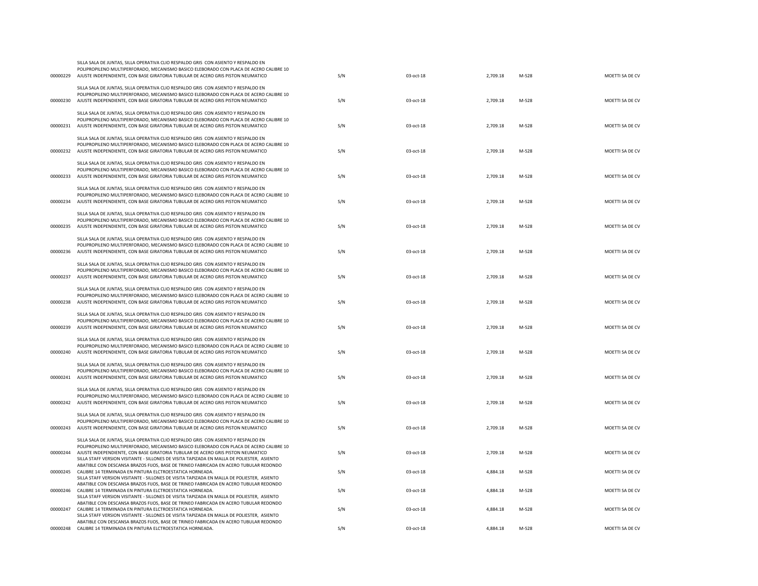| | | | | | | |
|---|---|---|---|---|---|---|
| 00000229 | SILLA SALA DE JUNTAS, SILLA OPERATIVA CLIO RESPALDO GRIS CON ASIENTO Y RESPALDO EN POLIPROPILENO MULTIPERFORADO, MECANISMO BASICO ELEBORADO CON PLACA DE ACERO CALIBRE 10 AJUSTE INDEPENDIENTE, CON BASE GIRATORIA TUBULAR DE ACERO GRIS PISTON NEUMATICO | S/N | 03-oct-18 | 2,709.18 | M-528 | MOETTI SA DE CV |
| 00000230 | SILLA SALA DE JUNTAS, SILLA OPERATIVA CLIO RESPALDO GRIS CON ASIENTO Y RESPALDO EN POLIPROPILENO MULTIPERFORADO, MECANISMO BASICO ELEBORADO CON PLACA DE ACERO CALIBRE 10 AJUSTE INDEPENDIENTE, CON BASE GIRATORIA TUBULAR DE ACERO GRIS PISTON NEUMATICO | S/N | 03-oct-18 | 2,709.18 | M-528 | MOETTI SA DE CV |
| 00000231 | SILLA SALA DE JUNTAS, SILLA OPERATIVA CLIO RESPALDO GRIS CON ASIENTO Y RESPALDO EN POLIPROPILENO MULTIPERFORADO, MECANISMO BASICO ELEBORADO CON PLACA DE ACERO CALIBRE 10 AJUSTE INDEPENDIENTE, CON BASE GIRATORIA TUBULAR DE ACERO GRIS PISTON NEUMATICO | S/N | 03-oct-18 | 2,709.18 | M-528 | MOETTI SA DE CV |
| 00000232 | SILLA SALA DE JUNTAS, SILLA OPERATIVA CLIO RESPALDO GRIS CON ASIENTO Y RESPALDO EN POLIPROPILENO MULTIPERFORADO, MECANISMO BASICO ELEBORADO CON PLACA DE ACERO CALIBRE 10 AJUSTE INDEPENDIENTE, CON BASE GIRATORIA TUBULAR DE ACERO GRIS PISTON NEUMATICO | S/N | 03-oct-18 | 2,709.18 | M-528 | MOETTI SA DE CV |
| 00000233 | SILLA SALA DE JUNTAS, SILLA OPERATIVA CLIO RESPALDO GRIS CON ASIENTO Y RESPALDO EN POLIPROPILENO MULTIPERFORADO, MECANISMO BASICO ELEBORADO CON PLACA DE ACERO CALIBRE 10 AJUSTE INDEPENDIENTE, CON BASE GIRATORIA TUBULAR DE ACERO GRIS PISTON NEUMATICO | S/N | 03-oct-18 | 2,709.18 | M-528 | MOETTI SA DE CV |
| 00000234 | SILLA SALA DE JUNTAS, SILLA OPERATIVA CLIO RESPALDO GRIS CON ASIENTO Y RESPALDO EN POLIPROPILENO MULTIPERFORADO, MECANISMO BASICO ELEBORADO CON PLACA DE ACERO CALIBRE 10 AJUSTE INDEPENDIENTE, CON BASE GIRATORIA TUBULAR DE ACERO GRIS PISTON NEUMATICO | S/N | 03-oct-18 | 2,709.18 | M-528 | MOETTI SA DE CV |
| 00000235 | SILLA SALA DE JUNTAS, SILLA OPERATIVA CLIO RESPALDO GRIS CON ASIENTO Y RESPALDO EN POLIPROPILENO MULTIPERFORADO, MECANISMO BASICO ELEBORADO CON PLACA DE ACERO CALIBRE 10 AJUSTE INDEPENDIENTE, CON BASE GIRATORIA TUBULAR DE ACERO GRIS PISTON NEUMATICO | S/N | 03-oct-18 | 2,709.18 | M-528 | MOETTI SA DE CV |
| 00000236 | SILLA SALA DE JUNTAS, SILLA OPERATIVA CLIO RESPALDO GRIS CON ASIENTO Y RESPALDO EN POLIPROPILENO MULTIPERFORADO, MECANISMO BASICO ELEBORADO CON PLACA DE ACERO CALIBRE 10 AJUSTE INDEPENDIENTE, CON BASE GIRATORIA TUBULAR DE ACERO GRIS PISTON NEUMATICO | S/N | 03-oct-18 | 2,709.18 | M-528 | MOETTI SA DE CV |
| 00000237 | SILLA SALA DE JUNTAS, SILLA OPERATIVA CLIO RESPALDO GRIS CON ASIENTO Y RESPALDO EN POLIPROPILENO MULTIPERFORADO, MECANISMO BASICO ELEBORADO CON PLACA DE ACERO CALIBRE 10 AJUSTE INDEPENDIENTE, CON BASE GIRATORIA TUBULAR DE ACERO GRIS PISTON NEUMATICO | S/N | 03-oct-18 | 2,709.18 | M-528 | MOETTI SA DE CV |
| 00000238 | SILLA SALA DE JUNTAS, SILLA OPERATIVA CLIO RESPALDO GRIS CON ASIENTO Y RESPALDO EN POLIPROPILENO MULTIPERFORADO, MECANISMO BASICO ELEBORADO CON PLACA DE ACERO CALIBRE 10 AJUSTE INDEPENDIENTE, CON BASE GIRATORIA TUBULAR DE ACERO GRIS PISTON NEUMATICO | S/N | 03-oct-18 | 2,709.18 | M-528 | MOETTI SA DE CV |
| 00000239 | SILLA SALA DE JUNTAS, SILLA OPERATIVA CLIO RESPALDO GRIS CON ASIENTO Y RESPALDO EN POLIPROPILENO MULTIPERFORADO, MECANISMO BASICO ELEBORADO CON PLACA DE ACERO CALIBRE 10 AJUSTE INDEPENDIENTE, CON BASE GIRATORIA TUBULAR DE ACERO GRIS PISTON NEUMATICO | S/N | 03-oct-18 | 2,709.18 | M-528 | MOETTI SA DE CV |
| 00000240 | SILLA SALA DE JUNTAS, SILLA OPERATIVA CLIO RESPALDO GRIS CON ASIENTO Y RESPALDO EN POLIPROPILENO MULTIPERFORADO, MECANISMO BASICO ELEBORADO CON PLACA DE ACERO CALIBRE 10 AJUSTE INDEPENDIENTE, CON BASE GIRATORIA TUBULAR DE ACERO GRIS PISTON NEUMATICO | S/N | 03-oct-18 | 2,709.18 | M-528 | MOETTI SA DE CV |
| 00000241 | SILLA SALA DE JUNTAS, SILLA OPERATIVA CLIO RESPALDO GRIS CON ASIENTO Y RESPALDO EN POLIPROPILENO MULTIPERFORADO, MECANISMO BASICO ELEBORADO CON PLACA DE ACERO CALIBRE 10 AJUSTE INDEPENDIENTE, CON BASE GIRATORIA TUBULAR DE ACERO GRIS PISTON NEUMATICO | S/N | 03-oct-18 | 2,709.18 | M-528 | MOETTI SA DE CV |
| 00000242 | SILLA SALA DE JUNTAS, SILLA OPERATIVA CLIO RESPALDO GRIS CON ASIENTO Y RESPALDO EN POLIPROPILENO MULTIPERFORADO, MECANISMO BASICO ELEBORADO CON PLACA DE ACERO CALIBRE 10 AJUSTE INDEPENDIENTE, CON BASE GIRATORIA TUBULAR DE ACERO GRIS PISTON NEUMATICO | S/N | 03-oct-18 | 2,709.18 | M-528 | MOETTI SA DE CV |
| 00000243 | SILLA SALA DE JUNTAS, SILLA OPERATIVA CLIO RESPALDO GRIS CON ASIENTO Y RESPALDO EN POLIPROPILENO MULTIPERFORADO, MECANISMO BASICO ELEBORADO CON PLACA DE ACERO CALIBRE 10 AJUSTE INDEPENDIENTE, CON BASE GIRATORIA TUBULAR DE ACERO GRIS PISTON NEUMATICO | S/N | 03-oct-18 | 2,709.18 | M-528 | MOETTI SA DE CV |
| 00000244 | SILLA SALA DE JUNTAS, SILLA OPERATIVA CLIO RESPALDO GRIS CON ASIENTO Y RESPALDO EN POLIPROPILENO MULTIPERFORADO, MECANISMO BASICO ELEBORADO CON PLACA DE ACERO CALIBRE 10 AJUSTE INDEPENDIENTE, CON BASE GIRATORIA TUBULAR DE ACERO GRIS PISTON NEUMATICO | S/N | 03-oct-18 | 2,709.18 | M-528 | MOETTI SA DE CV |
| 00000245 | SILLA STAFF VERSION VISITANTE - SILLONES DE VISITA TAPIZADA EN MALLA DE POLIESTER, ASIENTO ABATIBLE CON DESCANSA BRAZOS FIJOS, BASE DE TRINEO FABRICADA EN ACERO TUBULAR REDONDO CALIBRE 14 TERMINADA EN PINTURA ELCTROESTATICA HORNEADA. | S/N | 03-oct-18 | 4,884.18 | M-528 | MOETTI SA DE CV |
| 00000246 | SILLA STAFF VERSION VISITANTE - SILLONES DE VISITA TAPIZADA EN MALLA DE POLIESTER, ASIENTO ABATIBLE CON DESCANSA BRAZOS FIJOS, BASE DE TRINEO FABRICADA EN ACERO TUBULAR REDONDO CALIBRE 14 TERMINADA EN PINTURA ELCTROESTATICA HORNEADA. | S/N | 03-oct-18 | 4,884.18 | M-528 | MOETTI SA DE CV |
| 00000247 | SILLA STAFF VERSION VISITANTE - SILLONES DE VISITA TAPIZADA EN MALLA DE POLIESTER, ASIENTO ABATIBLE CON DESCANSA BRAZOS FIJOS, BASE DE TRINEO FABRICADA EN ACERO TUBULAR REDONDO CALIBRE 14 TERMINADA EN PINTURA ELCTROESTATICA HORNEADA. | S/N | 03-oct-18 | 4,884.18 | M-528 | MOETTI SA DE CV |
| 00000248 | SILLA STAFF VERSION VISITANTE - SILLONES DE VISITA TAPIZADA EN MALLA DE POLIESTER, ASIENTO ABATIBLE CON DESCANSA BRAZOS FIJOS, BASE DE TRINEO FABRICADA EN ACERO TUBULAR REDONDO CALIBRE 14 TERMINADA EN PINTURA ELCTROESTATICA HORNEADA. | S/N | 03-oct-18 | 4,884.18 | M-528 | MOETTI SA DE CV |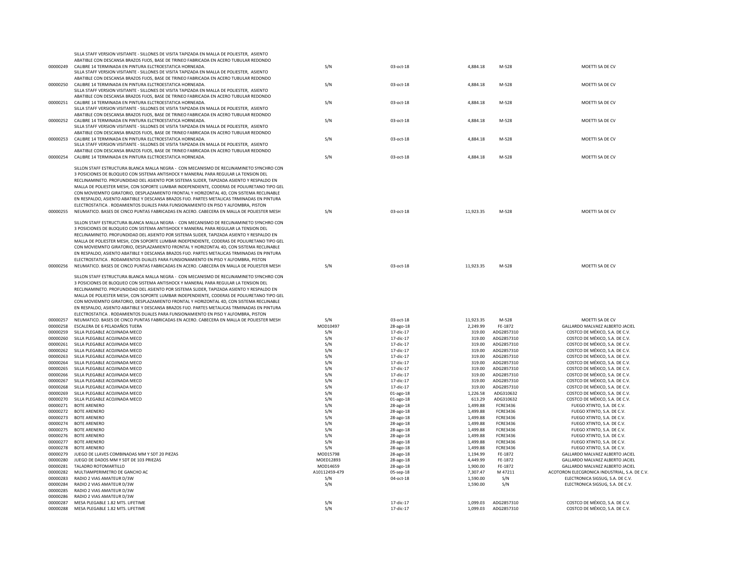| | | | | | | |
|---|---|---|---|---|---|---|
| 00000249 | SILLA STAFF VERSION VISITANTE - SILLONES DE VISITA TAPIZADA EN MALLA DE POLIESTER, ASIENTO ABATIBLE CON DESCANSA BRAZOS FIJOS, BASE DE TRINEO FABRICADA EN ACERO TUBULAR REDONDO CALIBRE 14 TERMINADA EN PINTURA ELCTROESTATICA HORNEADA. | S/N | 03-oct-18 | 4,884.18 | M-528 | MOETTI SA DE CV |
| 00000250 | SILLA STAFF VERSION VISITANTE - SILLONES DE VISITA TAPIZADA EN MALLA DE POLIESTER, ASIENTO ABATIBLE CON DESCANSA BRAZOS FIJOS, BASE DE TRINEO FABRICADA EN ACERO TUBULAR REDONDO CALIBRE 14 TERMINADA EN PINTURA ELCTROESTATICA HORNEADA. | S/N | 03-oct-18 | 4,884.18 | M-528 | MOETTI SA DE CV |
| 00000251 | SILLA STAFF VERSION VISITANTE - SILLONES DE VISITA TAPIZADA EN MALLA DE POLIESTER, ASIENTO ABATIBLE CON DESCANSA BRAZOS FIJOS, BASE DE TRINEO FABRICADA EN ACERO TUBULAR REDONDO CALIBRE 14 TERMINADA EN PINTURA ELCTROESTATICA HORNEADA. | S/N | 03-oct-18 | 4,884.18 | M-528 | MOETTI SA DE CV |
| 00000252 | SILLA STAFF VERSION VISITANTE - SILLONES DE VISITA TAPIZADA EN MALLA DE POLIESTER, ASIENTO ABATIBLE CON DESCANSA BRAZOS FIJOS, BASE DE TRINEO FABRICADA EN ACERO TUBULAR REDONDO CALIBRE 14 TERMINADA EN PINTURA ELCTROESTATICA HORNEADA. | S/N | 03-oct-18 | 4,884.18 | M-528 | MOETTI SA DE CV |
| 00000253 | SILLA STAFF VERSION VISITANTE - SILLONES DE VISITA TAPIZADA EN MALLA DE POLIESTER, ASIENTO ABATIBLE CON DESCANSA BRAZOS FIJOS, BASE DE TRINEO FABRICADA EN ACERO TUBULAR REDONDO CALIBRE 14 TERMINADA EN PINTURA ELCTROESTATICA HORNEADA. | S/N | 03-oct-18 | 4,884.18 | M-528 | MOETTI SA DE CV |
| 00000254 | SILLA STAFF VERSION VISITANTE - SILLONES DE VISITA TAPIZADA EN MALLA DE POLIESTER, ASIENTO ABATIBLE CON DESCANSA BRAZOS FIJOS, BASE DE TRINEO FABRICADA EN ACERO TUBULAR REDONDO CALIBRE 14 TERMINADA EN PINTURA ELCTROESTATICA HORNEADA. | S/N | 03-oct-18 | 4,884.18 | M-528 | MOETTI SA DE CV |
| 00000255 | SILLON STAFF ESTRUCTURA BLANCA MALLA NEGRA - CON MECANISMO DE RECLINAMINETO SYNCHRO CON 3 POSICIONES DE BLOQUEO CON SISTEMA ANTISHOCK Y MANERAL PARA REGULAR LA TENSION DEL RECLINAMINETO. PROFUNDIDAD DEL ASIENTO POR SISTEMA SLIDER, TAPIZADA ASIENTO Y RESPALDO EN MALLA DE POLIESTER MESH, CON SOPORTE LUMBAR INDEPENDIENTE, CODERAS DE POLIURETANO TIPO GEL CON MOVIEMNTO GIRATORIO, DESPLAZAMIENTO FRONTAL Y HORIZONTAL 4D, CON SISTEMA RECLINABLE EN RESPALDO, ASIENTO ABATIBLE Y DESCANSA BRAZOS FIJO. PARTES METALICAS TRMINADAS EN PINTURA ELECTROSTATICA . RODAMIENTOS DUALES PARA FUNSIONAMIENTO EN PISO Y ALFOMBRA, PISTON NEUMATICO. BASES DE CINCO PUNTAS FABRICADAS EN ACERO. CABECERA EN MALLA DE POLIESTER MESH | S/N | 03-oct-18 | 11,923.35 | M-528 | MOETTI SA DE CV |
| 00000256 | SILLON STAFF ESTRUCTURA BLANCA MALLA NEGRA - CON MECANISMO DE RECLINAMINETO SYNCHRO CON 3 POSICIONES DE BLOQUEO CON SISTEMA ANTISHOCK Y MANERAL PARA REGULAR LA TENSION DEL RECLINAMINETO. PROFUNDIDAD DEL ASIENTO POR SISTEMA SLIDER, TAPIZADA ASIENTO Y RESPALDO EN MALLA DE POLIESTER MESH, CON SOPORTE LUMBAR INDEPENDIENTE, CODERAS DE POLIURETANO TIPO GEL CON MOVIEMNTO GIRATORIO, DESPLAZAMIENTO FRONTAL Y HORIZONTAL 4D, CON SISTEMA RECLINABLE EN RESPALDO, ASIENTO ABATIBLE Y DESCANSA BRAZOS FIJO. PARTES METALICAS TRMINADAS EN PINTURA ELECTROSTATICA . RODAMIENTOS DUALES PARA FUNSIONAMIENTO EN PISO Y ALFOMBRA, PISTON NEUMATICO. BASES DE CINCO PUNTAS FABRICADAS EN ACERO. CABECERA EN MALLA DE POLIESTER MESH | S/N | 03-oct-18 | 11,923.35 | M-528 | MOETTI SA DE CV |
| 00000257 | SILLON STAFF ESTRUCTURA BLANCA MALLA NEGRA - CON MECANISMO DE RECLINAMINETO SYNCHRO CON 3 POSICIONES DE BLOQUEO CON SISTEMA ANTISHOCK Y MANERAL PARA REGULAR LA TENSION DEL RECLINAMINETO. PROFUNDIDAD DEL ASIENTO POR SISTEMA SLIDER, TAPIZADA ASIENTO Y RESPALDO EN MALLA DE POLIESTER MESH, CON SOPORTE LUMBAR INDEPENDIENTE, CODERAS DE POLIURETANO TIPO GEL CON MOVIEMNTO GIRATORIO, DESPLAZAMIENTO FRONTAL Y HORIZONTAL 4D, CON SISTEMA RECLINABLE EN RESPALDO, ASIENTO ABATIBLE Y DESCANSA BRAZOS FIJO. PARTES METALICAS TRMINADAS EN PINTURA ELECTROSTATICA . RODAMIENTOS DUALES PARA FUNSIONAMIENTO EN PISO Y ALFOMBRA, PISTON NEUMATICO. BASES DE CINCO PUNTAS FABRICADAS EN ACERO. CABECERA EN MALLA DE POLIESTER MESH | S/N | 03-oct-18 | 11,923.35 | M-528 | MOETTI SA DE CV |
| 00000258 | ESCALERA DE 6 PELADAÑOS TIJERA | MOD10497 | 28-ago-18 | 2,249.99 | FE-1872 | GALLARDO MALVAEZ ALBERTO JACIEL |
| 00000259 | SILLA PLEGABLE ACOJINADA MECO | S/N | 17-dic-17 | 319.00 | ADG2857310 | COSTCO DE MÉXICO, S.A. DE C.V. |
| 00000260 | SILLA PLEGABLE ACOJINADA MECO | S/N | 17-dic-17 | 319.00 | ADG2857310 | COSTCO DE MÉXICO, S.A. DE C.V. |
| 00000261 | SILLA PLEGABLE ACOJINADA MECO | S/N | 17-dic-17 | 319.00 | ADG2857310 | COSTCO DE MÉXICO, S.A. DE C.V. |
| 00000262 | SILLA PLEGABLE ACOJINADA MECO | S/N | 17-dic-17 | 319.00 | ADG2857310 | COSTCO DE MÉXICO, S.A. DE C.V. |
| 00000263 | SILLA PLEGABLE ACOJINADA MECO | S/N | 17-dic-17 | 319.00 | ADG2857310 | COSTCO DE MÉXICO, S.A. DE C.V. |
| 00000264 | SILLA PLEGABLE ACOJINADA MECO | S/N | 17-dic-17 | 319.00 | ADG2857310 | COSTCO DE MÉXICO, S.A. DE C.V. |
| 00000265 | SILLA PLEGABLE ACOJINADA MECO | S/N | 17-dic-17 | 319.00 | ADG2857310 | COSTCO DE MÉXICO, S.A. DE C.V. |
| 00000266 | SILLA PLEGABLE ACOJINADA MECO | S/N | 17-dic-17 | 319.00 | ADG2857310 | COSTCO DE MÉXICO, S.A. DE C.V. |
| 00000267 | SILLA PLEGABLE ACOJINADA MECO | S/N | 17-dic-17 | 319.00 | ADG2857310 | COSTCO DE MÉXICO, S.A. DE C.V. |
| 00000268 | SILLA PLEGABLE ACOJINADA MECO | S/N | 17-dic-17 | 319.00 | ADG2857310 | COSTCO DE MÉXICO, S.A. DE C.V. |
| 00000269 | SILLA PLEGABLE ACOJINADA MECO | S/N | 01-ago-18 | 1,226.58 | ADG310632 | COSTCO DE MÉXICO, S.A. DE C.V. |
| 00000270 | SILLA PLEGABLE ACOJINADA MECO | S/N | 01-ago-18 | 613.29 | ADG310632 | COSTCO DE MÉXICO, S.A. DE C.V. |
| 00000271 | BOTE ARENERO | S/N | 28-ago-18 | 1,499.88 | FCRE3436 | FUEGO XTINTO, S.A. DE C.V. |
| 00000272 | BOTE ARENERO | S/N | 28-ago-18 | 1,499.88 | FCRE3436 | FUEGO XTINTO, S.A. DE C.V. |
| 00000273 | BOTE ARENERO | S/N | 28-ago-18 | 1,499.88 | FCRE3436 | FUEGO XTINTO, S.A. DE C.V. |
| 00000274 | BOTE ARENERO | S/N | 28-ago-18 | 1,499.88 | FCRE3436 | FUEGO XTINTO, S.A. DE C.V. |
| 00000275 | BOTE ARENERO | S/N | 28-ago-18 | 1,499.88 | FCRE3436 | FUEGO XTINTO, S.A. DE C.V. |
| 00000276 | BOTE ARENERO | S/N | 28-ago-18 | 1,499.88 | FCRE3436 | FUEGO XTINTO, S.A. DE C.V. |
| 00000277 | BOTE ARENERO | S/N | 28-ago-18 | 1,499.88 | FCRE3436 | FUEGO XTINTO, S.A. DE C.V. |
| 00000278 | BOTE ARENERO | S/N | 28-ago-18 | 1,499.88 | FCRE3436 | FUEGO XTINTO, S.A. DE C.V. |
| 00000279 | JUEGO DE LLAVES COMBINADAS MM Y SDT 20 PIEZAS | MOD15798 | 28-ago-18 | 1,194.99 | FE-1872 | GALLARDO MALVAEZ ALBERTO JACIEL |
| 00000280 | JUEGO DE DADOS MM Y SDT DE 103 PRIEZAS | MOED12893 | 28-ago-18 | 4,449.99 | FE-1872 | GALLARDO MALVAEZ ALBERTO JACIEL |
| 00000281 | TALADRO ROTOMARTILLO | MOD14659 | 28-ago-18 | 1,900.00 | FE-1872 | GALLARDO MALVAEZ ALBERTO JACIEL |
| 00000282 | MULTIAMPERIMETRO DE GANCHO AC | A10112459-479 | 05-sep-18 | 7,307.47 | M 47211 | ACOTORON ELECGRONICA INDUSTRIAL, S.A. DE C.V. |
| 00000283 | RADIO 2 VIAS AMATEUR D/3W | S/N | 04-oct-18 | 1,590.00 | S/N | ELECTRONICA SIGSUG, S.A. DE C.V. |
| 00000284 | RADIO 2 VIAS AMATEUR D/3W | S/N | | 1,590.00 | S/N | ELECTRONICA SIGSUG, S.A. DE C.V. |
| 00000285 | RADIO 2 VIAS AMATEUR D/3W | | | | | |
| 00000286 | RADIO 2 VIAS AMATEUR D/3W | | | | | |
| 00000287 | MESA PLEGABLE 1.82 MTS. LIFETIME | S/N | 17-dic-17 | 1,099.03 | ADG2857310 | COSTCO DE MÉXICO, S.A. DE C.V. |
| 00000288 | MESA PLEGABLE 1.82 MTS. LIFETIME | S/N | 17-dic-17 | 1,099.03 | ADG2857310 | COSTCO DE MÉXICO, S.A. DE C.V. |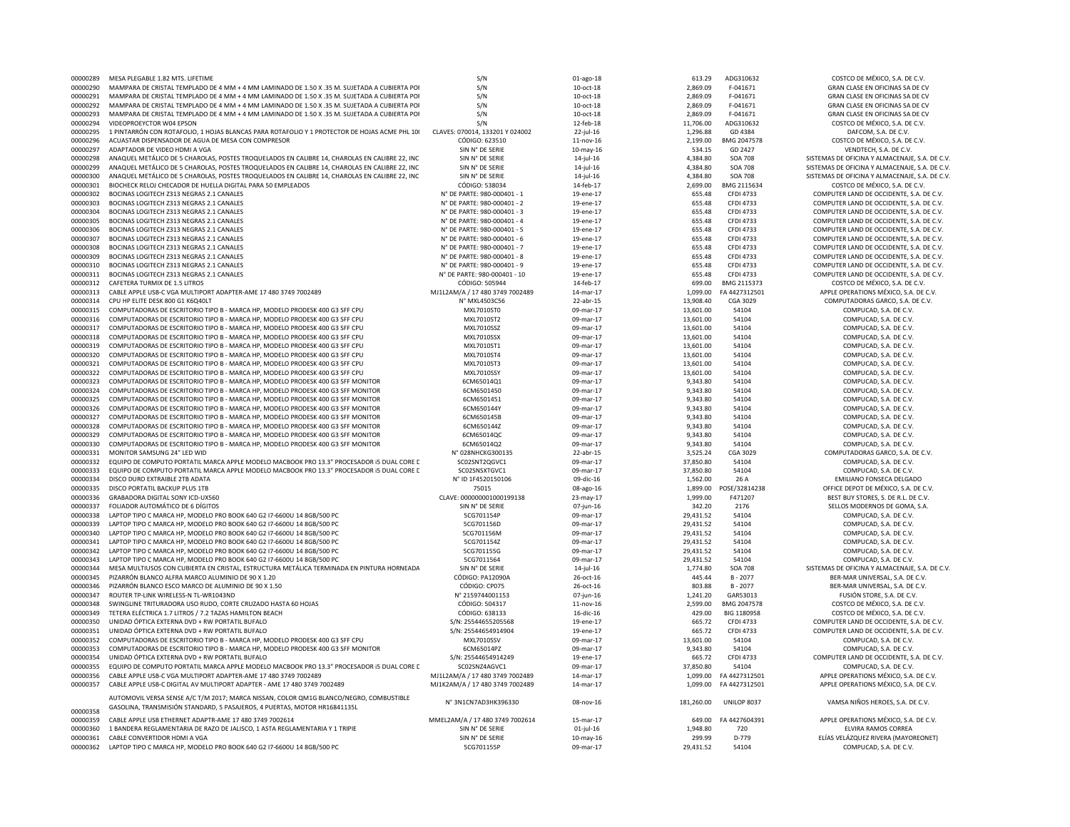| | | | | | | |
|---|---|---|---|---|---|---|
| 00000289 | MESA PLEGABLE 1.82 MTS. LIFETIME | S/N | 01-ago-18 | 613.29 | ADG310632 | COSTCO DE MÉXICO, S.A. DE C.V. |
| 00000290 | MAMPARA DE CRISTAL TEMPLADO DE 4 MM + 4 MM LAMINADO DE 1.50 X .35 M. SUJETADA A CUBIERTA POI | S/N | 10-oct-18 | 2,869.09 | F-041671 | GRAN CLASE EN OFICINAS SA DE CV |
| 00000291 | MAMPARA DE CRISTAL TEMPLADO DE 4 MM + 4 MM LAMINADO DE 1.50 X .35 M. SUJETADA A CUBIERTA POI | S/N | 10-oct-18 | 2,869.09 | F-041671 | GRAN CLASE EN OFICINAS SA DE CV |
| 00000292 | MAMPARA DE CRISTAL TEMPLADO DE 4 MM + 4 MM LAMINADO DE 1.50 X .35 M. SUJETADA A CUBIERTA POI | S/N | 10-oct-18 | 2,869.09 | F-041671 | GRAN CLASE EN OFICINAS SA DE CV |
| 00000293 | MAMPARA DE CRISTAL TEMPLADO DE 4 MM + 4 MM LAMINADO DE 1.50 X .35 M. SUJETADA A CUBIERTA POI | S/N | 10-oct-18 | 2,869.09 | F-041671 | GRAN CLASE EN OFICINAS SA DE CV |
| 00000294 | VIDEOPROEYCTOR W04 EPSON | S/N | 12-feb-18 | 11,706.00 | ADG310632 | COSTCO DE MÉXICO, S.A. DE C.V. |
| 00000295 | 1 PINTARRÓN CON ROTAFOLIO, 1 HOJAS BLANCAS PARA ROTAFOLIO Y 1 PROTECTOR DE HOJAS ACME PHL 10( | CLAVES: 070014, 133201 Y 024002 | 22-jul-16 | 1,296.88 | GD 4384 | DAFCOM, S.A. DE C.V. |
| 00000296 | ACUASTAR DISPENSADOR DE AGUA DE MESA CON COMPRESOR | CÓDIGO: 623510 | 11-nov-16 | 2,199.00 | BMG 2047578 | COSTCO DE MÉXICO, S.A. DE C.V. |
| 00000297 | ADAPTADOR DE VIDEO HDMI A VGA | SIN N° DE SERIE | 10-may-16 | 534.15 | GD 2427 | VENDTECH, S.A. DE C.V. |
| 00000298 | ANAQUEL METÁLICO DE 5 CHAROLAS, POSTES TROQUELADOS EN CALIBRE 14, CHAROLAS EN CALIBRE 22, INC | SIN N° DE SERIE | 14-jul-16 | 4,384.80 | SOA 708 | SISTEMAS DE OFICINA Y ALMACENAJE, S.A. DE C.V. |
| 00000299 | ANAQUEL METÁLICO DE 5 CHAROLAS, POSTES TROQUELADOS EN CALIBRE 14, CHAROLAS EN CALIBRE 22, INC | SIN N° DE SERIE | 14-jul-16 | 4,384.80 | SOA 708 | SISTEMAS DE OFICINA Y ALMACENAJE, S.A. DE C.V. |
| 00000300 | ANAQUEL METÁLICO DE 5 CHAROLAS, POSTES TROQUELADOS EN CALIBRE 14, CHAROLAS EN CALIBRE 22, INC | SIN N° DE SERIE | 14-jul-16 | 4,384.80 | SOA 708 | SISTEMAS DE OFICINA Y ALMACENAJE, S.A. DE C.V. |
| 00000301 | BIOCHECK RELOJ CHECADOR DE HUELLA DIGITAL PARA 50 EMPLEADOS | CÓDIGO: 538034 | 14-feb-17 | 2,699.00 | BMG 2115634 | COSTCO DE MÉXICO, S.A. DE C.V. |
| 00000302 | BOCINAS LOGITECH Z313 NEGRAS 2.1 CANALES | N° DE PARTE: 980-000401 - 1 | 19-ene-17 | 655.48 | CFDI 4733 | COMPUTER LAND DE OCCIDENTE, S.A. DE C.V. |
| 00000303 | BOCINAS LOGITECH Z313 NEGRAS 2.1 CANALES | N° DE PARTE: 980-000401 - 2 | 19-ene-17 | 655.48 | CFDI 4733 | COMPUTER LAND DE OCCIDENTE, S.A. DE C.V. |
| 00000304 | BOCINAS LOGITECH Z313 NEGRAS 2.1 CANALES | N° DE PARTE: 980-000401 - 3 | 19-ene-17 | 655.48 | CFDI 4733 | COMPUTER LAND DE OCCIDENTE, S.A. DE C.V. |
| 00000305 | BOCINAS LOGITECH Z313 NEGRAS 2.1 CANALES | N° DE PARTE: 980-000401 - 4 | 19-ene-17 | 655.48 | CFDI 4733 | COMPUTER LAND DE OCCIDENTE, S.A. DE C.V. |
| 00000306 | BOCINAS LOGITECH Z313 NEGRAS 2.1 CANALES | N° DE PARTE: 980-000401 - 5 | 19-ene-17 | 655.48 | CFDI 4733 | COMPUTER LAND DE OCCIDENTE, S.A. DE C.V. |
| 00000307 | BOCINAS LOGITECH Z313 NEGRAS 2.1 CANALES | N° DE PARTE: 980-000401 - 6 | 19-ene-17 | 655.48 | CFDI 4733 | COMPUTER LAND DE OCCIDENTE, S.A. DE C.V. |
| 00000308 | BOCINAS LOGITECH Z313 NEGRAS 2.1 CANALES | N° DE PARTE: 980-000401 - 7 | 19-ene-17 | 655.48 | CFDI 4733 | COMPUTER LAND DE OCCIDENTE, S.A. DE C.V. |
| 00000309 | BOCINAS LOGITECH Z313 NEGRAS 2.1 CANALES | N° DE PARTE: 980-000401 - 8 | 19-ene-17 | 655.48 | CFDI 4733 | COMPUTER LAND DE OCCIDENTE, S.A. DE C.V. |
| 00000310 | BOCINAS LOGITECH Z313 NEGRAS 2.1 CANALES | N° DE PARTE: 980-000401 - 9 | 19-ene-17 | 655.48 | CFDI 4733 | COMPUTER LAND DE OCCIDENTE, S.A. DE C.V. |
| 00000311 | BOCINAS LOGITECH Z313 NEGRAS 2.1 CANALES | N° DE PARTE: 980-000401 - 10 | 19-ene-17 | 655.48 | CFDI 4733 | COMPUTER LAND DE OCCIDENTE, S.A. DE C.V. |
| 00000312 | CAFETERA TURMIX DE 1.5 LITROS | CÓDIGO: 505944 | 14-feb-17 | 699.00 | BMG 2115373 | COSTCO DE MÉXICO, S.A. DE C.V. |
| 00000313 | CABLE APPLE USB-C VGA MULTIPORT ADAPTER-AME 17 480 3749 7002489 | MJ1L2AM/A / 17 480 3749 7002489 | 14-mar-17 | 1,099.00 | FA 4427312501 | APPLE OPERATIONS MÉXICO, S.A. DE C.V. |
| 00000314 | CPU HP ELITE DESK 800 G1 K6Q40LT | N° MXL4503C56 | 22-abr-15 | 13,908.40 | CGA 3029 | COMPUTADORAS GARCO, S.A. DE C.V. |
| 00000315 | COMPUTADORAS DE ESCRITORIO TIPO B - MARCA HP, MODELO PRODESK 400 G3 SFF CPU | MXL7010ST0 | 09-mar-17 | 13,601.00 | 54104 | COMPUCAD, S.A. DE C.V. |
| 00000316 | COMPUTADORAS DE ESCRITORIO TIPO B - MARCA HP, MODELO PRODESK 400 G3 SFF CPU | MXL7010ST2 | 09-mar-17 | 13,601.00 | 54104 | COMPUCAD, S.A. DE C.V. |
| 00000317 | COMPUTADORAS DE ESCRITORIO TIPO B - MARCA HP, MODELO PRODESK 400 G3 SFF CPU | MXL7010SSZ | 09-mar-17 | 13,601.00 | 54104 | COMPUCAD, S.A. DE C.V. |
| 00000318 | COMPUTADORAS DE ESCRITORIO TIPO B - MARCA HP, MODELO PRODESK 400 G3 SFF CPU | MXL7010SSX | 09-mar-17 | 13,601.00 | 54104 | COMPUCAD, S.A. DE C.V. |
| 00000319 | COMPUTADORAS DE ESCRITORIO TIPO B - MARCA HP, MODELO PRODESK 400 G3 SFF CPU | MXL7010ST1 | 09-mar-17 | 13,601.00 | 54104 | COMPUCAD, S.A. DE C.V. |
| 00000320 | COMPUTADORAS DE ESCRITORIO TIPO B - MARCA HP, MODELO PRODESK 400 G3 SFF CPU | MXL7010ST4 | 09-mar-17 | 13,601.00 | 54104 | COMPUCAD, S.A. DE C.V. |
| 00000321 | COMPUTADORAS DE ESCRITORIO TIPO B - MARCA HP, MODELO PRODESK 400 G3 SFF CPU | MXL7010ST3 | 09-mar-17 | 13,601.00 | 54104 | COMPUCAD, S.A. DE C.V. |
| 00000322 | COMPUTADORAS DE ESCRITORIO TIPO B - MARCA HP, MODELO PRODESK 400 G3 SFF CPU | MXL7010SSY | 09-mar-17 | 13,601.00 | 54104 | COMPUCAD, S.A. DE C.V. |
| 00000323 | COMPUTADORAS DE ESCRITORIO TIPO B - MARCA HP, MODELO PRODESK 400 G3 SFF MONITOR | 6CM65014Q1 | 09-mar-17 | 9,343.80 | 54104 | COMPUCAD, S.A. DE C.V. |
| 00000324 | COMPUTADORAS DE ESCRITORIO TIPO B - MARCA HP, MODELO PRODESK 400 G3 SFF MONITOR | 6CM6501450 | 09-mar-17 | 9,343.80 | 54104 | COMPUCAD, S.A. DE C.V. |
| 00000325 | COMPUTADORAS DE ESCRITORIO TIPO B - MARCA HP, MODELO PRODESK 400 G3 SFF MONITOR | 6CM6501451 | 09-mar-17 | 9,343.80 | 54104 | COMPUCAD, S.A. DE C.V. |
| 00000326 | COMPUTADORAS DE ESCRITORIO TIPO B - MARCA HP, MODELO PRODESK 400 G3 SFF MONITOR | 6CM650144Y | 09-mar-17 | 9,343.80 | 54104 | COMPUCAD, S.A. DE C.V. |
| 00000327 | COMPUTADORAS DE ESCRITORIO TIPO B - MARCA HP, MODELO PRODESK 400 G3 SFF MONITOR | 6CM650145B | 09-mar-17 | 9,343.80 | 54104 | COMPUCAD, S.A. DE C.V. |
| 00000328 | COMPUTADORAS DE ESCRITORIO TIPO B - MARCA HP, MODELO PRODESK 400 G3 SFF MONITOR | 6CM650144Z | 09-mar-17 | 9,343.80 | 54104 | COMPUCAD, S.A. DE C.V. |
| 00000329 | COMPUTADORAS DE ESCRITORIO TIPO B - MARCA HP, MODELO PRODESK 400 G3 SFF MONITOR | 6CM65014QC | 09-mar-17 | 9,343.80 | 54104 | COMPUCAD, S.A. DE C.V. |
| 00000330 | COMPUTADORAS DE ESCRITORIO TIPO B - MARCA HP, MODELO PRODESK 400 G3 SFF MONITOR | 6CM65014Q2 | 09-mar-17 | 9,343.80 | 54104 | COMPUCAD, S.A. DE C.V. |
| 00000331 | MONITOR SAMSUNG 24" LED WID | N° 028NHCKG300135 | 22-abr-15 | 3,525.24 | CGA 3029 | COMPUTADORAS GARCO, S.A. DE C.V. |
| 00000332 | EQUIPO DE COMPUTO PORTATIL MARCA APPLE MODELO MACBOOK PRO 13.3" PROCESADOR i5 DUAL CORE D | SC02SNT2QGVC1 | 09-mar-17 | 37,850.80 | 54104 | COMPUCAD, S.A. DE C.V. |
| 00000333 | EQUIPO DE COMPUTO PORTATIL MARCA APPLE MODELO MACBOOK PRO 13.3" PROCESADOR i5 DUAL CORE D | SC02SNSXTGVC1 | 09-mar-17 | 37,850.80 | 54104 | COMPUCAD, S.A. DE C.V. |
| 00000334 | DISCO DURO EXTRAIBLE 2TB ADATA | N° ID 1F4520150106 | 09-dic-16 | 1,562.00 | 26 A | EMILIANO FONSECA DELGADO |
| 00000335 | DISCO PORTATIL BACKUP PLUS 1TB | 75015 | 08-ago-16 | 1,899.00 | POSE/32814238 | OFFICE DEPOT DE MÉXICO, S.A. DE C.V. |
| 00000336 | GRABADORA DIGITAL SONY ICD-UX560 | CLAVE: 000000001000199138 | 23-may-17 | 1,999.00 | F471207 | BEST BUY STORES, S. DE R.L. DE C.V. |
| 00000337 | FOLIADOR AUTOMÁTICO DE 6 DÍGITOS | SIN N° DE SERIE | 07-jun-16 | 342.20 | 2176 | SELLOS MODERNOS DE GOMA, S.A. |
| 00000338 | LAPTOP TIPO C MARCA HP, MODELO PRO BOOK 640 G2 I7-6600U 14 8GB/500 PC | 5CG701154P | 09-mar-17 | 29,431.52 | 54104 | COMPUCAD, S.A. DE C.V. |
| 00000339 | LAPTOP TIPO C MARCA HP, MODELO PRO BOOK 640 G2 I7-6600U 14 8GB/500 PC | 5CG701156D | 09-mar-17 | 29,431.52 | 54104 | COMPUCAD, S.A. DE C.V. |
| 00000340 | LAPTOP TIPO C MARCA HP, MODELO PRO BOOK 640 G2 I7-6600U 14 8GB/500 PC | 5CG701156M | 09-mar-17 | 29,431.52 | 54104 | COMPUCAD, S.A. DE C.V. |
| 00000341 | LAPTOP TIPO C MARCA HP, MODELO PRO BOOK 640 G2 I7-6600U 14 8GB/500 PC | 5CG701154Z | 09-mar-17 | 29,431.52 | 54104 | COMPUCAD, S.A. DE C.V. |
| 00000342 | LAPTOP TIPO C MARCA HP, MODELO PRO BOOK 640 G2 I7-6600U 14 8GB/500 PC | 5CG701155G | 09-mar-17 | 29,431.52 | 54104 | COMPUCAD, S.A. DE C.V. |
| 00000343 | LAPTOP TIPO C MARCA HP, MODELO PRO BOOK 640 G2 I7-6600U 14 8GB/500 PC | 5CG7011564 | 09-mar-17 | 29,431.52 | 54104 | COMPUCAD, S.A. DE C.V. |
| 00000344 | MESA MULTIUSOS CON CUBIERTA EN CRISTAL, ESTRUCTURA METÁLICA TERMINADA EN PINTURA HORNEADA | SIN N° DE SERIE | 14-jul-16 | 1,774.80 | SOA 708 | SISTEMAS DE OFICINA Y ALMACENAJE, S.A. DE C.V. |
| 00000345 | PIZARRÓN BLANCO ALFRA MARCO ALUMINIO DE 90 X 1.20 | CÓDIGO: PA12090A | 26-oct-16 | 445.44 | B - 2077 | BER-MAR UNIVERSAL, S.A. DE C.V. |
| 00000346 | PIZARRÓN BLANCO ESCO MARCO DE ALUMINIO DE 90 X 1.50 | CÓDIGO: CP075 | 26-oct-16 | 803.88 | B - 2077 | BER-MAR UNIVERSAL, S.A. DE C.V. |
| 00000347 | ROUTER TP-LINK WIRELESS-N TL-WR1043ND | N° 2159744001153 | 07-jun-16 | 1,241.20 | GAR53013 | FUSIÓN STORE, S.A. DE C.V. |
| 00000348 | SWINGLINE TRITURADORA USO RUDO, CORTE CRUZADO HASTA 60 HOJAS | CÓDIGO: 504317 | 11-nov-16 | 2,599.00 | BMG 2047578 | COSTCO DE MÉXICO, S.A. DE C.V. |
| 00000349 | TETERA ELÉCTRICA 1.7 LITROS / 7.2 TAZAS HAMILTON BEACH | CÓDIGO: 638133 | 16-dic-16 | 429.00 | BIG 1180958 | COSTCO DE MÉXICO, S.A. DE C.V. |
| 00000350 | UNIDAD ÓPTICA EXTERNA DVD + RW PORTATIL BUFALO | S/N: 25544655205568 | 19-ene-17 | 665.72 | CFDI 4733 | COMPUTER LAND DE OCCIDENTE, S.A. DE C.V. |
| 00000351 | UNIDAD ÓPTICA EXTERNA DVD + RW PORTATIL BUFALO | S/N: 25544654914904 | 19-ene-17 | 665.72 | CFDI 4733 | COMPUTER LAND DE OCCIDENTE, S.A. DE C.V. |
| 00000352 | COMPUTADORAS DE ESCRITORIO TIPO B - MARCA HP, MODELO PRODESK 400 G3 SFF CPU | MXL7010SSV | 09-mar-17 | 13,601.00 | 54104 | COMPUCAD, S.A. DE C.V. |
| 00000353 | COMPUTADORAS DE ESCRITORIO TIPO B - MARCA HP, MODELO PRODESK 400 G3 SFF MONITOR | 6CM65014PZ | 09-mar-17 | 9,343.80 | 54104 | COMPUCAD, S.A. DE C.V. |
| 00000354 | UNIDAD ÓPTICA EXTERNA DVD + RW PORTATIL BUFALO | S/N: 25544654914249 | 19-ene-17 | 665.72 | CFDI 4733 | COMPUTER LAND DE OCCIDENTE, S.A. DE C.V. |
| 00000355 | EQUIPO DE COMPUTO PORTATIL MARCA APPLE MODELO MACBOOK PRO 13.3" PROCESADOR i5 DUAL CORE D | SC02SNZ4AGVC1 | 09-mar-17 | 37,850.80 | 54104 | COMPUCAD, S.A. DE C.V. |
| 00000356 | CABLE APPLE USB-C VGA MULTIPORT ADAPTER-AME 17 480 3749 7002489 | MJ1L2AM/A / 17 480 3749 7002489 | 14-mar-17 | 1,099.00 | FA 4427312501 | APPLE OPERATIONS MÉXICO, S.A. DE C.V. |
| 00000357 | CABLE APPLE USB-C DIGITAL AV MULTIPORT ADAPTER - AME 17 480 3749 7002489 | MJ1K2AM/A / 17 480 3749 7002489 | 14-mar-17 | 1,099.00 | FA 4427312501 | APPLE OPERATIONS MÉXICO, S.A. DE C.V. |
| 00000358 | AUTOMOVIL VERSA SENSE A/C T/M 2017; MARCA NISSAN, COLOR QM1G BLANCO/NEGRO, COMBUSTIBLE GASOLINA, TRANSMISIÓN STANDARD, 5 PASAJEROS, 4 PUERTAS, MOTOR HR16841135L | N° 3N1CN7AD3HK396330 | 08-nov-16 | 181,260.00 | UNILOP 8037 | VAMSA NIÑOS HEROES, S.A. DE C.V. |
| 00000359 | CABLE APPLE USB ETHERNET ADAPTR-AME 17 480 3749 7002614 | MMEL2AM/A / 17 480 3749 7002614 | 15-mar-17 | 649.00 | FA 4427604391 | APPLE OPERATIONS MÉXICO, S.A. DE C.V. |
| 00000360 | 1 BANDERA REGLAMENTARIA DE RAZO DE JALISCO, 1 ASTA REGLAMENTARIA Y 1 TRIPIE | SIN N° DE SERIE | 01-jul-16 | 1,948.80 | 720 | ELVIRA RAMOS CORREA |
| 00000361 | CABLE CONVERTIDOR HDMI A VGA | SIN N° DE SERIE | 10-may-16 | 299.99 | D-779 | ELÍAS VELÁZQUEZ RIVERA (MAYOREONET) |
| 00000362 | LAPTOP TIPO C MARCA HP, MODELO PRO BOOK 640 G2 I7-6600U 14 8GB/500 PC | 5CG701155P | 09-mar-17 | 29,431.52 | 54104 | COMPUCAD, S.A. DE C.V. |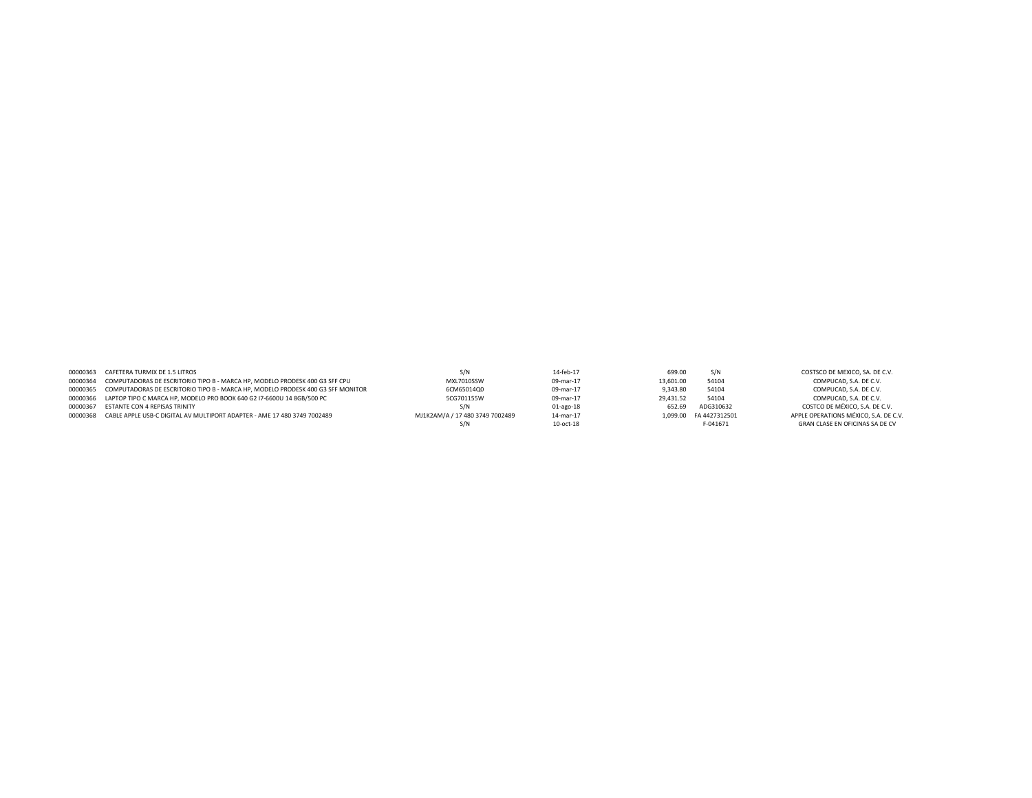| | | | | | | |
|---|---|---|---|---|---|---|
| 00000363 | CAFETERA TURMIX DE 1.5 LITROS | S/N | 14-feb-17 | 699.00 | S/N | COSTSCO DE MEXICO, SA. DE C.V. |
| 00000364 | COMPUTADORAS DE ESCRITORIO TIPO B - MARCA HP, MODELO PRODESK 400 G3 SFF CPU | MXL7010SSW | 09-mar-17 | 13,601.00 | 54104 | COMPUCAD, S.A. DE C.V. |
| 00000365 | COMPUTADORAS DE ESCRITORIO TIPO B - MARCA HP, MODELO PRODESK 400 G3 SFF MONITOR | 6CM65014Q0 | 09-mar-17 | 9,343.80 | 54104 | COMPUCAD, S.A. DE C.V. |
| 00000366 | LAPTOP TIPO C MARCA HP, MODELO PRO BOOK 640 G2 I7-6600U 14 8GB/500 PC | 5CG701155W | 09-mar-17 | 29,431.52 | 54104 | COMPUCAD, S.A. DE C.V. |
| 00000367 | ESTANTE CON 4 REPISAS TRINITY | S/N | 01-ago-18 | 652.69 | ADG310632 | COSTCO DE MÉXICO, S.A. DE C.V. |
| 00000368 | CABLE APPLE USB-C DIGITAL AV MULTIPORT ADAPTER - AME 17 480 3749 7002489 | MJ1K2AM/A / 17 480 3749 7002489 | 14-mar-17 | 1,099.00 | FA 4427312501 | APPLE OPERATIONS MÉXICO, S.A. DE C.V. |
| | | S/N | 10-oct-18 | | F-041671 | GRAN CLASE EN OFICINAS SA DE CV |